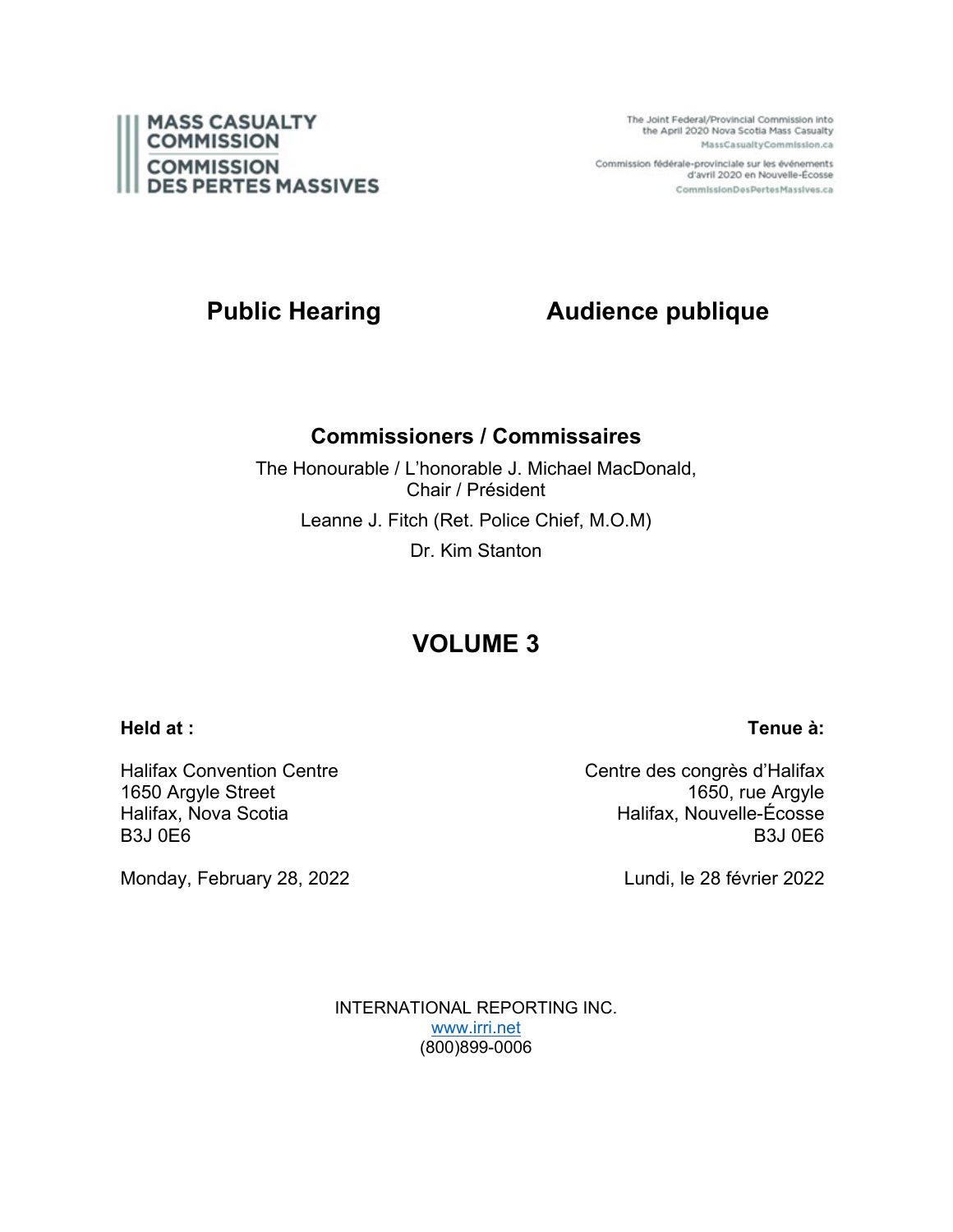**MASS CASUALTY COMMISSION**
**COMMISSION DES PERTES MASSIVES**

The Joint Federal/Provincial Commission into the April 2020 Nova Scotia Mass Casualty
MassCasualtyCommission.ca

Commission fédérale-provinciale sur les événements d'avril 2020 en Nouvelle-Écosse
CommissionDesPertesMassives.ca

## Public Hearing — Audience publique

### Commissioners / Commissaires

The Honourable / L'honorable J. Michael MacDonald, Chair / Président

Leanne J. Fitch (Ret. Police Chief, M.O.M)

Dr. Kim Stanton

## VOLUME 3

| **Held at :** | **Tenue à:** |
| --- | --- |
| Halifax Convention Centre<br>1650 Argyle Street<br>Halifax, Nova Scotia<br>B3J 0E6 | Centre des congrès d'Halifax<br>1650, rue Argyle<br>Halifax, Nouvelle-Écosse<br>B3J 0E6 |
| Monday, February 28, 2022 | Lundi, le 28 février 2022 |

INTERNATIONAL REPORTING INC.
www.irri.net
(800)899-0006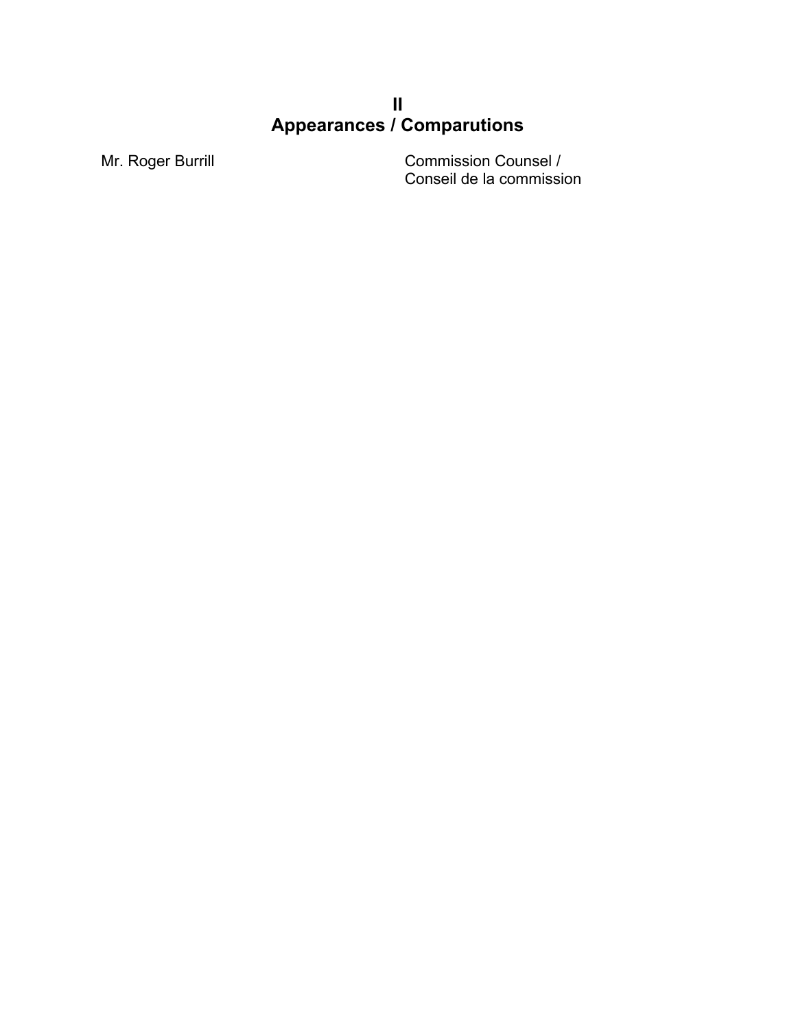# II
# Appearances / Comparutions

| | |
|---|---|
| Mr. Roger Burrill | Commission Counsel / Conseil de la commission |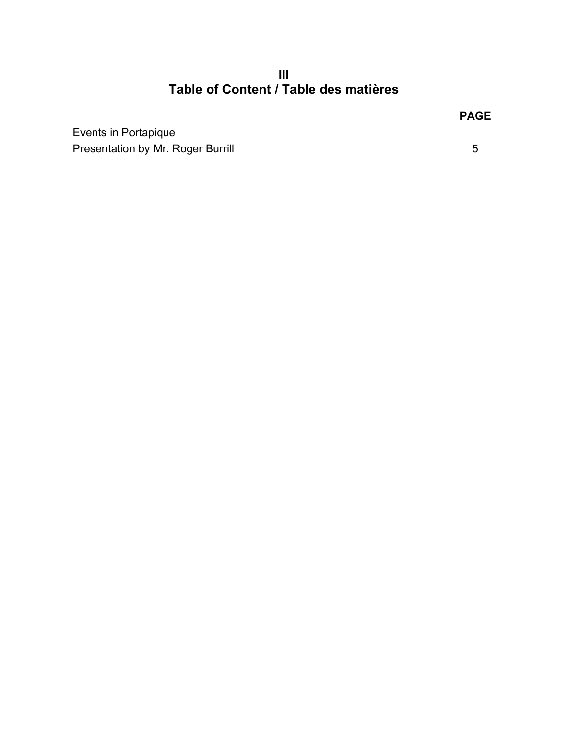# III
# Table of Content / Table des matières

| | PAGE |
|---|---|
| Events in Portapique | |
| Presentation by Mr. Roger Burrill | 5 |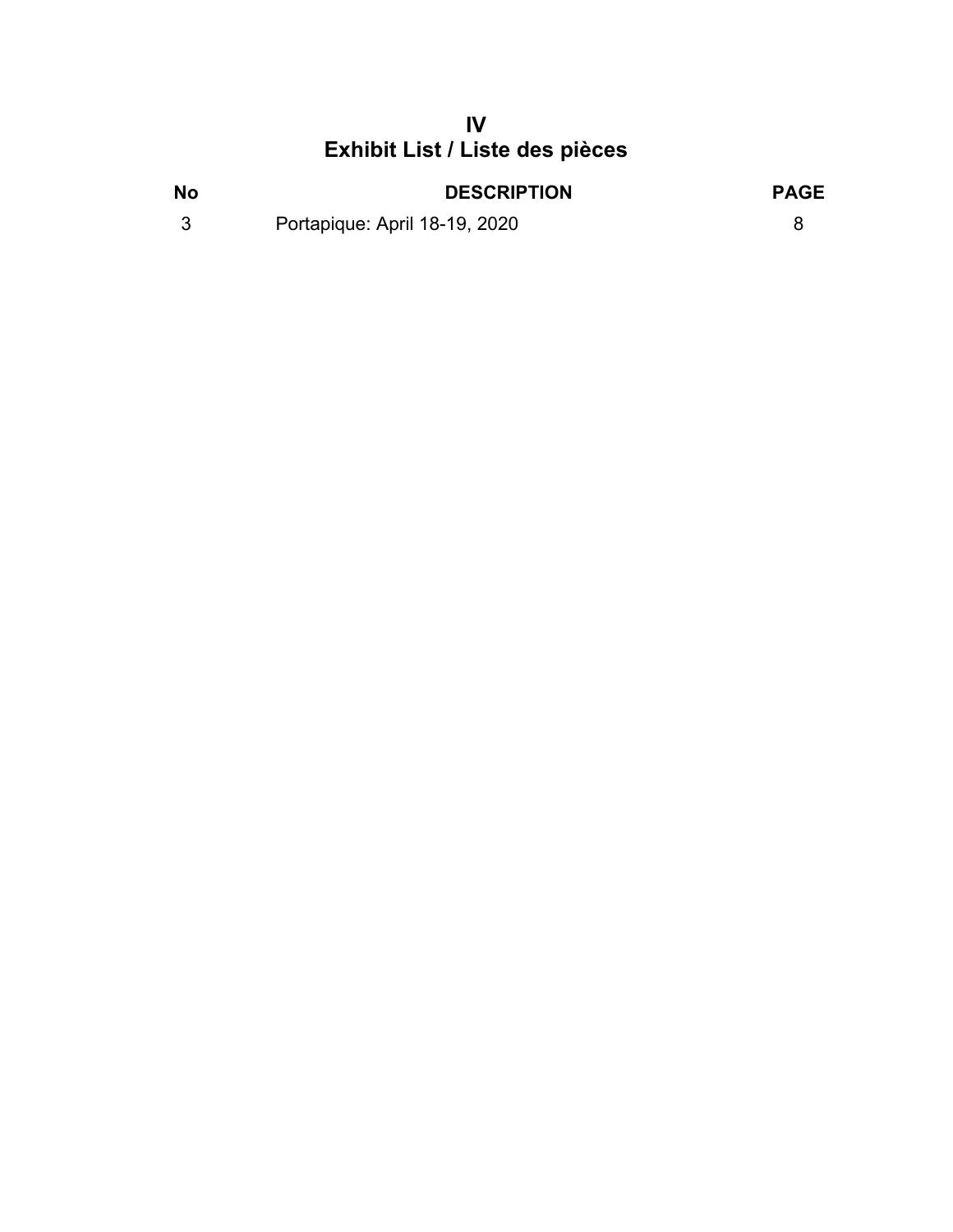# IV
# Exhibit List / Liste des pièces

| No | DESCRIPTION | PAGE |
|---|---|---|
| 3 | Portapique: April 18-19, 2020 | 8 |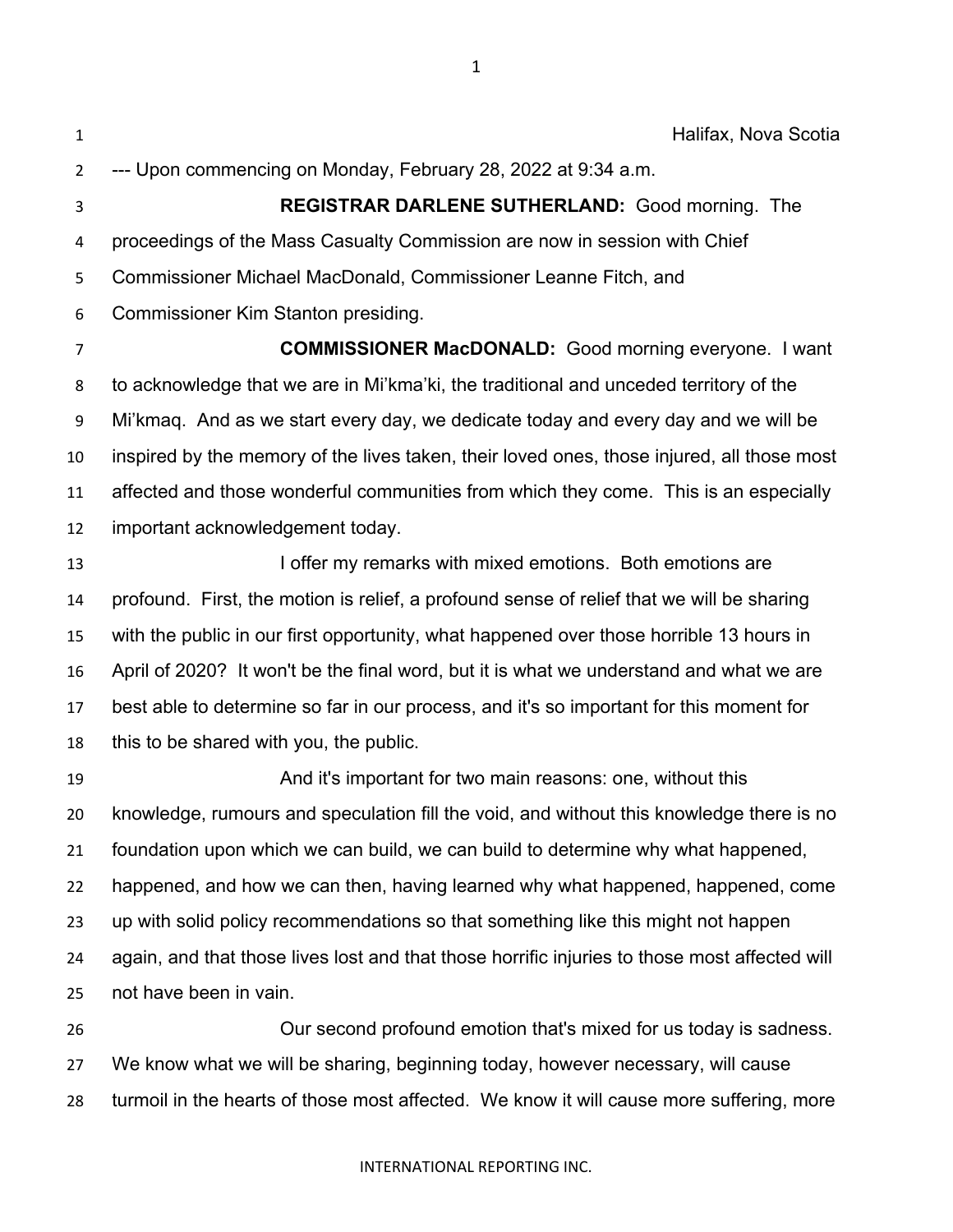Halifax, Nova Scotia

--- Upon commencing on Monday, February 28, 2022 at 9:34 a.m.

**REGISTRAR DARLENE SUTHERLAND:** Good morning. The proceedings of the Mass Casualty Commission are now in session with Chief Commissioner Michael MacDonald, Commissioner Leanne Fitch, and Commissioner Kim Stanton presiding.

**COMMISSIONER MacDONALD:** Good morning everyone. I want to acknowledge that we are in Mi'kma'ki, the traditional and unceded territory of the Mi'kmaq. And as we start every day, we dedicate today and every day and we will be inspired by the memory of the lives taken, their loved ones, those injured, all those most affected and those wonderful communities from which they come. This is an especially important acknowledgement today.

I offer my remarks with mixed emotions. Both emotions are profound. First, the motion is relief, a profound sense of relief that we will be sharing with the public in our first opportunity, what happened over those horrible 13 hours in April of 2020? It won't be the final word, but it is what we understand and what we are best able to determine so far in our process, and it's so important for this moment for this to be shared with you, the public.

And it's important for two main reasons: one, without this knowledge, rumours and speculation fill the void, and without this knowledge there is no foundation upon which we can build, we can build to determine why what happened, happened, and how we can then, having learned why what happened, happened, come up with solid policy recommendations so that something like this might not happen again, and that those lives lost and that those horrific injuries to those most affected will not have been in vain.

Our second profound emotion that's mixed for us today is sadness. We know what we will be sharing, beginning today, however necessary, will cause turmoil in the hearts of those most affected. We know it will cause more suffering, more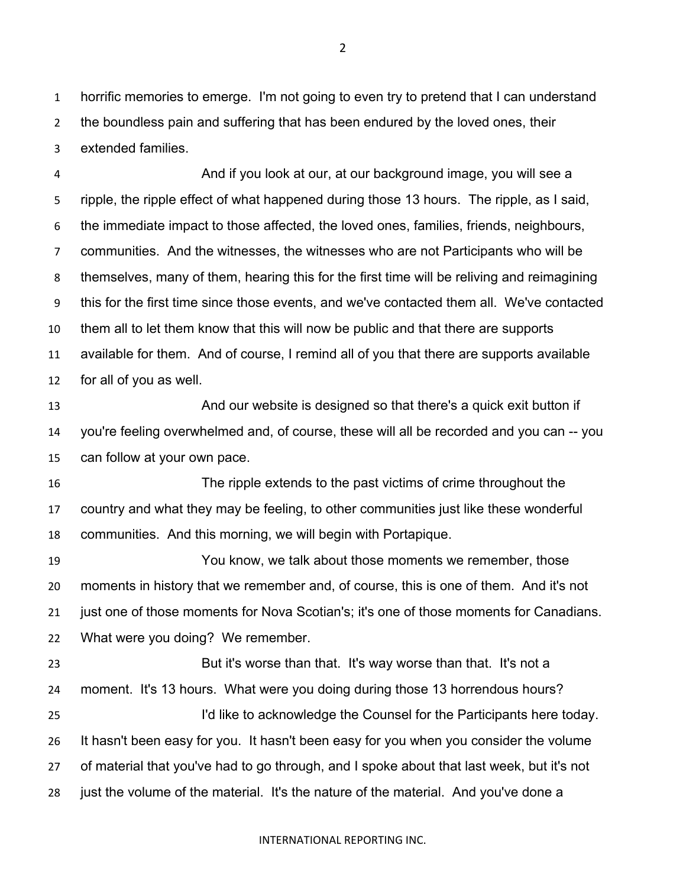horrific memories to emerge. I'm not going to even try to pretend that I can understand the boundless pain and suffering that has been endured by the loved ones, their extended families.

And if you look at our, at our background image, you will see a ripple, the ripple effect of what happened during those 13 hours. The ripple, as I said, the immediate impact to those affected, the loved ones, families, friends, neighbours, communities. And the witnesses, the witnesses who are not Participants who will be themselves, many of them, hearing this for the first time will be reliving and reimagining this for the first time since those events, and we've contacted them all. We've contacted them all to let them know that this will now be public and that there are supports available for them. And of course, I remind all of you that there are supports available for all of you as well.

And our website is designed so that there's a quick exit button if you're feeling overwhelmed and, of course, these will all be recorded and you can -- you can follow at your own pace.

The ripple extends to the past victims of crime throughout the country and what they may be feeling, to other communities just like these wonderful communities. And this morning, we will begin with Portapique.

You know, we talk about those moments we remember, those moments in history that we remember and, of course, this is one of them. And it's not just one of those moments for Nova Scotian's; it's one of those moments for Canadians. What were you doing? We remember.

But it's worse than that. It's way worse than that. It's not a moment. It's 13 hours. What were you doing during those 13 horrendous hours?

I'd like to acknowledge the Counsel for the Participants here today. It hasn't been easy for you. It hasn't been easy for you when you consider the volume of material that you've had to go through, and I spoke about that last week, but it's not just the volume of the material. It's the nature of the material. And you've done a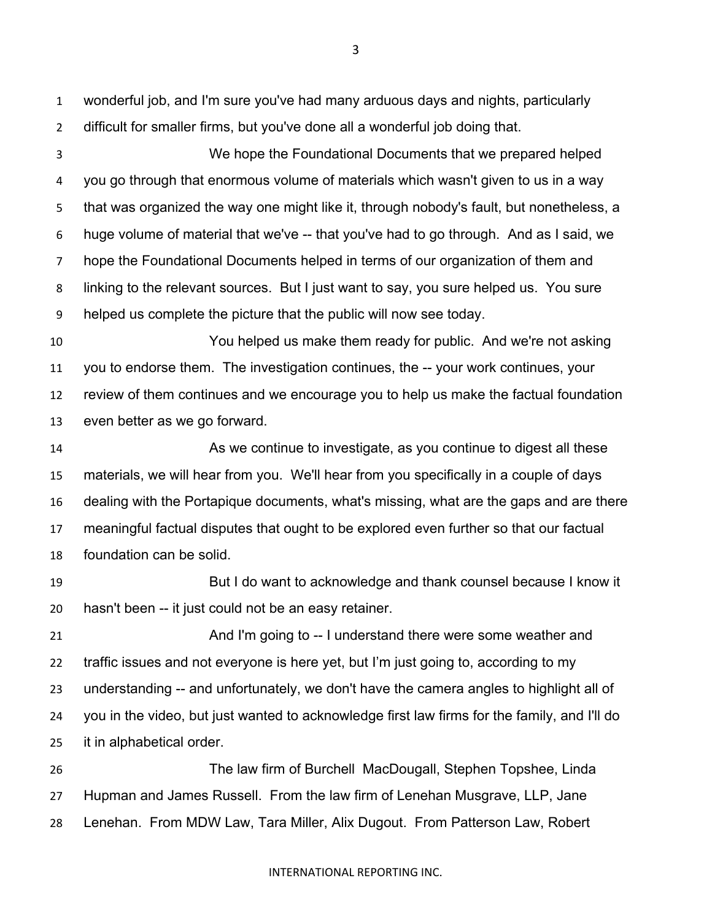wonderful job, and I'm sure you've had many arduous days and nights, particularly difficult for smaller firms, but you've done all a wonderful job doing that.

We hope the Foundational Documents that we prepared helped you go through that enormous volume of materials which wasn't given to us in a way that was organized the way one might like it, through nobody's fault, but nonetheless, a huge volume of material that we've -- that you've had to go through. And as I said, we hope the Foundational Documents helped in terms of our organization of them and linking to the relevant sources. But I just want to say, you sure helped us. You sure helped us complete the picture that the public will now see today.

You helped us make them ready for public. And we're not asking you to endorse them. The investigation continues, the -- your work continues, your review of them continues and we encourage you to help us make the factual foundation even better as we go forward.

As we continue to investigate, as you continue to digest all these materials, we will hear from you. We'll hear from you specifically in a couple of days dealing with the Portapique documents, what's missing, what are the gaps and are there meaningful factual disputes that ought to be explored even further so that our factual foundation can be solid.

But I do want to acknowledge and thank counsel because I know it hasn't been -- it just could not be an easy retainer.

And I'm going to -- I understand there were some weather and traffic issues and not everyone is here yet, but I'm just going to, according to my understanding -- and unfortunately, we don't have the camera angles to highlight all of you in the video, but just wanted to acknowledge first law firms for the family, and I'll do it in alphabetical order.

The law firm of Burchell MacDougall, Stephen Topshee, Linda Hupman and James Russell. From the law firm of Lenehan Musgrave, LLP, Jane Lenehan. From MDW Law, Tara Miller, Alix Dugout. From Patterson Law, Robert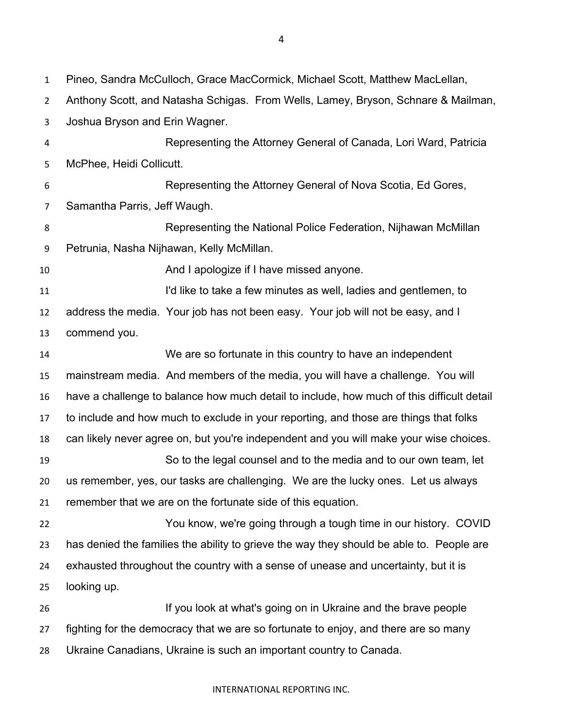Pineo, Sandra McCulloch, Grace MacCormick, Michael Scott, Matthew MacLellan, Anthony Scott, and Natasha Schigas. From Wells, Lamey, Bryson, Schnare & Mailman, Joshua Bryson and Erin Wagner.

Representing the Attorney General of Canada, Lori Ward, Patricia McPhee, Heidi Collicutt.

Representing the Attorney General of Nova Scotia, Ed Gores, Samantha Parris, Jeff Waugh.

Representing the National Police Federation, Nijhawan McMillan Petrunia, Nasha Nijhawan, Kelly McMillan.

And I apologize if I have missed anyone.

I'd like to take a few minutes as well, ladies and gentlemen, to address the media. Your job has not been easy. Your job will not be easy, and I commend you.

We are so fortunate in this country to have an independent mainstream media. And members of the media, you will have a challenge. You will have a challenge to balance how much detail to include, how much of this difficult detail to include and how much to exclude in your reporting, and those are things that folks can likely never agree on, but you're independent and you will make your wise choices.

So to the legal counsel and to the media and to our own team, let us remember, yes, our tasks are challenging. We are the lucky ones. Let us always remember that we are on the fortunate side of this equation.

You know, we're going through a tough time in our history. COVID has denied the families the ability to grieve the way they should be able to. People are exhausted throughout the country with a sense of unease and uncertainty, but it is looking up.

If you look at what's going on in Ukraine and the brave people fighting for the democracy that we are so fortunate to enjoy, and there are so many Ukraine Canadians, Ukraine is such an important country to Canada.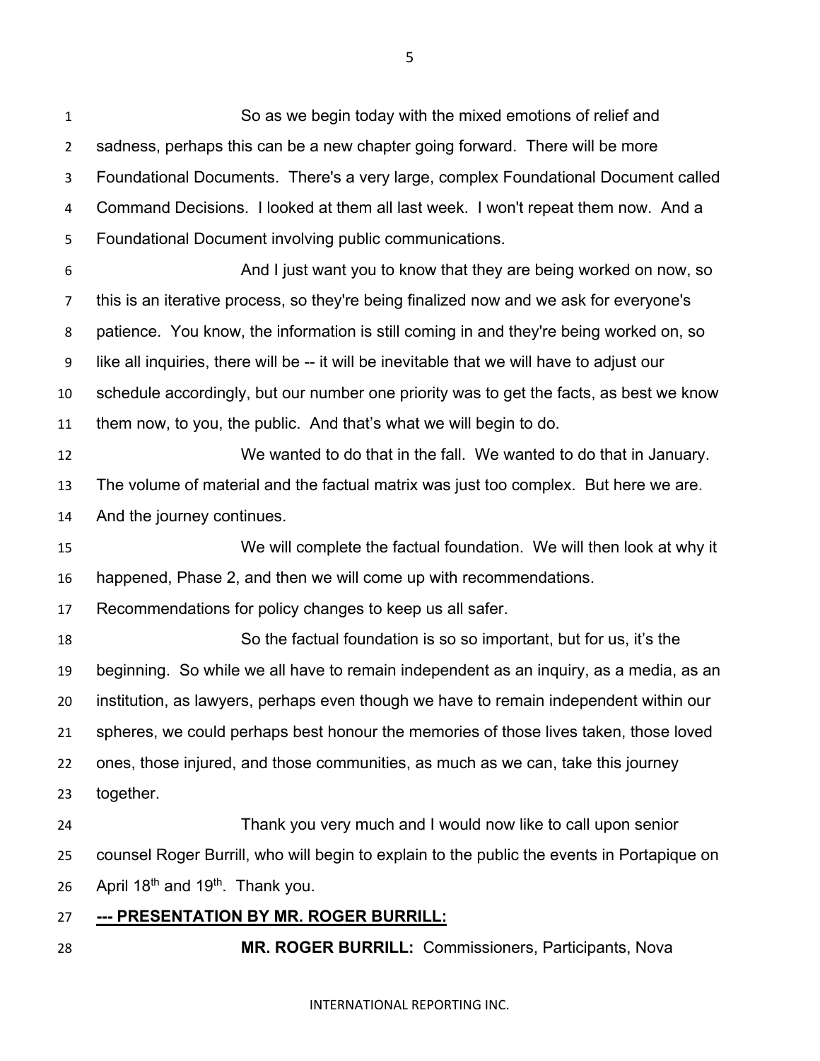So as we begin today with the mixed emotions of relief and sadness, perhaps this can be a new chapter going forward. There will be more Foundational Documents. There's a very large, complex Foundational Document called Command Decisions. I looked at them all last week. I won't repeat them now. And a Foundational Document involving public communications.

And I just want you to know that they are being worked on now, so this is an iterative process, so they're being finalized now and we ask for everyone's patience. You know, the information is still coming in and they're being worked on, so like all inquiries, there will be -- it will be inevitable that we will have to adjust our schedule accordingly, but our number one priority was to get the facts, as best we know them now, to you, the public. And that's what we will begin to do.

We wanted to do that in the fall. We wanted to do that in January. The volume of material and the factual matrix was just too complex. But here we are. And the journey continues.

We will complete the factual foundation. We will then look at why it happened, Phase 2, and then we will come up with recommendations. Recommendations for policy changes to keep us all safer.

So the factual foundation is so so important, but for us, it's the beginning. So while we all have to remain independent as an inquiry, as a media, as an institution, as lawyers, perhaps even though we have to remain independent within our spheres, we could perhaps best honour the memories of those lives taken, those loved ones, those injured, and those communities, as much as we can, take this journey together.

Thank you very much and I would now like to call upon senior counsel Roger Burrill, who will begin to explain to the public the events in Portapique on April 18th and 19th. Thank you.

**--- PRESENTATION BY MR. ROGER BURRILL:**

**MR. ROGER BURRILL:** Commissioners, Participants, Nova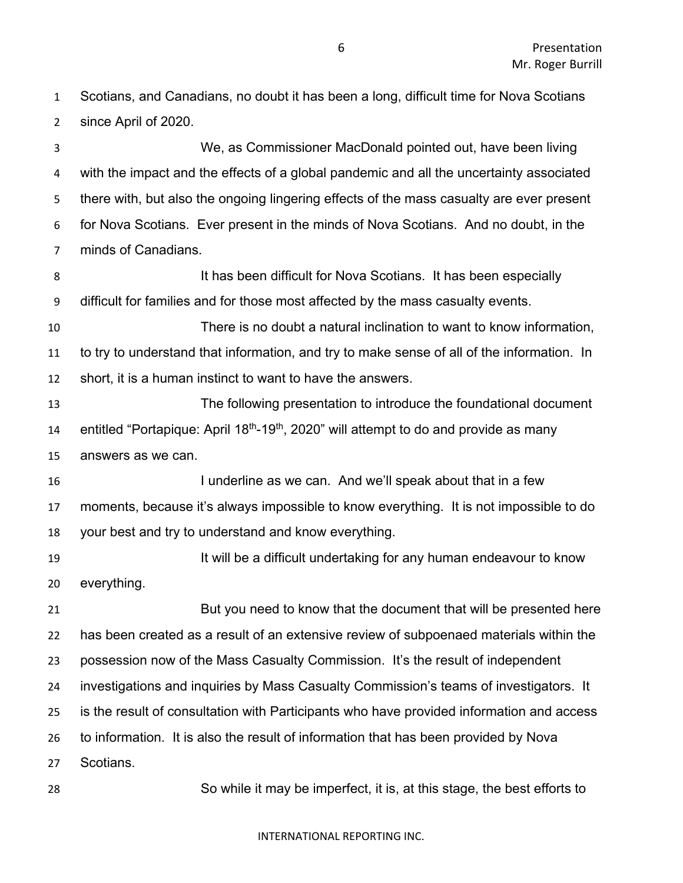Scotians, and Canadians, no doubt it has been a long, difficult time for Nova Scotians since April of 2020.

We, as Commissioner MacDonald pointed out, have been living with the impact and the effects of a global pandemic and all the uncertainty associated there with, but also the ongoing lingering effects of the mass casualty are ever present for Nova Scotians. Ever present in the minds of Nova Scotians. And no doubt, in the minds of Canadians.

It has been difficult for Nova Scotians. It has been especially difficult for families and for those most affected by the mass casualty events.

There is no doubt a natural inclination to want to know information, to try to understand that information, and try to make sense of all of the information. In short, it is a human instinct to want to have the answers.

The following presentation to introduce the foundational document entitled "Portapique: April 18th-19th, 2020" will attempt to do and provide as many answers as we can.

I underline as we can. And we'll speak about that in a few moments, because it's always impossible to know everything. It is not impossible to do your best and try to understand and know everything.

It will be a difficult undertaking for any human endeavour to know everything.

But you need to know that the document that will be presented here has been created as a result of an extensive review of subpoenaed materials within the possession now of the Mass Casualty Commission. It's the result of independent investigations and inquiries by Mass Casualty Commission's teams of investigators. It is the result of consultation with Participants who have provided information and access to information. It is also the result of information that has been provided by Nova Scotians.

So while it may be imperfect, it is, at this stage, the best efforts to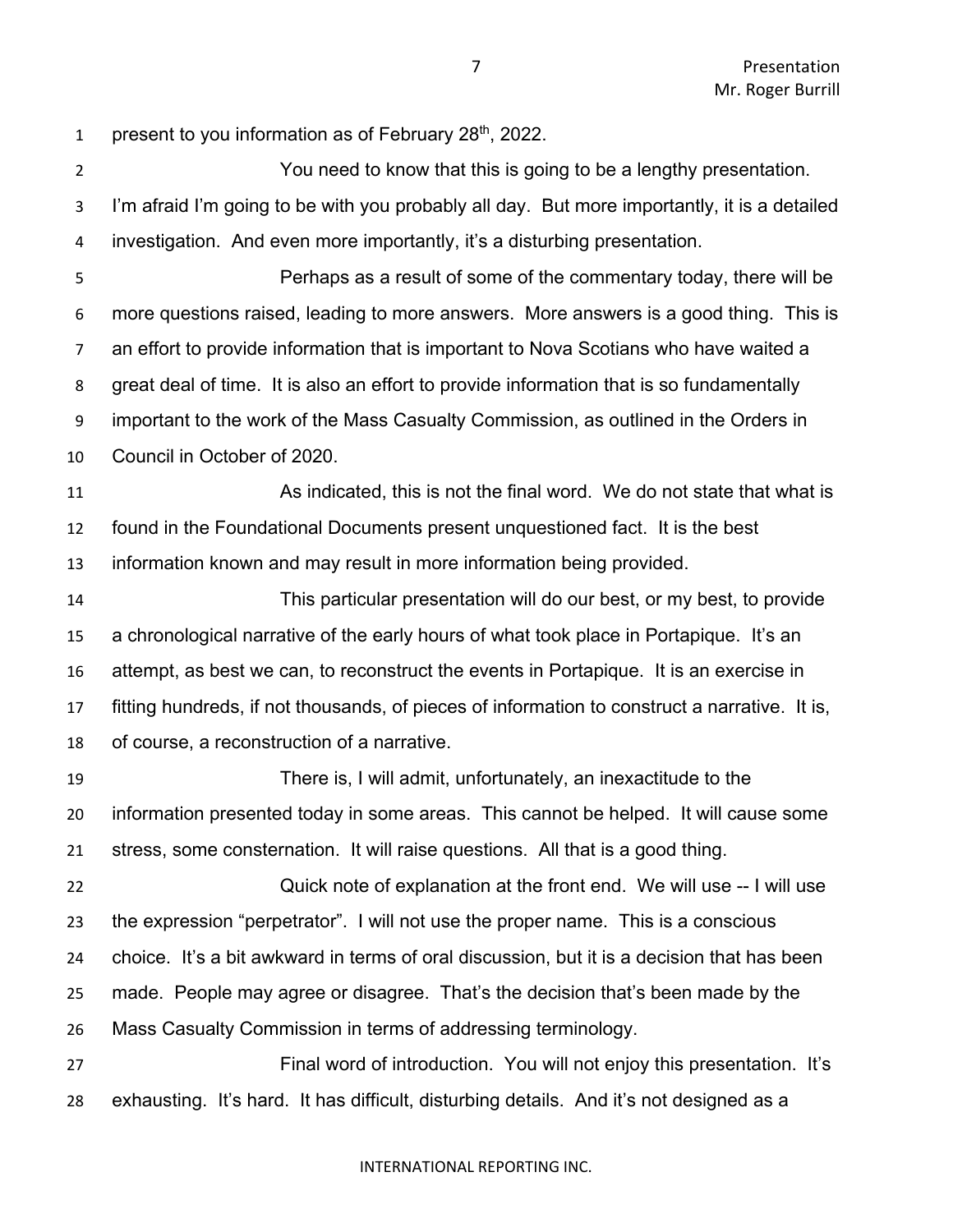present to you information as of February 28th, 2022.

You need to know that this is going to be a lengthy presentation. I'm afraid I'm going to be with you probably all day. But more importantly, it is a detailed investigation. And even more importantly, it's a disturbing presentation.

Perhaps as a result of some of the commentary today, there will be more questions raised, leading to more answers. More answers is a good thing. This is an effort to provide information that is important to Nova Scotians who have waited a great deal of time. It is also an effort to provide information that is so fundamentally important to the work of the Mass Casualty Commission, as outlined in the Orders in Council in October of 2020.

As indicated, this is not the final word. We do not state that what is found in the Foundational Documents present unquestioned fact. It is the best information known and may result in more information being provided.

This particular presentation will do our best, or my best, to provide a chronological narrative of the early hours of what took place in Portapique. It's an attempt, as best we can, to reconstruct the events in Portapique. It is an exercise in fitting hundreds, if not thousands, of pieces of information to construct a narrative. It is, of course, a reconstruction of a narrative.

There is, I will admit, unfortunately, an inexactitude to the information presented today in some areas. This cannot be helped. It will cause some stress, some consternation. It will raise questions. All that is a good thing.

Quick note of explanation at the front end. We will use -- I will use the expression "perpetrator". I will not use the proper name. This is a conscious choice. It's a bit awkward in terms of oral discussion, but it is a decision that has been made. People may agree or disagree. That's the decision that's been made by the Mass Casualty Commission in terms of addressing terminology.

Final word of introduction. You will not enjoy this presentation. It's exhausting. It's hard. It has difficult, disturbing details. And it's not designed as a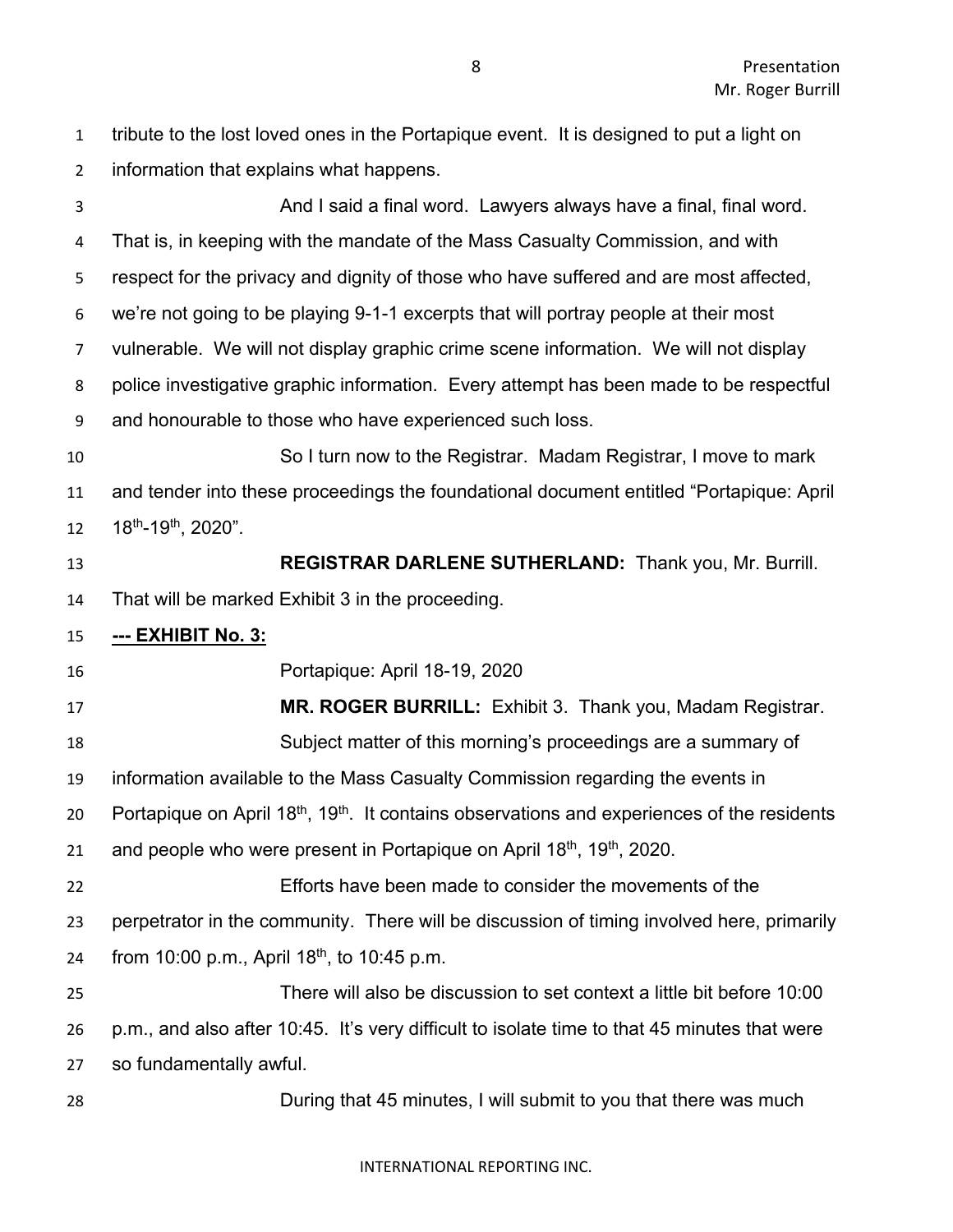tribute to the lost loved ones in the Portapique event. It is designed to put a light on information that explains what happens.

And I said a final word. Lawyers always have a final, final word. That is, in keeping with the mandate of the Mass Casualty Commission, and with respect for the privacy and dignity of those who have suffered and are most affected, we're not going to be playing 9-1-1 excerpts that will portray people at their most vulnerable. We will not display graphic crime scene information. We will not display police investigative graphic information. Every attempt has been made to be respectful and honourable to those who have experienced such loss.

So I turn now to the Registrar. Madam Registrar, I move to mark and tender into these proceedings the foundational document entitled "Portapique: April 18th-19th, 2020".

**REGISTRAR DARLENE SUTHERLAND:** Thank you, Mr. Burrill. That will be marked Exhibit 3 in the proceeding.

**--- EXHIBIT No. 3:**

Portapique: April 18-19, 2020

**MR. ROGER BURRILL:** Exhibit 3. Thank you, Madam Registrar.

Subject matter of this morning's proceedings are a summary of information available to the Mass Casualty Commission regarding the events in Portapique on April 18th, 19th. It contains observations and experiences of the residents and people who were present in Portapique on April 18th, 19th, 2020.

Efforts have been made to consider the movements of the perpetrator in the community. There will be discussion of timing involved here, primarily from 10:00 p.m., April 18th, to 10:45 p.m.

There will also be discussion to set context a little bit before 10:00 p.m., and also after 10:45. It's very difficult to isolate time to that 45 minutes that were so fundamentally awful.

During that 45 minutes, I will submit to you that there was much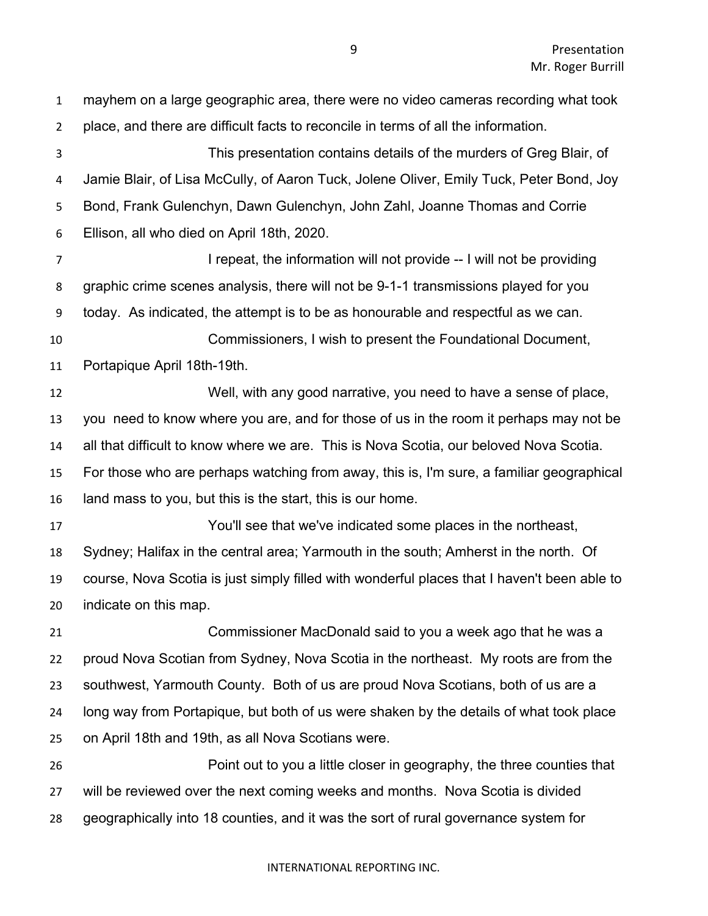mayhem on a large geographic area, there were no video cameras recording what took place, and there are difficult facts to reconcile in terms of all the information.

This presentation contains details of the murders of Greg Blair, of Jamie Blair, of Lisa McCully, of Aaron Tuck, Jolene Oliver, Emily Tuck, Peter Bond, Joy Bond, Frank Gulenchyn, Dawn Gulenchyn, John Zahl, Joanne Thomas and Corrie Ellison, all who died on April 18th, 2020.

I repeat, the information will not provide -- I will not be providing graphic crime scenes analysis, there will not be 9-1-1 transmissions played for you today. As indicated, the attempt is to be as honourable and respectful as we can.

Commissioners, I wish to present the Foundational Document, Portapique April 18th-19th.

Well, with any good narrative, you need to have a sense of place, you need to know where you are, and for those of us in the room it perhaps may not be all that difficult to know where we are. This is Nova Scotia, our beloved Nova Scotia. For those who are perhaps watching from away, this is, I'm sure, a familiar geographical land mass to you, but this is the start, this is our home.

You'll see that we've indicated some places in the northeast, Sydney; Halifax in the central area; Yarmouth in the south; Amherst in the north. Of course, Nova Scotia is just simply filled with wonderful places that I haven't been able to indicate on this map.

Commissioner MacDonald said to you a week ago that he was a proud Nova Scotian from Sydney, Nova Scotia in the northeast. My roots are from the southwest, Yarmouth County. Both of us are proud Nova Scotians, both of us are a long way from Portapique, but both of us were shaken by the details of what took place on April 18th and 19th, as all Nova Scotians were.

Point out to you a little closer in geography, the three counties that will be reviewed over the next coming weeks and months. Nova Scotia is divided geographically into 18 counties, and it was the sort of rural governance system for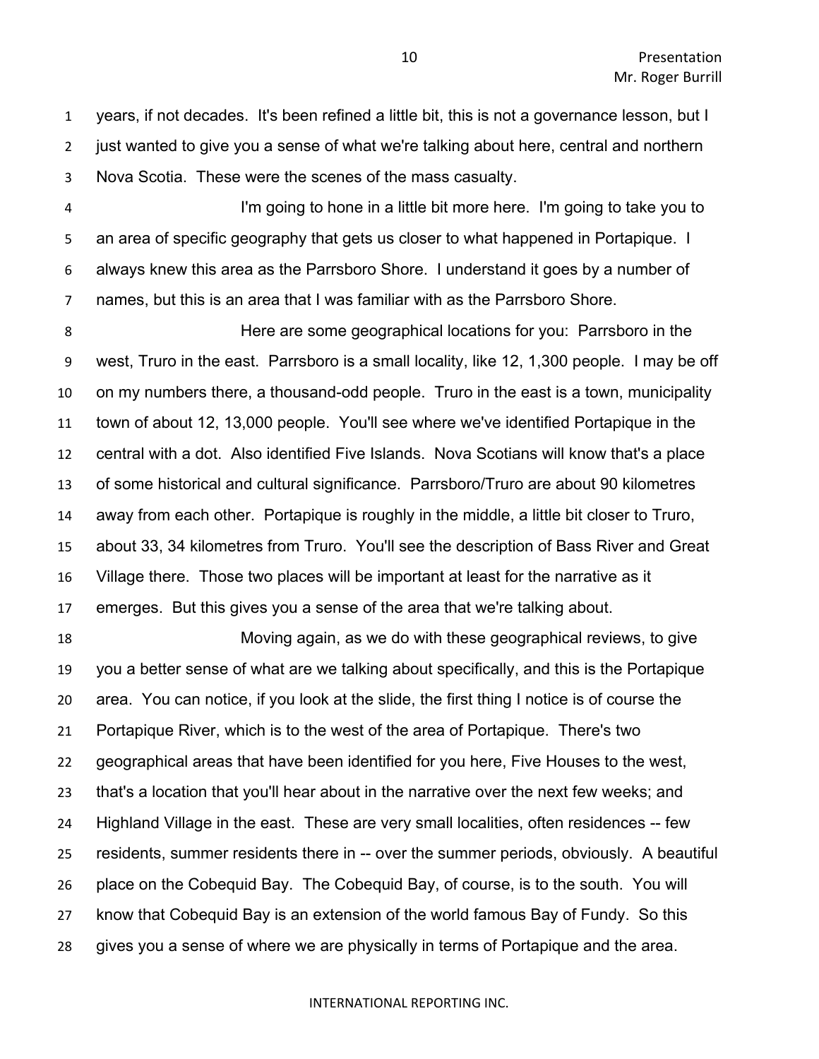years, if not decades. It's been refined a little bit, this is not a governance lesson, but I just wanted to give you a sense of what we're talking about here, central and northern Nova Scotia. These were the scenes of the mass casualty.

I'm going to hone in a little bit more here. I'm going to take you to an area of specific geography that gets us closer to what happened in Portapique. I always knew this area as the Parrsboro Shore. I understand it goes by a number of names, but this is an area that I was familiar with as the Parrsboro Shore.

Here are some geographical locations for you: Parrsboro in the west, Truro in the east. Parrsboro is a small locality, like 12, 1,300 people. I may be off on my numbers there, a thousand-odd people. Truro in the east is a town, municipality town of about 12, 13,000 people. You'll see where we've identified Portapique in the central with a dot. Also identified Five Islands. Nova Scotians will know that's a place of some historical and cultural significance. Parrsboro/Truro are about 90 kilometres away from each other. Portapique is roughly in the middle, a little bit closer to Truro, about 33, 34 kilometres from Truro. You'll see the description of Bass River and Great Village there. Those two places will be important at least for the narrative as it emerges. But this gives you a sense of the area that we're talking about.

Moving again, as we do with these geographical reviews, to give you a better sense of what are we talking about specifically, and this is the Portapique area. You can notice, if you look at the slide, the first thing I notice is of course the Portapique River, which is to the west of the area of Portapique. There's two geographical areas that have been identified for you here, Five Houses to the west, that's a location that you'll hear about in the narrative over the next few weeks; and Highland Village in the east. These are very small localities, often residences -- few residents, summer residents there in -- over the summer periods, obviously. A beautiful place on the Cobequid Bay. The Cobequid Bay, of course, is to the south. You will know that Cobequid Bay is an extension of the world famous Bay of Fundy. So this gives you a sense of where we are physically in terms of Portapique and the area.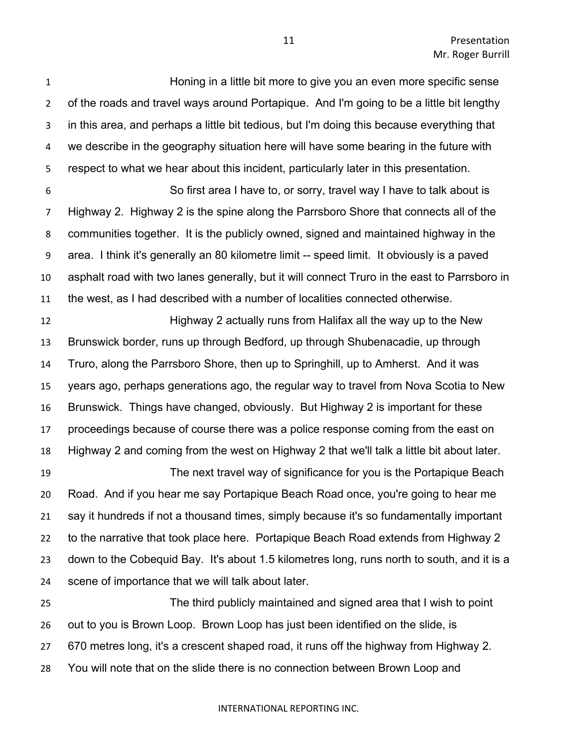Honing in a little bit more to give you an even more specific sense of the roads and travel ways around Portapique. And I'm going to be a little bit lengthy in this area, and perhaps a little bit tedious, but I'm doing this because everything that we describe in the geography situation here will have some bearing in the future with respect to what we hear about this incident, particularly later in this presentation.

So first area I have to, or sorry, travel way I have to talk about is Highway 2. Highway 2 is the spine along the Parrsboro Shore that connects all of the communities together. It is the publicly owned, signed and maintained highway in the area. I think it's generally an 80 kilometre limit -- speed limit. It obviously is a paved asphalt road with two lanes generally, but it will connect Truro in the east to Parrsboro in the west, as I had described with a number of localities connected otherwise.

Highway 2 actually runs from Halifax all the way up to the New Brunswick border, runs up through Bedford, up through Shubenacadie, up through Truro, along the Parrsboro Shore, then up to Springhill, up to Amherst. And it was years ago, perhaps generations ago, the regular way to travel from Nova Scotia to New Brunswick. Things have changed, obviously. But Highway 2 is important for these proceedings because of course there was a police response coming from the east on Highway 2 and coming from the west on Highway 2 that we'll talk a little bit about later.

The next travel way of significance for you is the Portapique Beach Road. And if you hear me say Portapique Beach Road once, you're going to hear me say it hundreds if not a thousand times, simply because it's so fundamentally important to the narrative that took place here. Portapique Beach Road extends from Highway 2 down to the Cobequid Bay. It's about 1.5 kilometres long, runs north to south, and it is a scene of importance that we will talk about later.

The third publicly maintained and signed area that I wish to point out to you is Brown Loop. Brown Loop has just been identified on the slide, is 670 metres long, it's a crescent shaped road, it runs off the highway from Highway 2. You will note that on the slide there is no connection between Brown Loop and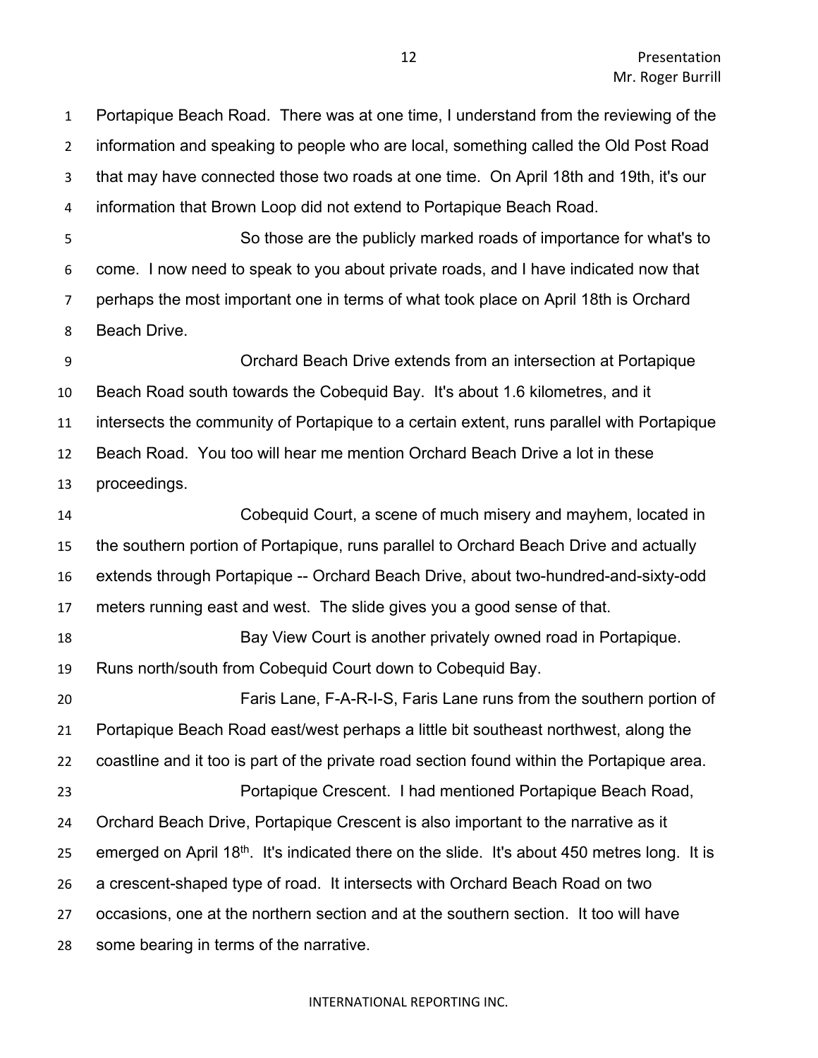Portapique Beach Road. There was at one time, I understand from the reviewing of the information and speaking to people who are local, something called the Old Post Road that may have connected those two roads at one time. On April 18th and 19th, it's our information that Brown Loop did not extend to Portapique Beach Road.

So those are the publicly marked roads of importance for what's to come. I now need to speak to you about private roads, and I have indicated now that perhaps the most important one in terms of what took place on April 18th is Orchard Beach Drive.

Orchard Beach Drive extends from an intersection at Portapique Beach Road south towards the Cobequid Bay. It's about 1.6 kilometres, and it intersects the community of Portapique to a certain extent, runs parallel with Portapique Beach Road. You too will hear me mention Orchard Beach Drive a lot in these proceedings.

Cobequid Court, a scene of much misery and mayhem, located in the southern portion of Portapique, runs parallel to Orchard Beach Drive and actually extends through Portapique -- Orchard Beach Drive, about two-hundred-and-sixty-odd meters running east and west. The slide gives you a good sense of that.

Bay View Court is another privately owned road in Portapique. Runs north/south from Cobequid Court down to Cobequid Bay.

Faris Lane, F-A-R-I-S, Faris Lane runs from the southern portion of Portapique Beach Road east/west perhaps a little bit southeast northwest, along the coastline and it too is part of the private road section found within the Portapique area.

Portapique Crescent. I had mentioned Portapique Beach Road, Orchard Beach Drive, Portapique Crescent is also important to the narrative as it emerged on April 18th. It's indicated there on the slide. It's about 450 metres long. It is a crescent-shaped type of road. It intersects with Orchard Beach Road on two occasions, one at the northern section and at the southern section. It too will have some bearing in terms of the narrative.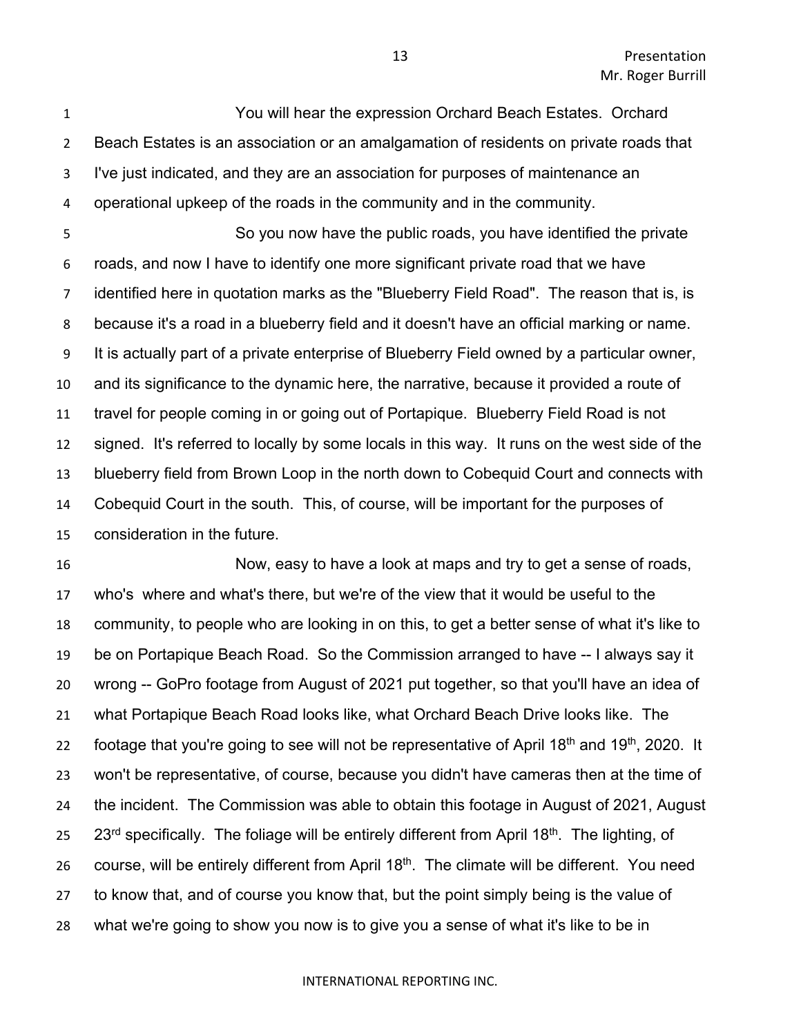You will hear the expression Orchard Beach Estates. Orchard Beach Estates is an association or an amalgamation of residents on private roads that I've just indicated, and they are an association for purposes of maintenance an operational upkeep of the roads in the community and in the community.

So you now have the public roads, you have identified the private roads, and now I have to identify one more significant private road that we have identified here in quotation marks as the "Blueberry Field Road". The reason that is, is because it's a road in a blueberry field and it doesn't have an official marking or name. It is actually part of a private enterprise of Blueberry Field owned by a particular owner, and its significance to the dynamic here, the narrative, because it provided a route of travel for people coming in or going out of Portapique. Blueberry Field Road is not signed. It's referred to locally by some locals in this way. It runs on the west side of the blueberry field from Brown Loop in the north down to Cobequid Court and connects with Cobequid Court in the south. This, of course, will be important for the purposes of consideration in the future.

Now, easy to have a look at maps and try to get a sense of roads, who's where and what's there, but we're of the view that it would be useful to the community, to people who are looking in on this, to get a better sense of what it's like to be on Portapique Beach Road. So the Commission arranged to have -- I always say it wrong -- GoPro footage from August of 2021 put together, so that you'll have an idea of what Portapique Beach Road looks like, what Orchard Beach Drive looks like. The footage that you're going to see will not be representative of April 18th and 19th, 2020. It won't be representative, of course, because you didn't have cameras then at the time of the incident. The Commission was able to obtain this footage in August of 2021, August 23rd specifically. The foliage will be entirely different from April 18th. The lighting, of course, will be entirely different from April 18th. The climate will be different. You need to know that, and of course you know that, but the point simply being is the value of what we're going to show you now is to give you a sense of what it's like to be in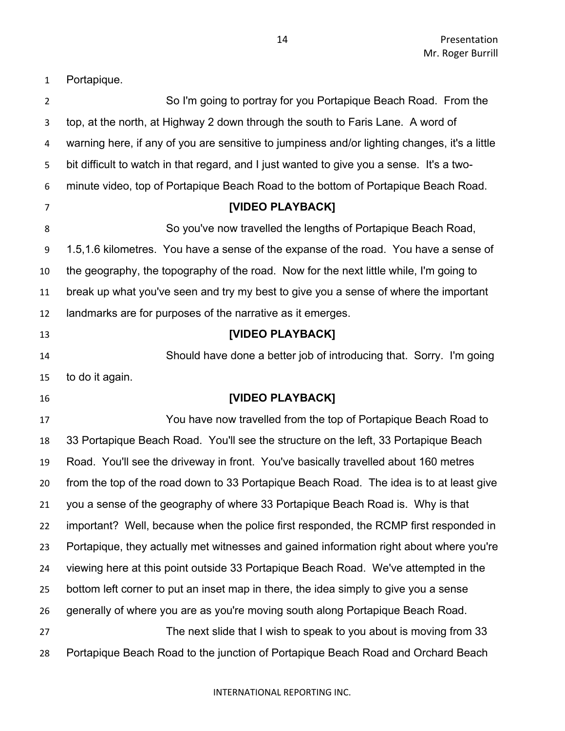Portapique.

So I'm going to portray for you Portapique Beach Road. From the top, at the north, at Highway 2 down through the south to Faris Lane. A word of warning here, if any of you are sensitive to jumpiness and/or lighting changes, it's a little bit difficult to watch in that regard, and I just wanted to give you a sense. It's a two-minute video, top of Portapique Beach Road to the bottom of Portapique Beach Road.

**[VIDEO PLAYBACK]**

So you've now travelled the lengths of Portapique Beach Road, 1.5,1.6 kilometres. You have a sense of the expanse of the road. You have a sense of the geography, the topography of the road. Now for the next little while, I'm going to break up what you've seen and try my best to give you a sense of where the important landmarks are for purposes of the narrative as it emerges.

**[VIDEO PLAYBACK]**

Should have done a better job of introducing that. Sorry. I'm going to do it again.

**[VIDEO PLAYBACK]**

You have now travelled from the top of Portapique Beach Road to 33 Portapique Beach Road. You'll see the structure on the left, 33 Portapique Beach Road. You'll see the driveway in front. You've basically travelled about 160 metres from the top of the road down to 33 Portapique Beach Road. The idea is to at least give you a sense of the geography of where 33 Portapique Beach Road is. Why is that important? Well, because when the police first responded, the RCMP first responded in Portapique, they actually met witnesses and gained information right about where you're viewing here at this point outside 33 Portapique Beach Road. We've attempted in the bottom left corner to put an inset map in there, the idea simply to give you a sense generally of where you are as you're moving south along Portapique Beach Road.

The next slide that I wish to speak to you about is moving from 33 Portapique Beach Road to the junction of Portapique Beach Road and Orchard Beach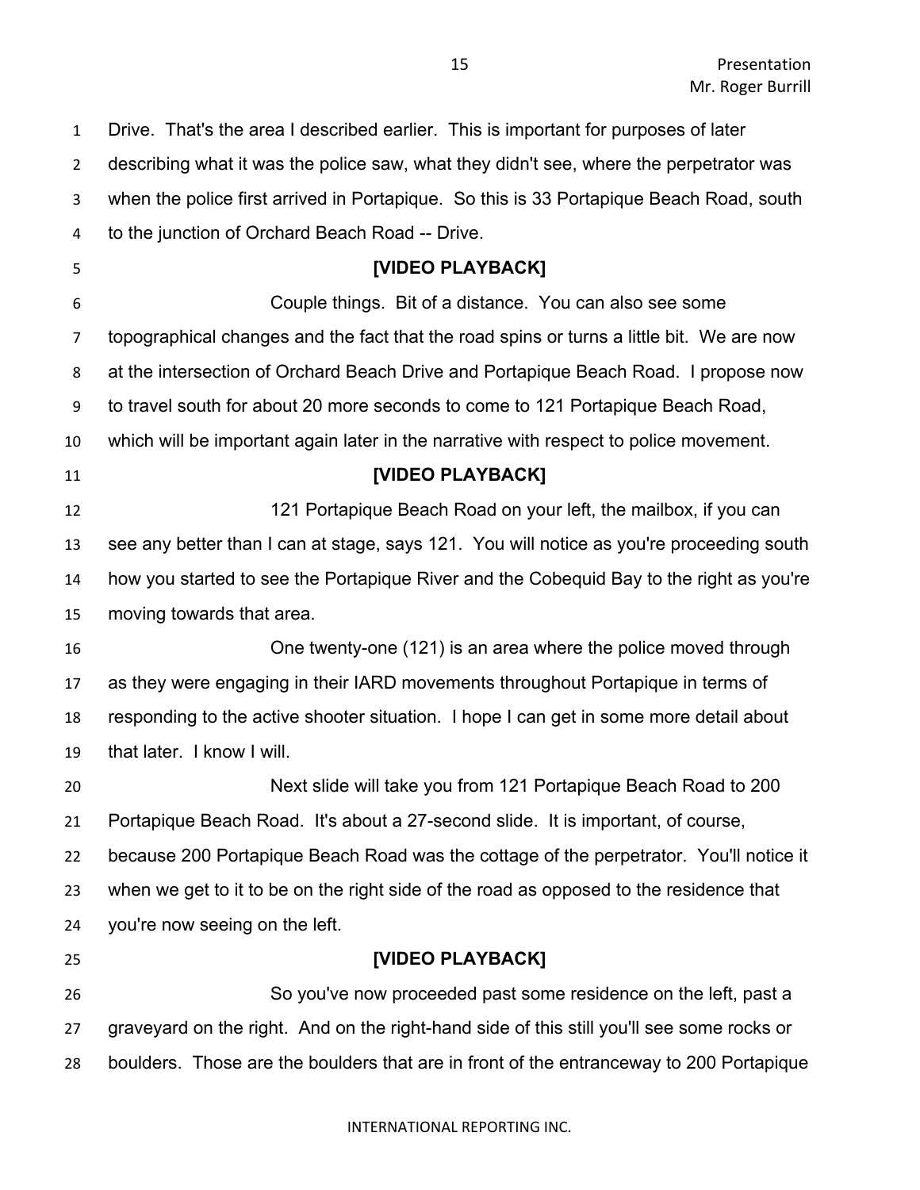Drive. That's the area I described earlier. This is important for purposes of later describing what it was the police saw, what they didn't see, where the perpetrator was when the police first arrived in Portapique. So this is 33 Portapique Beach Road, south to the junction of Orchard Beach Road -- Drive.

**[VIDEO PLAYBACK]**

Couple things. Bit of a distance. You can also see some topographical changes and the fact that the road spins or turns a little bit. We are now at the intersection of Orchard Beach Drive and Portapique Beach Road. I propose now to travel south for about 20 more seconds to come to 121 Portapique Beach Road, which will be important again later in the narrative with respect to police movement.

**[VIDEO PLAYBACK]**

121 Portapique Beach Road on your left, the mailbox, if you can see any better than I can at stage, says 121. You will notice as you're proceeding south how you started to see the Portapique River and the Cobequid Bay to the right as you're moving towards that area.

One twenty-one (121) is an area where the police moved through as they were engaging in their IARD movements throughout Portapique in terms of responding to the active shooter situation. I hope I can get in some more detail about that later. I know I will.

Next slide will take you from 121 Portapique Beach Road to 200 Portapique Beach Road. It's about a 27-second slide. It is important, of course, because 200 Portapique Beach Road was the cottage of the perpetrator. You'll notice it when we get to it to be on the right side of the road as opposed to the residence that you're now seeing on the left.

**[VIDEO PLAYBACK]**

So you've now proceeded past some residence on the left, past a graveyard on the right. And on the right-hand side of this still you'll see some rocks or boulders. Those are the boulders that are in front of the entranceway to 200 Portapique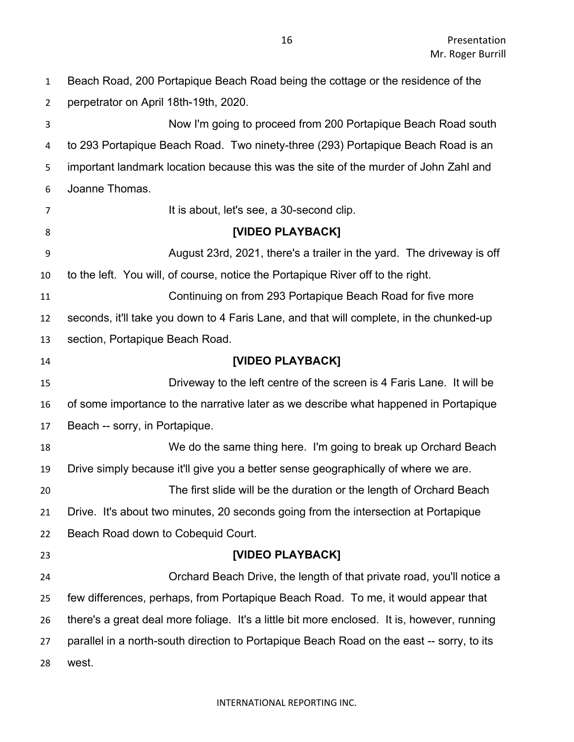Beach Road, 200 Portapique Beach Road being the cottage or the residence of the perpetrator on April 18th-19th, 2020.

Now I'm going to proceed from 200 Portapique Beach Road south to 293 Portapique Beach Road. Two ninety-three (293) Portapique Beach Road is an important landmark location because this was the site of the murder of John Zahl and Joanne Thomas.

It is about, let's see, a 30-second clip.

**[VIDEO PLAYBACK]**

August 23rd, 2021, there's a trailer in the yard. The driveway is off to the left. You will, of course, notice the Portapique River off to the right.

Continuing on from 293 Portapique Beach Road for five more seconds, it'll take you down to 4 Faris Lane, and that will complete, in the chunked-up section, Portapique Beach Road.

**[VIDEO PLAYBACK]**

Driveway to the left centre of the screen is 4 Faris Lane. It will be of some importance to the narrative later as we describe what happened in Portapique Beach -- sorry, in Portapique.

We do the same thing here. I'm going to break up Orchard Beach Drive simply because it'll give you a better sense geographically of where we are.

The first slide will be the duration or the length of Orchard Beach Drive. It's about two minutes, 20 seconds going from the intersection at Portapique Beach Road down to Cobequid Court.

**[VIDEO PLAYBACK]**

Orchard Beach Drive, the length of that private road, you'll notice a few differences, perhaps, from Portapique Beach Road. To me, it would appear that there's a great deal more foliage. It's a little bit more enclosed. It is, however, running parallel in a north-south direction to Portapique Beach Road on the east -- sorry, to its west.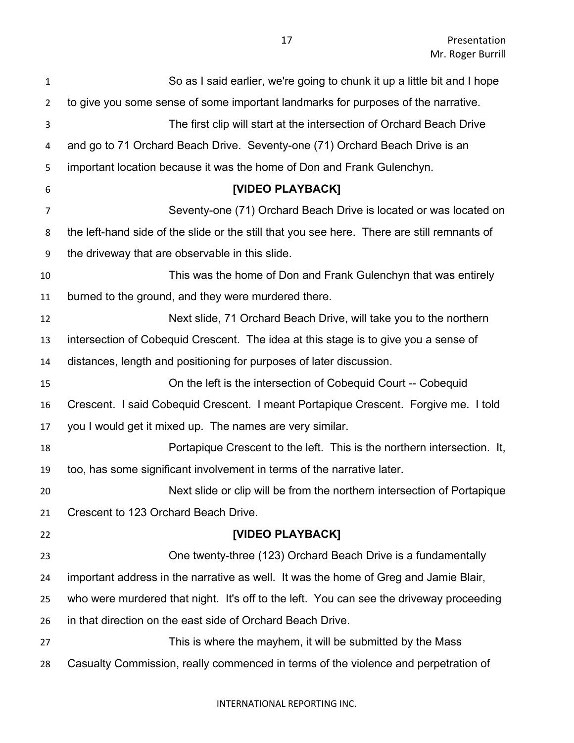So as I said earlier, we're going to chunk it up a little bit and I hope to give you some sense of some important landmarks for purposes of the narrative.

The first clip will start at the intersection of Orchard Beach Drive and go to 71 Orchard Beach Drive. Seventy-one (71) Orchard Beach Drive is an important location because it was the home of Don and Frank Gulenchyn.

**[VIDEO PLAYBACK]**

Seventy-one (71) Orchard Beach Drive is located or was located on the left-hand side of the slide or the still that you see here. There are still remnants of the driveway that are observable in this slide.

This was the home of Don and Frank Gulenchyn that was entirely burned to the ground, and they were murdered there.

Next slide, 71 Orchard Beach Drive, will take you to the northern intersection of Cobequid Crescent. The idea at this stage is to give you a sense of distances, length and positioning for purposes of later discussion.

On the left is the intersection of Cobequid Court -- Cobequid Crescent. I said Cobequid Crescent. I meant Portapique Crescent. Forgive me. I told you I would get it mixed up. The names are very similar.

Portapique Crescent to the left. This is the northern intersection. It, too, has some significant involvement in terms of the narrative later.

Next slide or clip will be from the northern intersection of Portapique Crescent to 123 Orchard Beach Drive.

**[VIDEO PLAYBACK]**

One twenty-three (123) Orchard Beach Drive is a fundamentally important address in the narrative as well. It was the home of Greg and Jamie Blair, who were murdered that night. It's off to the left. You can see the driveway proceeding in that direction on the east side of Orchard Beach Drive.

This is where the mayhem, it will be submitted by the Mass Casualty Commission, really commenced in terms of the violence and perpetration of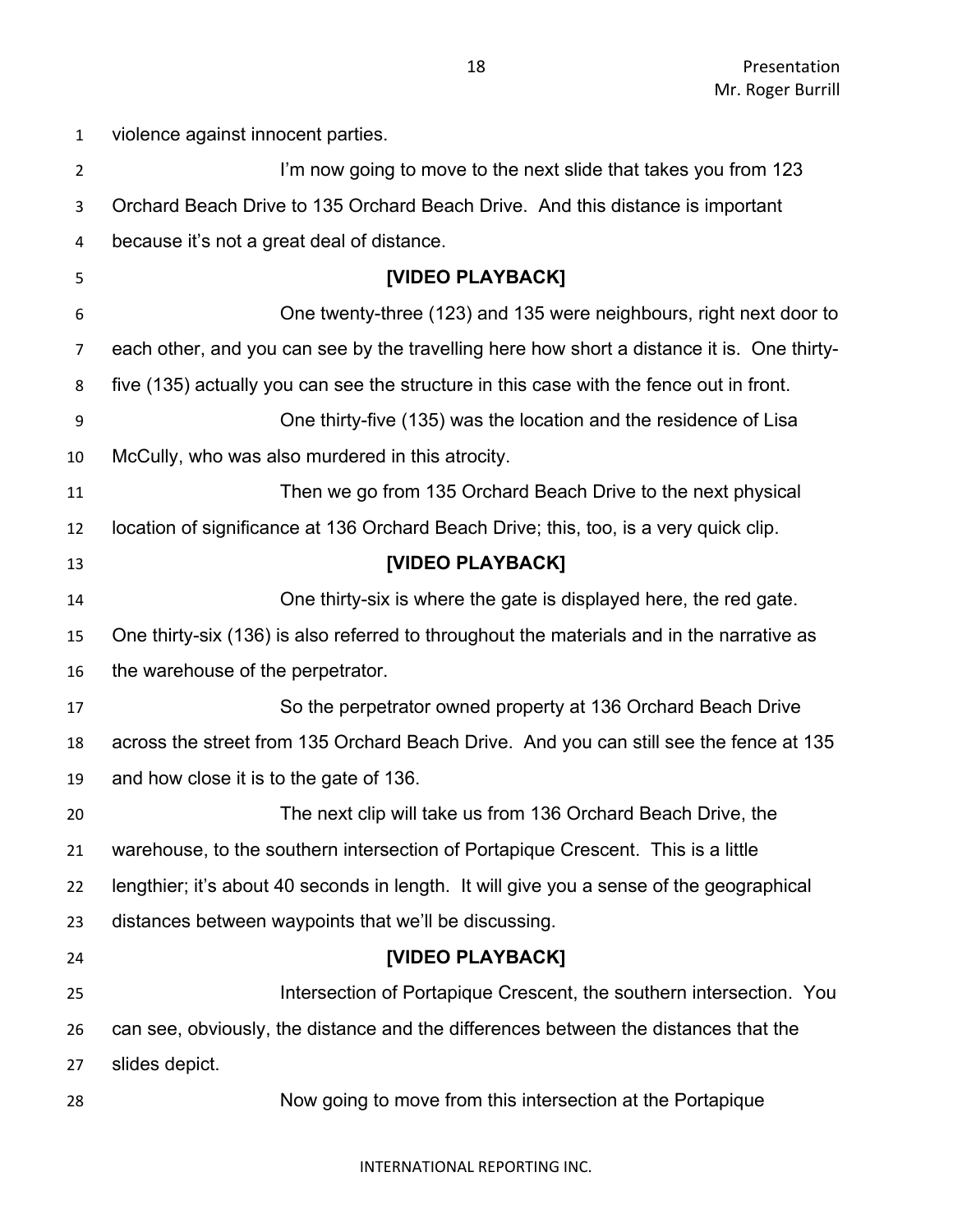violence against innocent parties.

I'm now going to move to the next slide that takes you from 123 Orchard Beach Drive to 135 Orchard Beach Drive. And this distance is important because it's not a great deal of distance.

**[VIDEO PLAYBACK]**

One twenty-three (123) and 135 were neighbours, right next door to each other, and you can see by the travelling here how short a distance it is. One thirty-five (135) actually you can see the structure in this case with the fence out in front.

One thirty-five (135) was the location and the residence of Lisa McCully, who was also murdered in this atrocity.

Then we go from 135 Orchard Beach Drive to the next physical location of significance at 136 Orchard Beach Drive; this, too, is a very quick clip.

**[VIDEO PLAYBACK]**

One thirty-six is where the gate is displayed here, the red gate. One thirty-six (136) is also referred to throughout the materials and in the narrative as the warehouse of the perpetrator.

So the perpetrator owned property at 136 Orchard Beach Drive across the street from 135 Orchard Beach Drive. And you can still see the fence at 135 and how close it is to the gate of 136.

The next clip will take us from 136 Orchard Beach Drive, the warehouse, to the southern intersection of Portapique Crescent. This is a little lengthier; it's about 40 seconds in length. It will give you a sense of the geographical distances between waypoints that we'll be discussing.

**[VIDEO PLAYBACK]**

Intersection of Portapique Crescent, the southern intersection. You can see, obviously, the distance and the differences between the distances that the slides depict.

Now going to move from this intersection at the Portapique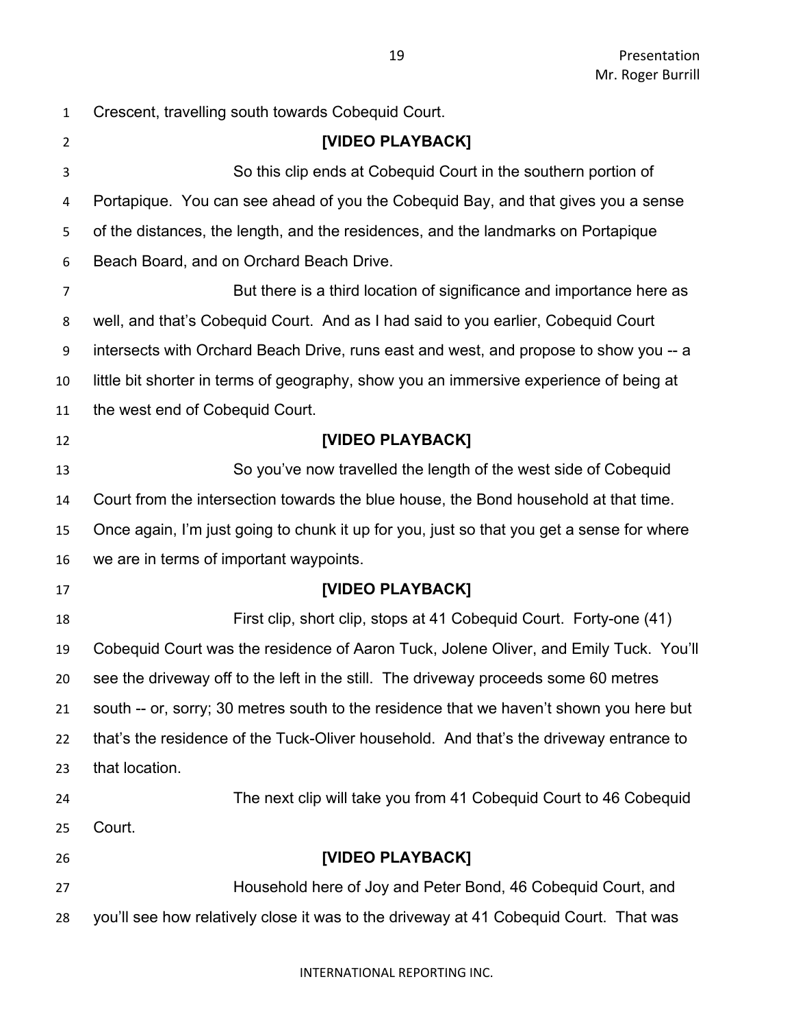Crescent, travelling south towards Cobequid Court.

**[VIDEO PLAYBACK]**

So this clip ends at Cobequid Court in the southern portion of Portapique. You can see ahead of you the Cobequid Bay, and that gives you a sense of the distances, the length, and the residences, and the landmarks on Portapique Beach Board, and on Orchard Beach Drive.

But there is a third location of significance and importance here as well, and that's Cobequid Court. And as I had said to you earlier, Cobequid Court intersects with Orchard Beach Drive, runs east and west, and propose to show you -- a little bit shorter in terms of geography, show you an immersive experience of being at the west end of Cobequid Court.

**[VIDEO PLAYBACK]**

So you've now travelled the length of the west side of Cobequid Court from the intersection towards the blue house, the Bond household at that time. Once again, I'm just going to chunk it up for you, just so that you get a sense for where we are in terms of important waypoints.

**[VIDEO PLAYBACK]**

First clip, short clip, stops at 41 Cobequid Court. Forty-one (41) Cobequid Court was the residence of Aaron Tuck, Jolene Oliver, and Emily Tuck. You'll see the driveway off to the left in the still. The driveway proceeds some 60 metres south -- or, sorry; 30 metres south to the residence that we haven't shown you here but that's the residence of the Tuck-Oliver household. And that's the driveway entrance to that location.

The next clip will take you from 41 Cobequid Court to 46 Cobequid Court.

**[VIDEO PLAYBACK]**

Household here of Joy and Peter Bond, 46 Cobequid Court, and you'll see how relatively close it was to the driveway at 41 Cobequid Court. That was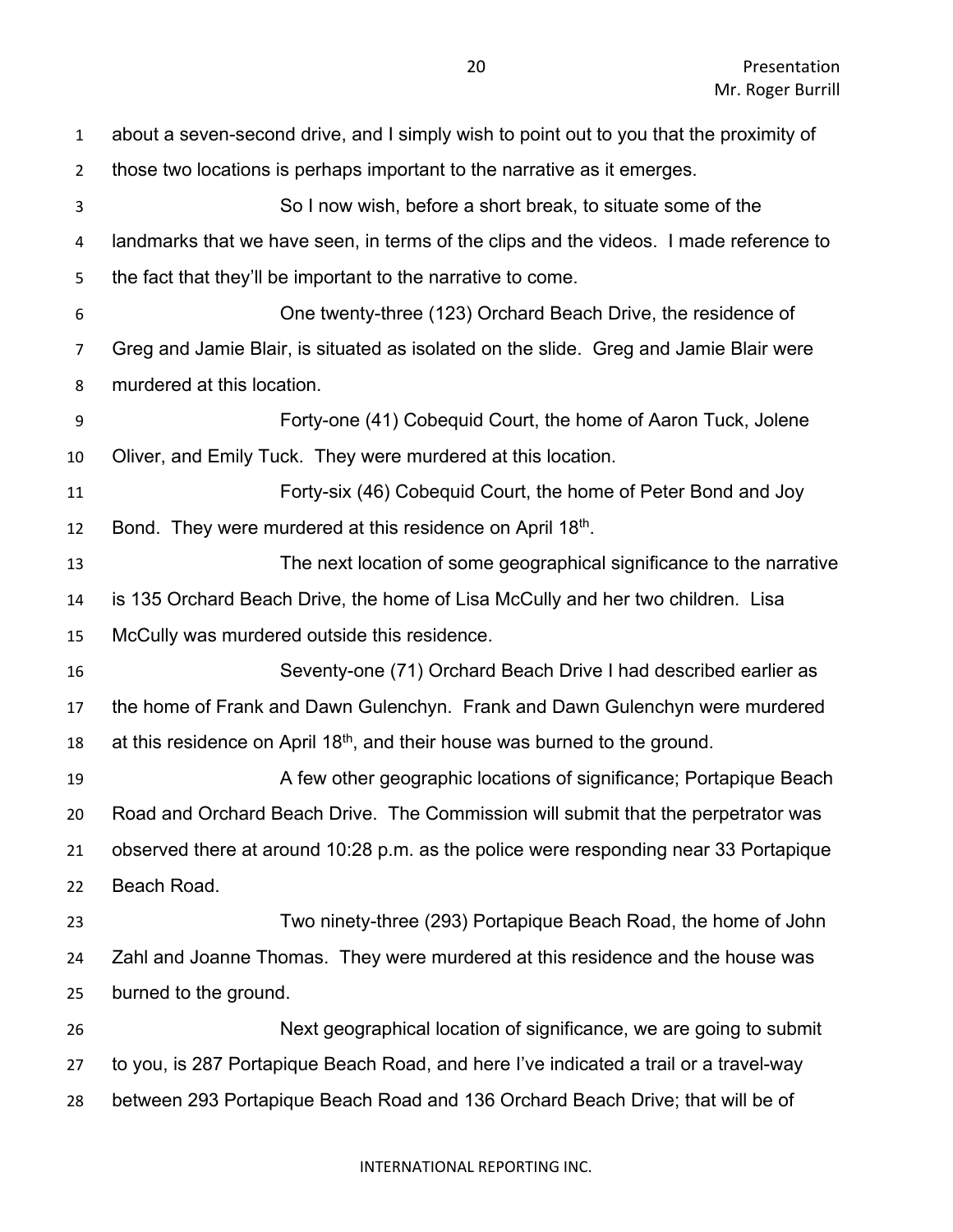about a seven-second drive, and I simply wish to point out to you that the proximity of those two locations is perhaps important to the narrative as it emerges.

So I now wish, before a short break, to situate some of the landmarks that we have seen, in terms of the clips and the videos. I made reference to the fact that they'll be important to the narrative to come.

One twenty-three (123) Orchard Beach Drive, the residence of Greg and Jamie Blair, is situated as isolated on the slide. Greg and Jamie Blair were murdered at this location.

Forty-one (41) Cobequid Court, the home of Aaron Tuck, Jolene Oliver, and Emily Tuck. They were murdered at this location.

Forty-six (46) Cobequid Court, the home of Peter Bond and Joy Bond. They were murdered at this residence on April 18th.

The next location of some geographical significance to the narrative is 135 Orchard Beach Drive, the home of Lisa McCully and her two children. Lisa McCully was murdered outside this residence.

Seventy-one (71) Orchard Beach Drive I had described earlier as the home of Frank and Dawn Gulenchyn. Frank and Dawn Gulenchyn were murdered at this residence on April 18th, and their house was burned to the ground.

A few other geographic locations of significance; Portapique Beach Road and Orchard Beach Drive. The Commission will submit that the perpetrator was observed there at around 10:28 p.m. as the police were responding near 33 Portapique Beach Road.

Two ninety-three (293) Portapique Beach Road, the home of John Zahl and Joanne Thomas. They were murdered at this residence and the house was burned to the ground.

Next geographical location of significance, we are going to submit to you, is 287 Portapique Beach Road, and here I've indicated a trail or a travel-way between 293 Portapique Beach Road and 136 Orchard Beach Drive; that will be of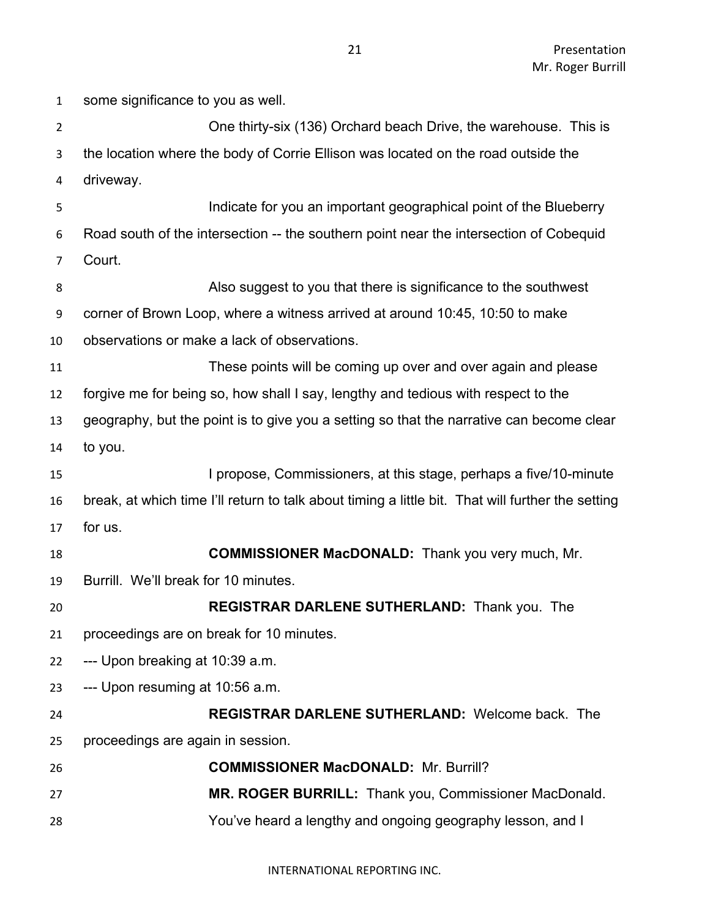some significance to you as well.

One thirty-six (136) Orchard beach Drive, the warehouse. This is the location where the body of Corrie Ellison was located on the road outside the driveway.

Indicate for you an important geographical point of the Blueberry Road south of the intersection -- the southern point near the intersection of Cobequid Court.

Also suggest to you that there is significance to the southwest corner of Brown Loop, where a witness arrived at around 10:45, 10:50 to make observations or make a lack of observations.

These points will be coming up over and over again and please forgive me for being so, how shall I say, lengthy and tedious with respect to the geography, but the point is to give you a setting so that the narrative can become clear to you.

I propose, Commissioners, at this stage, perhaps a five/10-minute break, at which time I'll return to talk about timing a little bit. That will further the setting for us.

**COMMISSIONER MacDONALD:** Thank you very much, Mr. Burrill. We'll break for 10 minutes.

**REGISTRAR DARLENE SUTHERLAND:** Thank you. The proceedings are on break for 10 minutes.

--- Upon breaking at 10:39 a.m.

--- Upon resuming at 10:56 a.m.

**REGISTRAR DARLENE SUTHERLAND:** Welcome back. The proceedings are again in session.

**COMMISSIONER MacDONALD:** Mr. Burrill?

**MR. ROGER BURRILL:** Thank you, Commissioner MacDonald.

You've heard a lengthy and ongoing geography lesson, and I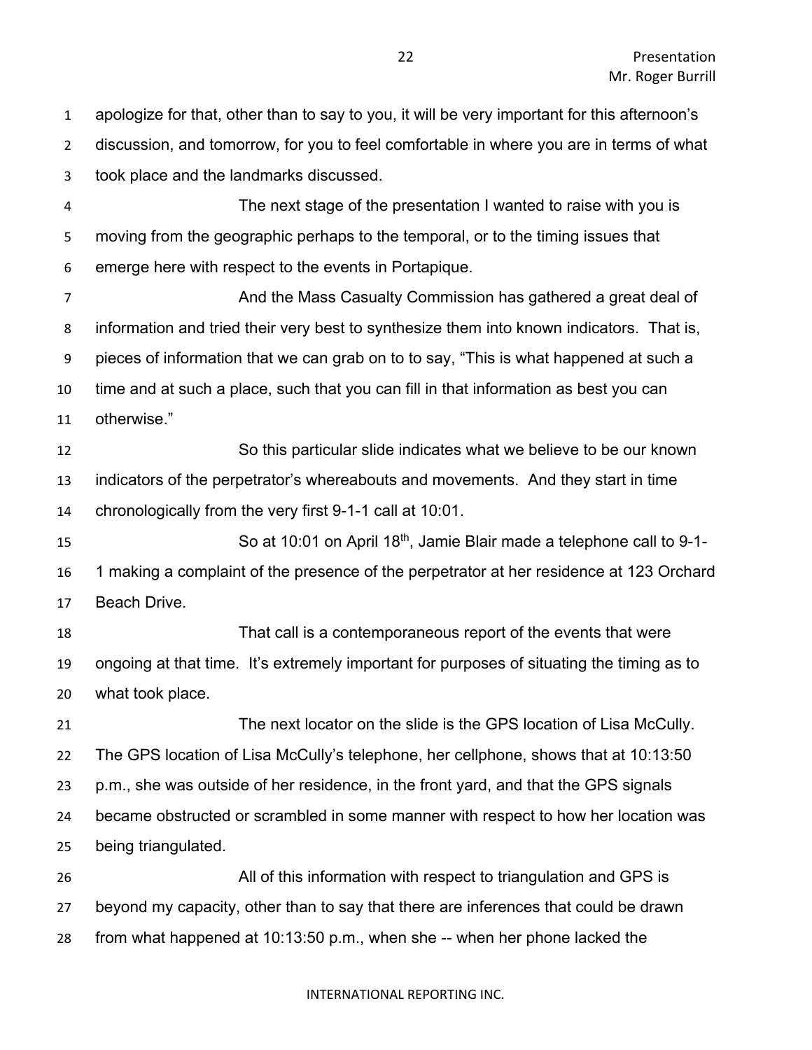apologize for that, other than to say to you, it will be very important for this afternoon's discussion, and tomorrow, for you to feel comfortable in where you are in terms of what took place and the landmarks discussed.

The next stage of the presentation I wanted to raise with you is moving from the geographic perhaps to the temporal, or to the timing issues that emerge here with respect to the events in Portapique.

And the Mass Casualty Commission has gathered a great deal of information and tried their very best to synthesize them into known indicators. That is, pieces of information that we can grab on to to say, "This is what happened at such a time and at such a place, such that you can fill in that information as best you can otherwise."

So this particular slide indicates what we believe to be our known indicators of the perpetrator's whereabouts and movements. And they start in time chronologically from the very first 9-1-1 call at 10:01.

So at 10:01 on April 18th, Jamie Blair made a telephone call to 9-1-1 making a complaint of the presence of the perpetrator at her residence at 123 Orchard Beach Drive.

That call is a contemporaneous report of the events that were ongoing at that time. It's extremely important for purposes of situating the timing as to what took place.

The next locator on the slide is the GPS location of Lisa McCully. The GPS location of Lisa McCully's telephone, her cellphone, shows that at 10:13:50 p.m., she was outside of her residence, in the front yard, and that the GPS signals became obstructed or scrambled in some manner with respect to how her location was being triangulated.

All of this information with respect to triangulation and GPS is beyond my capacity, other than to say that there are inferences that could be drawn from what happened at 10:13:50 p.m., when she -- when her phone lacked the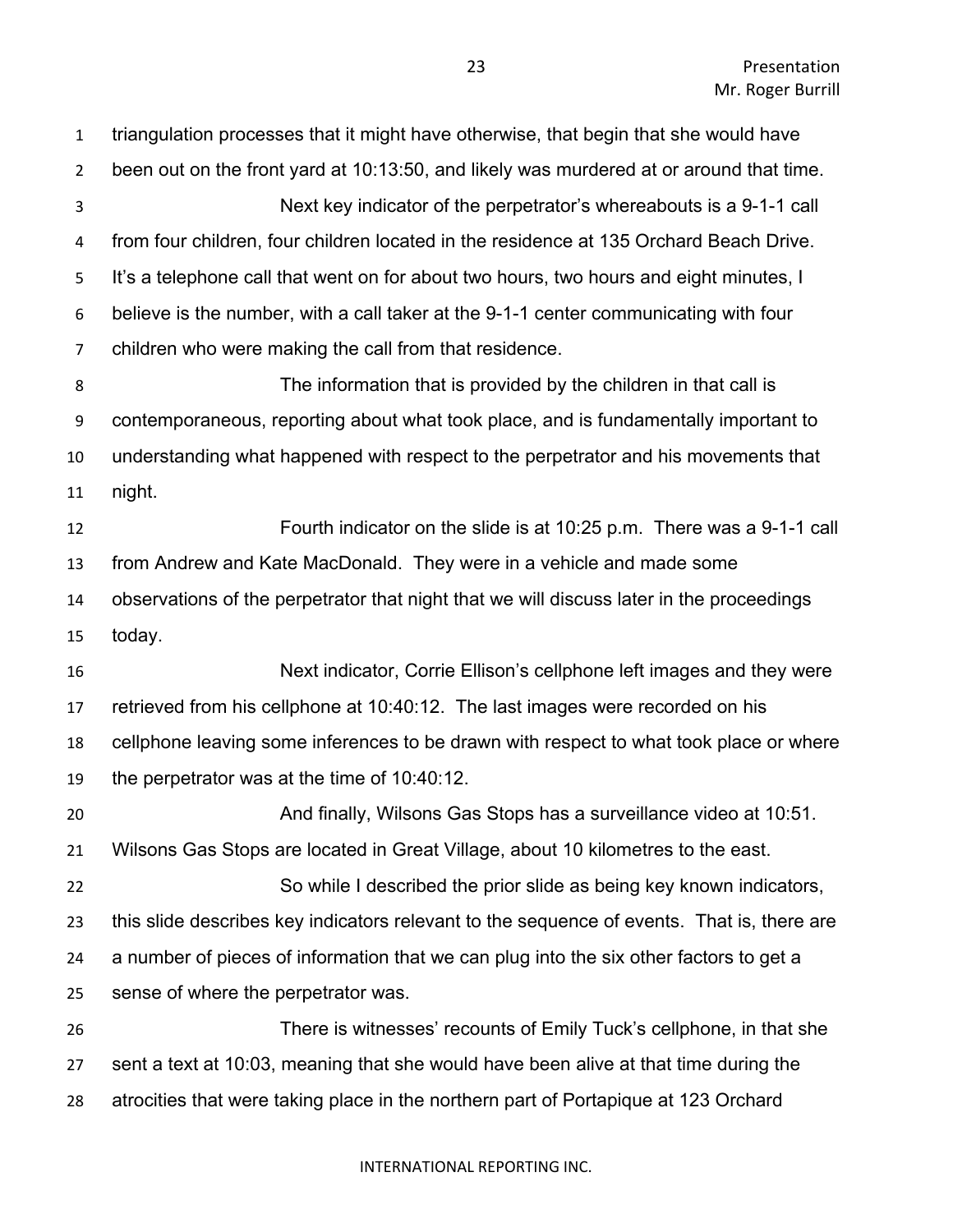triangulation processes that it might have otherwise, that begin that she would have been out on the front yard at 10:13:50, and likely was murdered at or around that time.

Next key indicator of the perpetrator's whereabouts is a 9-1-1 call from four children, four children located in the residence at 135 Orchard Beach Drive. It's a telephone call that went on for about two hours, two hours and eight minutes, I believe is the number, with a call taker at the 9-1-1 center communicating with four children who were making the call from that residence.

The information that is provided by the children in that call is contemporaneous, reporting about what took place, and is fundamentally important to understanding what happened with respect to the perpetrator and his movements that night.

Fourth indicator on the slide is at 10:25 p.m. There was a 9-1-1 call from Andrew and Kate MacDonald. They were in a vehicle and made some observations of the perpetrator that night that we will discuss later in the proceedings today.

Next indicator, Corrie Ellison's cellphone left images and they were retrieved from his cellphone at 10:40:12. The last images were recorded on his cellphone leaving some inferences to be drawn with respect to what took place or where the perpetrator was at the time of 10:40:12.

And finally, Wilsons Gas Stops has a surveillance video at 10:51. Wilsons Gas Stops are located in Great Village, about 10 kilometres to the east.

So while I described the prior slide as being key known indicators, this slide describes key indicators relevant to the sequence of events. That is, there are a number of pieces of information that we can plug into the six other factors to get a sense of where the perpetrator was.

There is witnesses' recounts of Emily Tuck's cellphone, in that she sent a text at 10:03, meaning that she would have been alive at that time during the atrocities that were taking place in the northern part of Portapique at 123 Orchard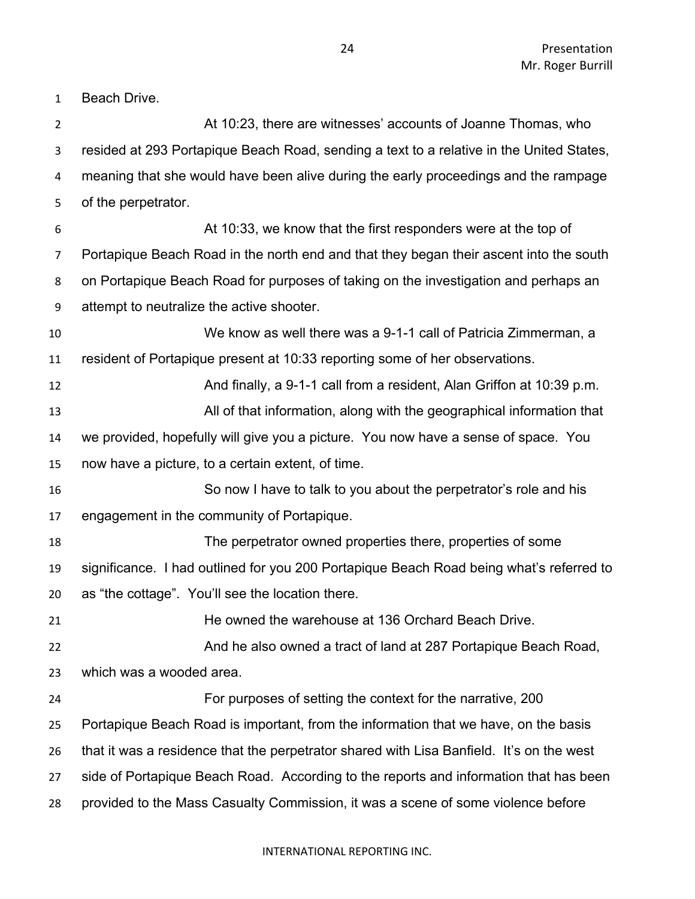Beach Drive.

At 10:23, there are witnesses' accounts of Joanne Thomas, who resided at 293 Portapique Beach Road, sending a text to a relative in the United States, meaning that she would have been alive during the early proceedings and the rampage of the perpetrator.

At 10:33, we know that the first responders were at the top of Portapique Beach Road in the north end and that they began their ascent into the south on Portapique Beach Road for purposes of taking on the investigation and perhaps an attempt to neutralize the active shooter.

We know as well there was a 9-1-1 call of Patricia Zimmerman, a resident of Portapique present at 10:33 reporting some of her observations.

And finally, a 9-1-1 call from a resident, Alan Griffon at 10:39 p.m.

All of that information, along with the geographical information that we provided, hopefully will give you a picture. You now have a sense of space. You now have a picture, to a certain extent, of time.

So now I have to talk to you about the perpetrator's role and his engagement in the community of Portapique.

The perpetrator owned properties there, properties of some significance. I had outlined for you 200 Portapique Beach Road being what's referred to as "the cottage". You'll see the location there.

He owned the warehouse at 136 Orchard Beach Drive.

And he also owned a tract of land at 287 Portapique Beach Road, which was a wooded area.

For purposes of setting the context for the narrative, 200 Portapique Beach Road is important, from the information that we have, on the basis that it was a residence that the perpetrator shared with Lisa Banfield. It's on the west side of Portapique Beach Road. According to the reports and information that has been provided to the Mass Casualty Commission, it was a scene of some violence before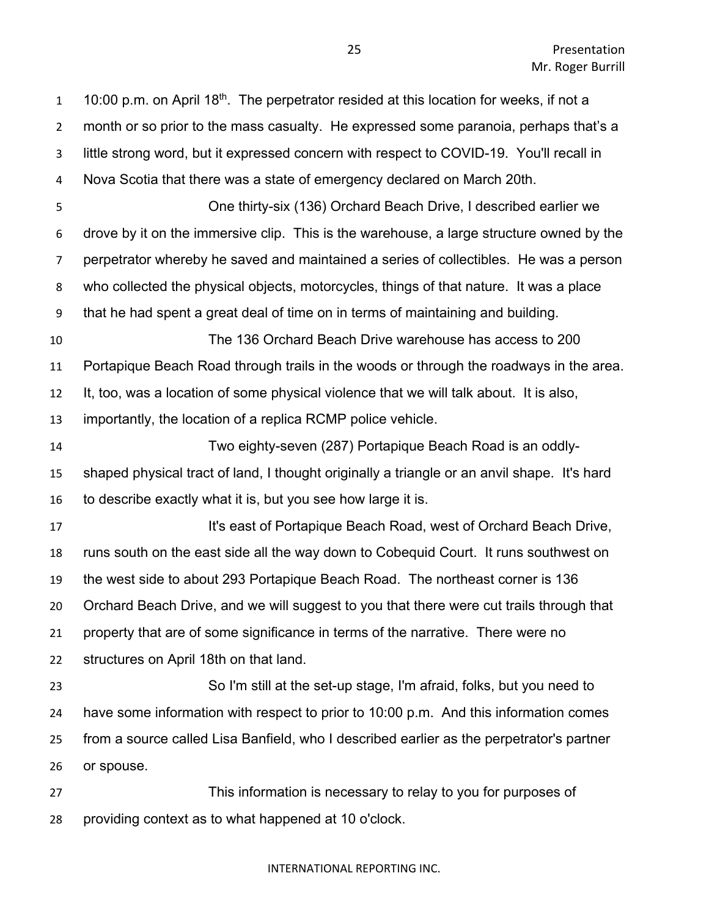10:00 p.m. on April 18th. The perpetrator resided at this location for weeks, if not a month or so prior to the mass casualty. He expressed some paranoia, perhaps that's a little strong word, but it expressed concern with respect to COVID-19. You'll recall in Nova Scotia that there was a state of emergency declared on March 20th.

One thirty-six (136) Orchard Beach Drive, I described earlier we drove by it on the immersive clip. This is the warehouse, a large structure owned by the perpetrator whereby he saved and maintained a series of collectibles. He was a person who collected the physical objects, motorcycles, things of that nature. It was a place that he had spent a great deal of time on in terms of maintaining and building.

The 136 Orchard Beach Drive warehouse has access to 200 Portapique Beach Road through trails in the woods or through the roadways in the area. It, too, was a location of some physical violence that we will talk about. It is also, importantly, the location of a replica RCMP police vehicle.

Two eighty-seven (287) Portapique Beach Road is an oddly-shaped physical tract of land, I thought originally a triangle or an anvil shape. It's hard to describe exactly what it is, but you see how large it is.

It's east of Portapique Beach Road, west of Orchard Beach Drive, runs south on the east side all the way down to Cobequid Court. It runs southwest on the west side to about 293 Portapique Beach Road. The northeast corner is 136 Orchard Beach Drive, and we will suggest to you that there were cut trails through that property that are of some significance in terms of the narrative. There were no structures on April 18th on that land.

So I'm still at the set-up stage, I'm afraid, folks, but you need to have some information with respect to prior to 10:00 p.m. And this information comes from a source called Lisa Banfield, who I described earlier as the perpetrator's partner or spouse.

This information is necessary to relay to you for purposes of providing context as to what happened at 10 o'clock.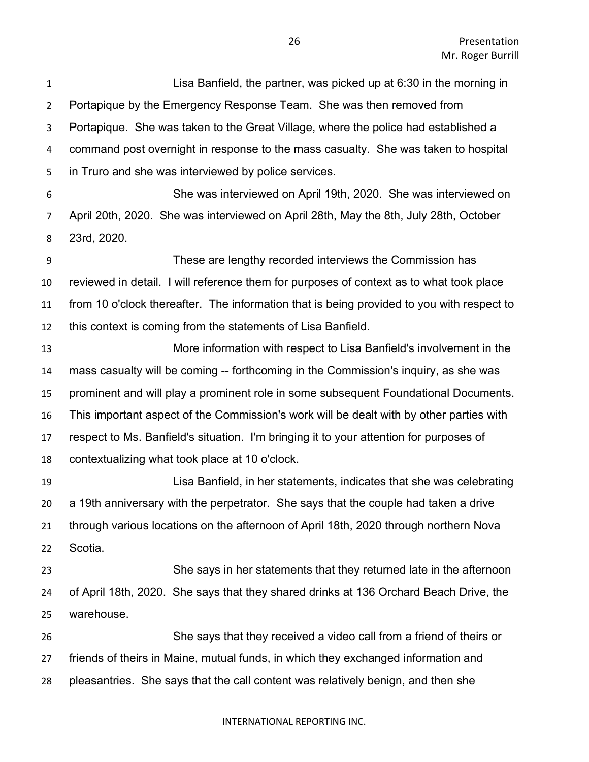Lisa Banfield, the partner, was picked up at 6:30 in the morning in Portapique by the Emergency Response Team. She was then removed from Portapique. She was taken to the Great Village, where the police had established a command post overnight in response to the mass casualty. She was taken to hospital in Truro and she was interviewed by police services.

She was interviewed on April 19th, 2020. She was interviewed on April 20th, 2020. She was interviewed on April 28th, May the 8th, July 28th, October 23rd, 2020.

These are lengthy recorded interviews the Commission has reviewed in detail. I will reference them for purposes of context as to what took place from 10 o'clock thereafter. The information that is being provided to you with respect to this context is coming from the statements of Lisa Banfield.

More information with respect to Lisa Banfield's involvement in the mass casualty will be coming -- forthcoming in the Commission's inquiry, as she was prominent and will play a prominent role in some subsequent Foundational Documents. This important aspect of the Commission's work will be dealt with by other parties with respect to Ms. Banfield's situation. I'm bringing it to your attention for purposes of contextualizing what took place at 10 o'clock.

Lisa Banfield, in her statements, indicates that she was celebrating a 19th anniversary with the perpetrator. She says that the couple had taken a drive through various locations on the afternoon of April 18th, 2020 through northern Nova Scotia.

She says in her statements that they returned late in the afternoon of April 18th, 2020. She says that they shared drinks at 136 Orchard Beach Drive, the warehouse.

She says that they received a video call from a friend of theirs or friends of theirs in Maine, mutual funds, in which they exchanged information and pleasantries. She says that the call content was relatively benign, and then she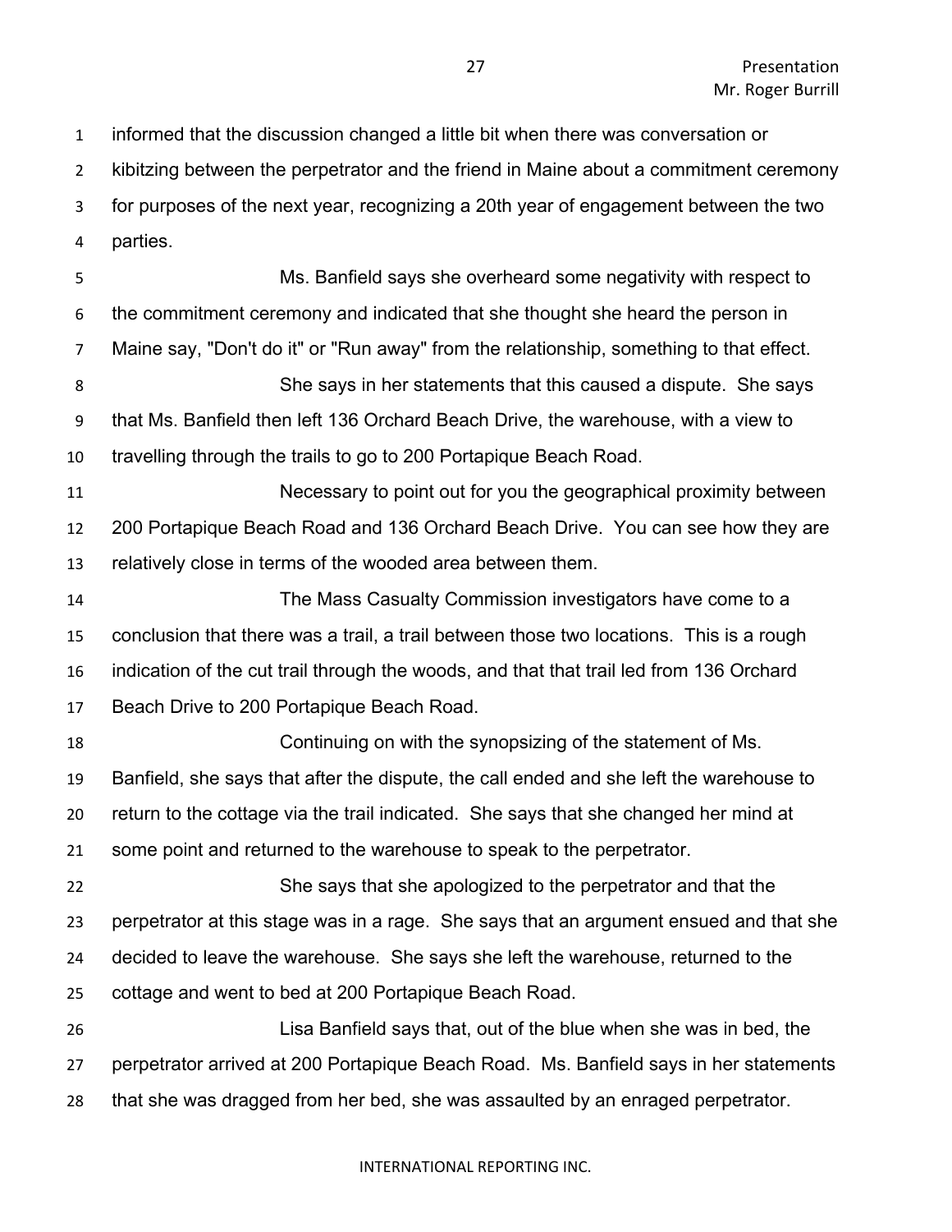informed that the discussion changed a little bit when there was conversation or kibitzing between the perpetrator and the friend in Maine about a commitment ceremony for purposes of the next year, recognizing a 20th year of engagement between the two parties.

Ms. Banfield says she overheard some negativity with respect to the commitment ceremony and indicated that she thought she heard the person in Maine say, "Don't do it" or "Run away" from the relationship, something to that effect.

She says in her statements that this caused a dispute. She says that Ms. Banfield then left 136 Orchard Beach Drive, the warehouse, with a view to travelling through the trails to go to 200 Portapique Beach Road.

Necessary to point out for you the geographical proximity between 200 Portapique Beach Road and 136 Orchard Beach Drive. You can see how they are relatively close in terms of the wooded area between them.

The Mass Casualty Commission investigators have come to a conclusion that there was a trail, a trail between those two locations. This is a rough indication of the cut trail through the woods, and that that trail led from 136 Orchard Beach Drive to 200 Portapique Beach Road.

Continuing on with the synopsizing of the statement of Ms. Banfield, she says that after the dispute, the call ended and she left the warehouse to return to the cottage via the trail indicated. She says that she changed her mind at some point and returned to the warehouse to speak to the perpetrator.

She says that she apologized to the perpetrator and that the perpetrator at this stage was in a rage. She says that an argument ensued and that she decided to leave the warehouse. She says she left the warehouse, returned to the cottage and went to bed at 200 Portapique Beach Road.

Lisa Banfield says that, out of the blue when she was in bed, the perpetrator arrived at 200 Portapique Beach Road. Ms. Banfield says in her statements that she was dragged from her bed, she was assaulted by an enraged perpetrator.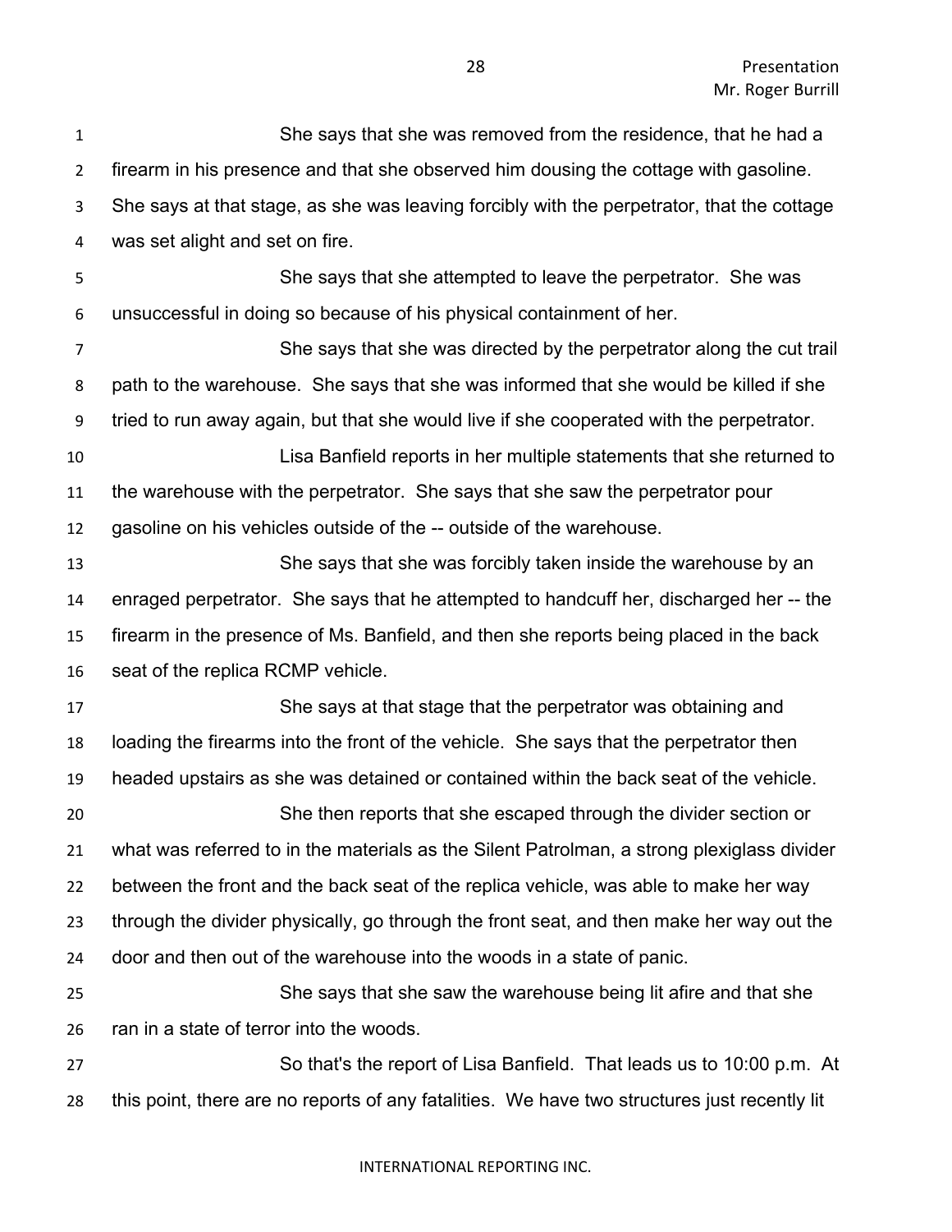She says that she was removed from the residence, that he had a firearm in his presence and that she observed him dousing the cottage with gasoline. She says at that stage, as she was leaving forcibly with the perpetrator, that the cottage was set alight and set on fire.

She says that she attempted to leave the perpetrator. She was unsuccessful in doing so because of his physical containment of her.

She says that she was directed by the perpetrator along the cut trail path to the warehouse. She says that she was informed that she would be killed if she tried to run away again, but that she would live if she cooperated with the perpetrator.

Lisa Banfield reports in her multiple statements that she returned to the warehouse with the perpetrator. She says that she saw the perpetrator pour gasoline on his vehicles outside of the -- outside of the warehouse.

She says that she was forcibly taken inside the warehouse by an enraged perpetrator. She says that he attempted to handcuff her, discharged her -- the firearm in the presence of Ms. Banfield, and then she reports being placed in the back seat of the replica RCMP vehicle.

She says at that stage that the perpetrator was obtaining and loading the firearms into the front of the vehicle. She says that the perpetrator then headed upstairs as she was detained or contained within the back seat of the vehicle.

She then reports that she escaped through the divider section or what was referred to in the materials as the Silent Patrolman, a strong plexiglass divider between the front and the back seat of the replica vehicle, was able to make her way through the divider physically, go through the front seat, and then make her way out the door and then out of the warehouse into the woods in a state of panic.

She says that she saw the warehouse being lit afire and that she ran in a state of terror into the woods.

So that's the report of Lisa Banfield. That leads us to 10:00 p.m. At this point, there are no reports of any fatalities. We have two structures just recently lit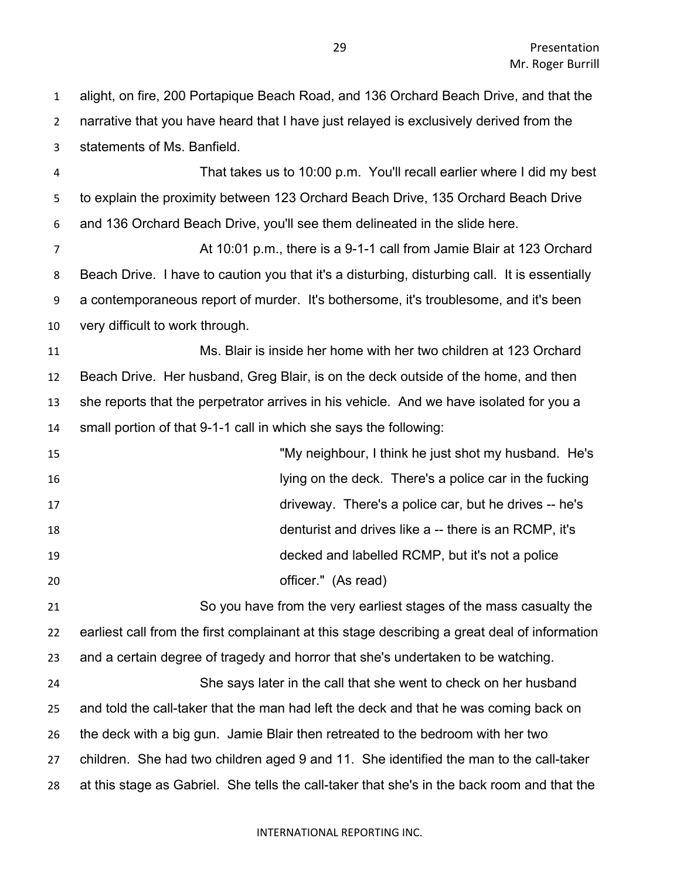alight, on fire, 200 Portapique Beach Road, and 136 Orchard Beach Drive, and that the narrative that you have heard that I have just relayed is exclusively derived from the statements of Ms. Banfield.

That takes us to 10:00 p.m. You'll recall earlier where I did my best to explain the proximity between 123 Orchard Beach Drive, 135 Orchard Beach Drive and 136 Orchard Beach Drive, you'll see them delineated in the slide here.

At 10:01 p.m., there is a 9-1-1 call from Jamie Blair at 123 Orchard Beach Drive. I have to caution you that it's a disturbing, disturbing call. It is essentially a contemporaneous report of murder. It's bothersome, it's troublesome, and it's been very difficult to work through.

Ms. Blair is inside her home with her two children at 123 Orchard Beach Drive. Her husband, Greg Blair, is on the deck outside of the home, and then she reports that the perpetrator arrives in his vehicle. And we have isolated for you a small portion of that 9-1-1 call in which she says the following:

> "My neighbour, I think he just shot my husband. He's lying on the deck. There's a police car in the fucking driveway. There's a police car, but he drives -- he's denturist and drives like a -- there is an RCMP, it's decked and labelled RCMP, but it's not a police officer." (As read)

So you have from the very earliest stages of the mass casualty the earliest call from the first complainant at this stage describing a great deal of information and a certain degree of tragedy and horror that she's undertaken to be watching.

She says later in the call that she went to check on her husband and told the call-taker that the man had left the deck and that he was coming back on the deck with a big gun. Jamie Blair then retreated to the bedroom with her two children. She had two children aged 9 and 11. She identified the man to the call-taker at this stage as Gabriel. She tells the call-taker that she's in the back room and that the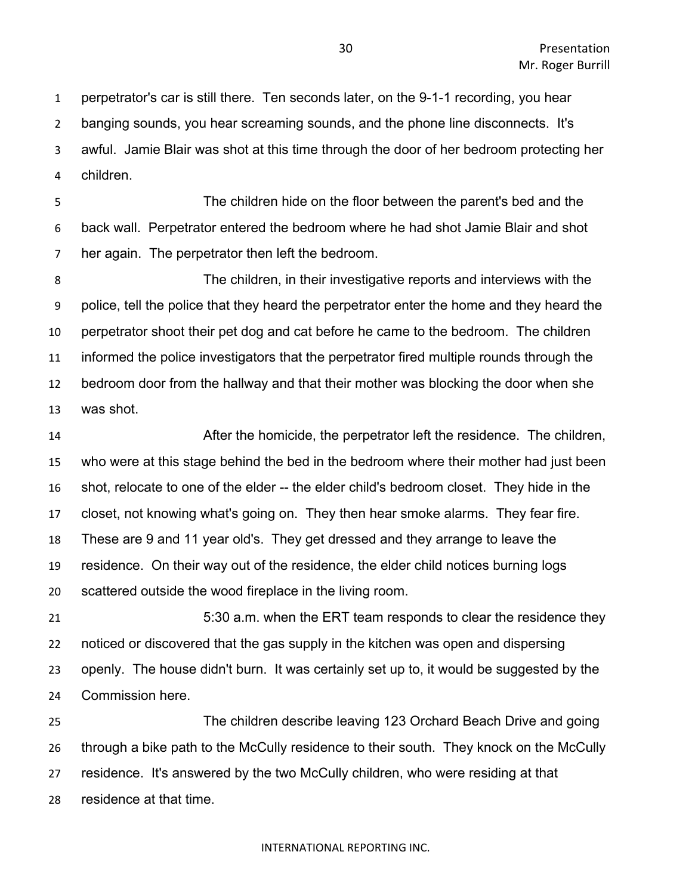perpetrator's car is still there. Ten seconds later, on the 9-1-1 recording, you hear banging sounds, you hear screaming sounds, and the phone line disconnects. It's awful. Jamie Blair was shot at this time through the door of her bedroom protecting her children.

The children hide on the floor between the parent's bed and the back wall. Perpetrator entered the bedroom where he had shot Jamie Blair and shot her again. The perpetrator then left the bedroom.

The children, in their investigative reports and interviews with the police, tell the police that they heard the perpetrator enter the home and they heard the perpetrator shoot their pet dog and cat before he came to the bedroom. The children informed the police investigators that the perpetrator fired multiple rounds through the bedroom door from the hallway and that their mother was blocking the door when she was shot.

After the homicide, the perpetrator left the residence. The children, who were at this stage behind the bed in the bedroom where their mother had just been shot, relocate to one of the elder -- the elder child's bedroom closet. They hide in the closet, not knowing what's going on. They then hear smoke alarms. They fear fire. These are 9 and 11 year old's. They get dressed and they arrange to leave the residence. On their way out of the residence, the elder child notices burning logs scattered outside the wood fireplace in the living room.

5:30 a.m. when the ERT team responds to clear the residence they noticed or discovered that the gas supply in the kitchen was open and dispersing openly. The house didn't burn. It was certainly set up to, it would be suggested by the Commission here.

The children describe leaving 123 Orchard Beach Drive and going through a bike path to the McCully residence to their south. They knock on the McCully residence. It's answered by the two McCully children, who were residing at that residence at that time.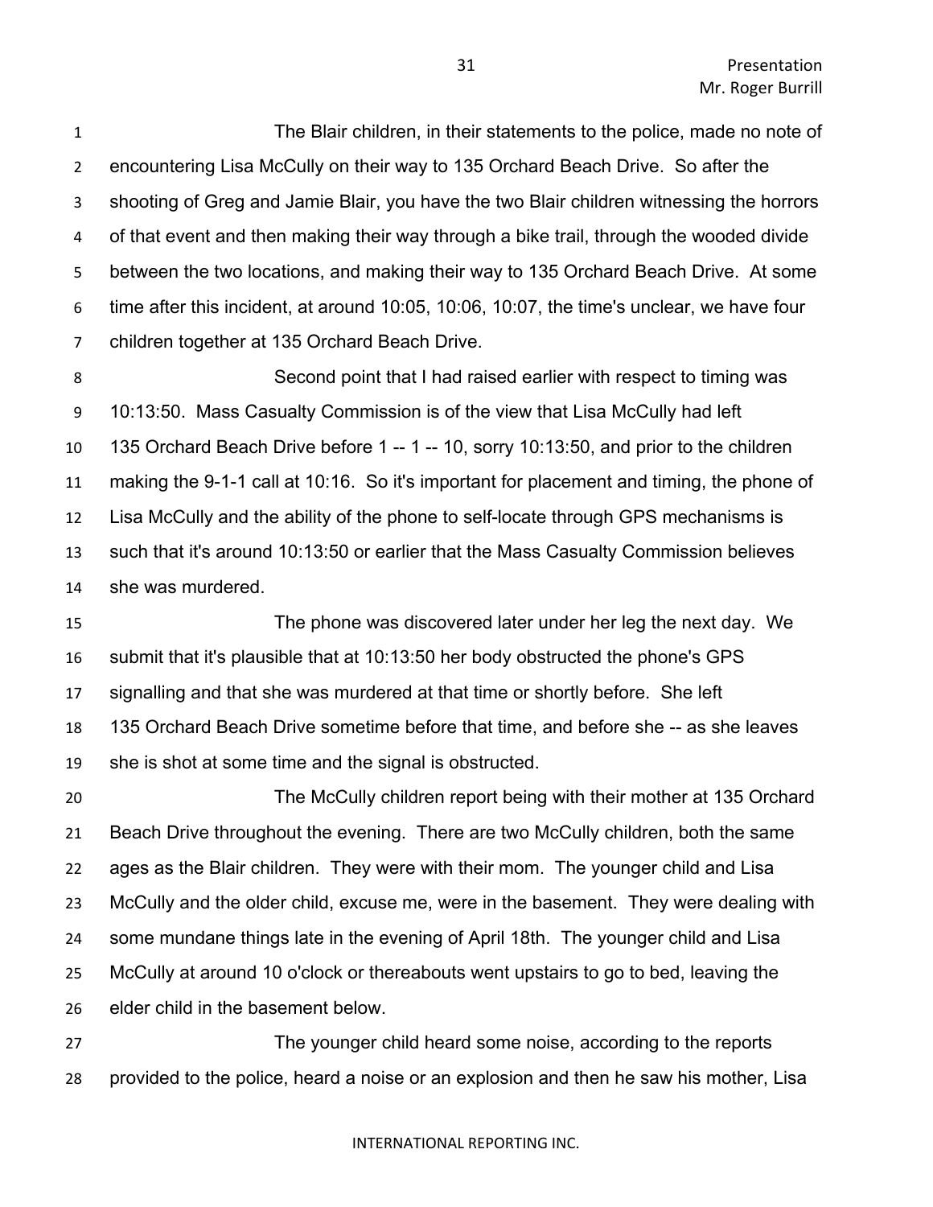The Blair children, in their statements to the police, made no note of encountering Lisa McCully on their way to 135 Orchard Beach Drive. So after the shooting of Greg and Jamie Blair, you have the two Blair children witnessing the horrors of that event and then making their way through a bike trail, through the wooded divide between the two locations, and making their way to 135 Orchard Beach Drive. At some time after this incident, at around 10:05, 10:06, 10:07, the time's unclear, we have four children together at 135 Orchard Beach Drive.

Second point that I had raised earlier with respect to timing was 10:13:50. Mass Casualty Commission is of the view that Lisa McCully had left 135 Orchard Beach Drive before 1 -- 1 -- 10, sorry 10:13:50, and prior to the children making the 9-1-1 call at 10:16. So it's important for placement and timing, the phone of Lisa McCully and the ability of the phone to self-locate through GPS mechanisms is such that it's around 10:13:50 or earlier that the Mass Casualty Commission believes she was murdered.

The phone was discovered later under her leg the next day. We submit that it's plausible that at 10:13:50 her body obstructed the phone's GPS signalling and that she was murdered at that time or shortly before. She left 135 Orchard Beach Drive sometime before that time, and before she -- as she leaves she is shot at some time and the signal is obstructed.

The McCully children report being with their mother at 135 Orchard Beach Drive throughout the evening. There are two McCully children, both the same ages as the Blair children. They were with their mom. The younger child and Lisa McCully and the older child, excuse me, were in the basement. They were dealing with some mundane things late in the evening of April 18th. The younger child and Lisa McCully at around 10 o'clock or thereabouts went upstairs to go to bed, leaving the elder child in the basement below.

The younger child heard some noise, according to the reports provided to the police, heard a noise or an explosion and then he saw his mother, Lisa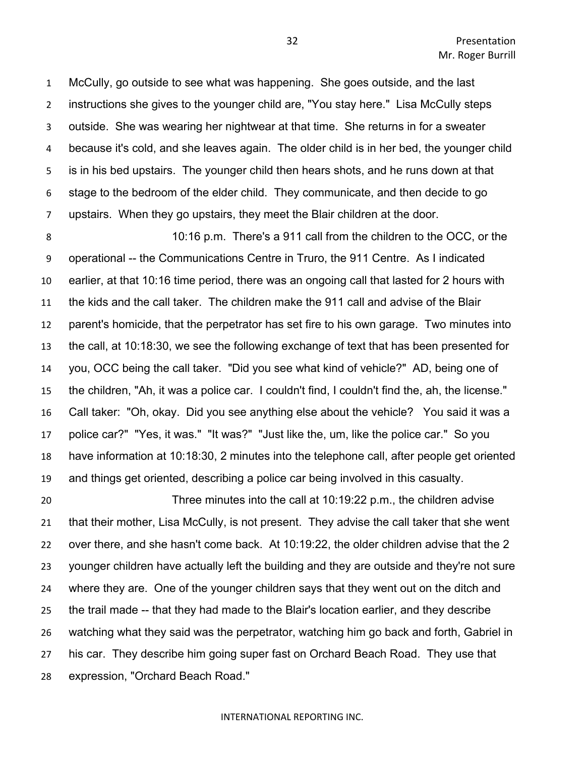McCully, go outside to see what was happening. She goes outside, and the last instructions she gives to the younger child are, "You stay here." Lisa McCully steps outside. She was wearing her nightwear at that time. She returns in for a sweater because it's cold, and she leaves again. The older child is in her bed, the younger child is in his bed upstairs. The younger child then hears shots, and he runs down at that stage to the bedroom of the elder child. They communicate, and then decide to go upstairs. When they go upstairs, they meet the Blair children at the door.

10:16 p.m. There's a 911 call from the children to the OCC, or the operational -- the Communications Centre in Truro, the 911 Centre. As I indicated earlier, at that 10:16 time period, there was an ongoing call that lasted for 2 hours with the kids and the call taker. The children make the 911 call and advise of the Blair parent's homicide, that the perpetrator has set fire to his own garage. Two minutes into the call, at 10:18:30, we see the following exchange of text that has been presented for you, OCC being the call taker. "Did you see what kind of vehicle?" AD, being one of the children, "Ah, it was a police car. I couldn't find, I couldn't find the, ah, the license." Call taker: "Oh, okay. Did you see anything else about the vehicle? You said it was a police car?" "Yes, it was." "It was?" "Just like the, um, like the police car." So you have information at 10:18:30, 2 minutes into the telephone call, after people get oriented and things get oriented, describing a police car being involved in this casualty.

Three minutes into the call at 10:19:22 p.m., the children advise that their mother, Lisa McCully, is not present. They advise the call taker that she went over there, and she hasn't come back. At 10:19:22, the older children advise that the 2 younger children have actually left the building and they are outside and they're not sure where they are. One of the younger children says that they went out on the ditch and the trail made -- that they had made to the Blair's location earlier, and they describe watching what they said was the perpetrator, watching him go back and forth, Gabriel in his car. They describe him going super fast on Orchard Beach Road. They use that expression, "Orchard Beach Road."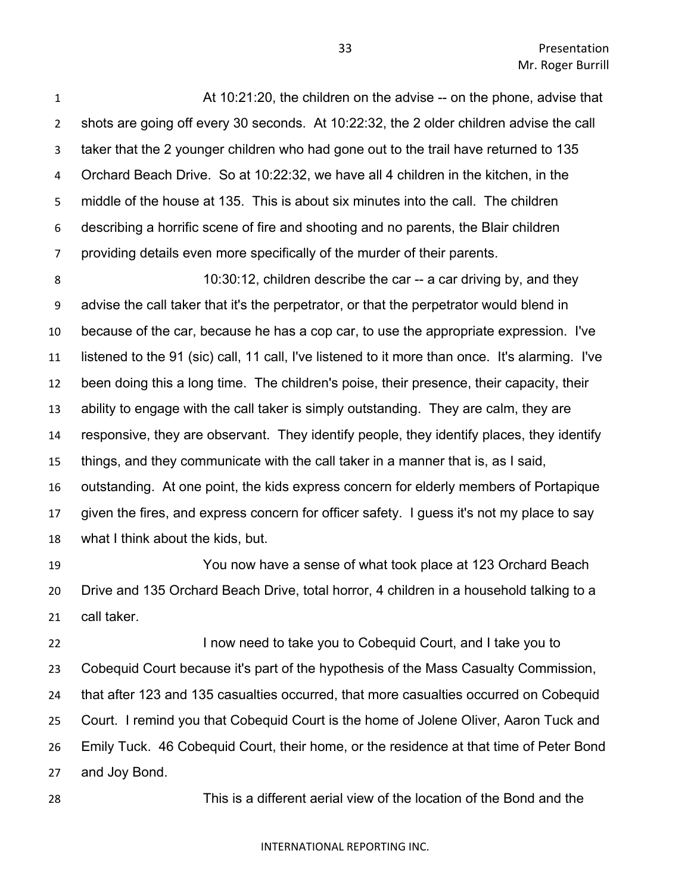At 10:21:20, the children on the advise -- on the phone, advise that shots are going off every 30 seconds. At 10:22:32, the 2 older children advise the call taker that the 2 younger children who had gone out to the trail have returned to 135 Orchard Beach Drive. So at 10:22:32, we have all 4 children in the kitchen, in the middle of the house at 135. This is about six minutes into the call. The children describing a horrific scene of fire and shooting and no parents, the Blair children providing details even more specifically of the murder of their parents.

10:30:12, children describe the car -- a car driving by, and they advise the call taker that it's the perpetrator, or that the perpetrator would blend in because of the car, because he has a cop car, to use the appropriate expression. I've listened to the 91 (sic) call, 11 call, I've listened to it more than once. It's alarming. I've been doing this a long time. The children's poise, their presence, their capacity, their ability to engage with the call taker is simply outstanding. They are calm, they are responsive, they are observant. They identify people, they identify places, they identify things, and they communicate with the call taker in a manner that is, as I said, outstanding. At one point, the kids express concern for elderly members of Portapique given the fires, and express concern for officer safety. I guess it's not my place to say what I think about the kids, but.

You now have a sense of what took place at 123 Orchard Beach Drive and 135 Orchard Beach Drive, total horror, 4 children in a household talking to a call taker.

I now need to take you to Cobequid Court, and I take you to Cobequid Court because it's part of the hypothesis of the Mass Casualty Commission, that after 123 and 135 casualties occurred, that more casualties occurred on Cobequid Court. I remind you that Cobequid Court is the home of Jolene Oliver, Aaron Tuck and Emily Tuck. 46 Cobequid Court, their home, or the residence at that time of Peter Bond and Joy Bond.

This is a different aerial view of the location of the Bond and the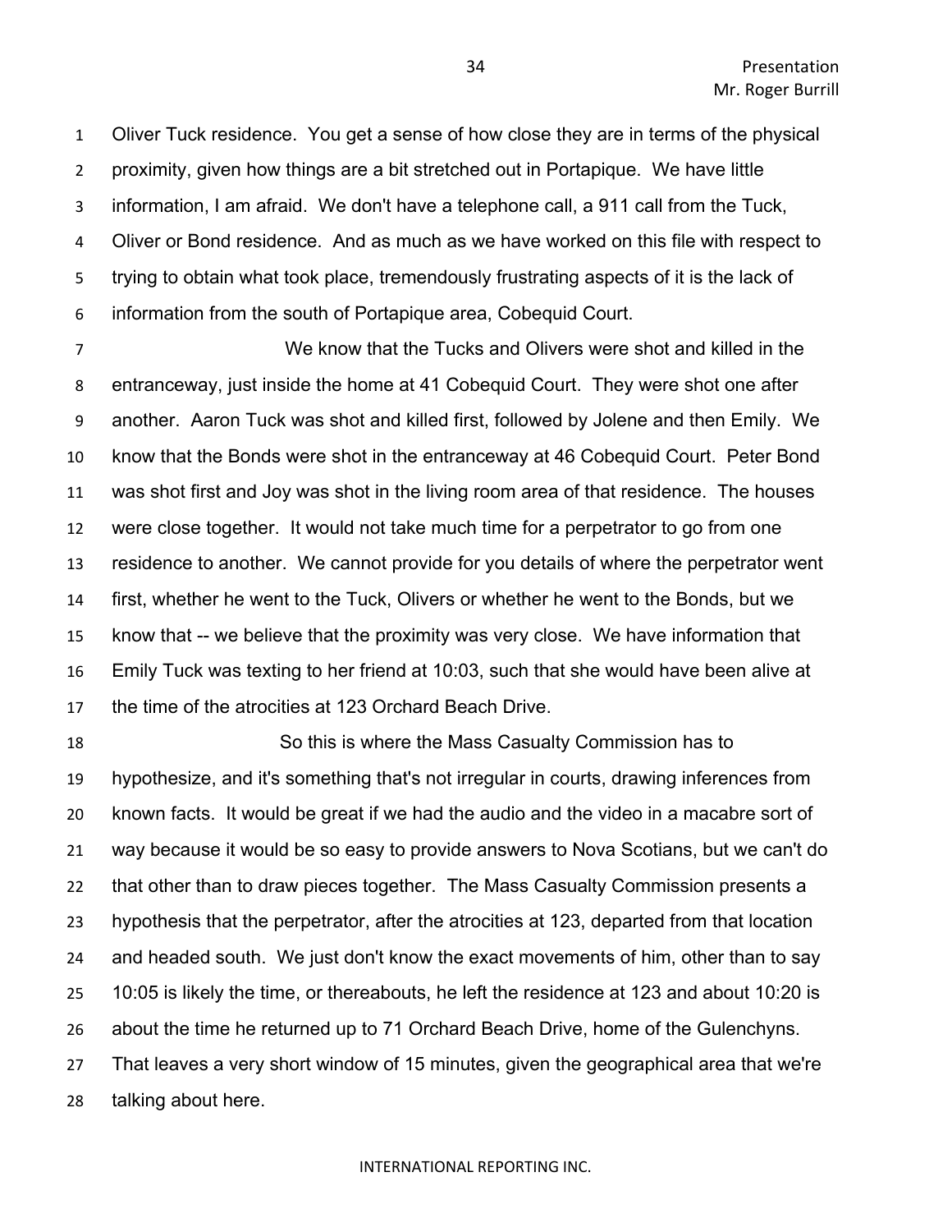Oliver Tuck residence. You get a sense of how close they are in terms of the physical proximity, given how things are a bit stretched out in Portapique. We have little information, I am afraid. We don't have a telephone call, a 911 call from the Tuck, Oliver or Bond residence. And as much as we have worked on this file with respect to trying to obtain what took place, tremendously frustrating aspects of it is the lack of information from the south of Portapique area, Cobequid Court.

We know that the Tucks and Olivers were shot and killed in the entranceway, just inside the home at 41 Cobequid Court. They were shot one after another. Aaron Tuck was shot and killed first, followed by Jolene and then Emily. We know that the Bonds were shot in the entranceway at 46 Cobequid Court. Peter Bond was shot first and Joy was shot in the living room area of that residence. The houses were close together. It would not take much time for a perpetrator to go from one residence to another. We cannot provide for you details of where the perpetrator went first, whether he went to the Tuck, Olivers or whether he went to the Bonds, but we know that -- we believe that the proximity was very close. We have information that Emily Tuck was texting to her friend at 10:03, such that she would have been alive at the time of the atrocities at 123 Orchard Beach Drive.

So this is where the Mass Casualty Commission has to hypothesize, and it's something that's not irregular in courts, drawing inferences from known facts. It would be great if we had the audio and the video in a macabre sort of way because it would be so easy to provide answers to Nova Scotians, but we can't do that other than to draw pieces together. The Mass Casualty Commission presents a hypothesis that the perpetrator, after the atrocities at 123, departed from that location and headed south. We just don't know the exact movements of him, other than to say 10:05 is likely the time, or thereabouts, he left the residence at 123 and about 10:20 is about the time he returned up to 71 Orchard Beach Drive, home of the Gulenchyns. That leaves a very short window of 15 minutes, given the geographical area that we're talking about here.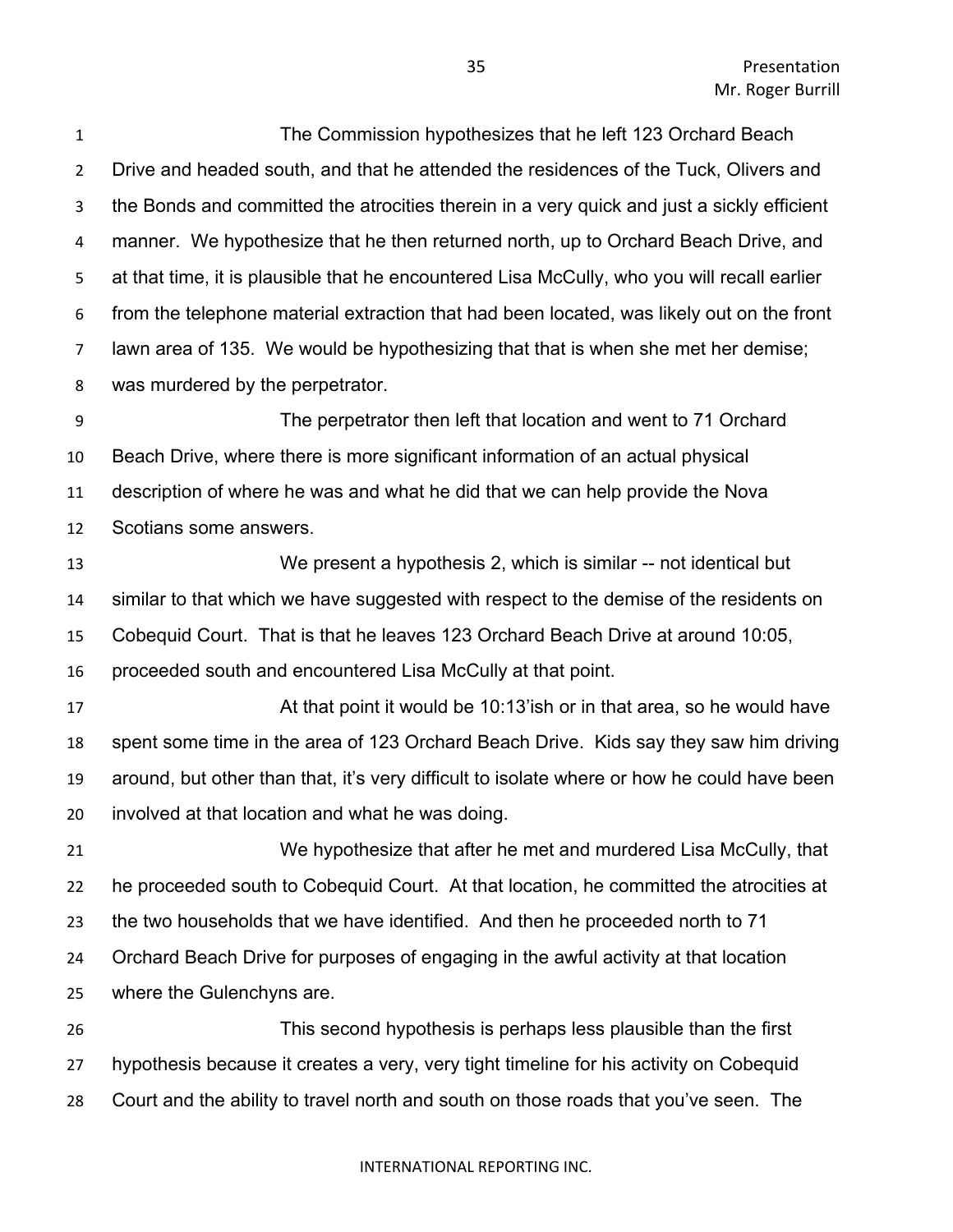The Commission hypothesizes that he left 123 Orchard Beach Drive and headed south, and that he attended the residences of the Tuck, Olivers and the Bonds and committed the atrocities therein in a very quick and just a sickly efficient manner. We hypothesize that he then returned north, up to Orchard Beach Drive, and at that time, it is plausible that he encountered Lisa McCully, who you will recall earlier from the telephone material extraction that had been located, was likely out on the front lawn area of 135. We would be hypothesizing that that is when she met her demise; was murdered by the perpetrator.

The perpetrator then left that location and went to 71 Orchard Beach Drive, where there is more significant information of an actual physical description of where he was and what he did that we can help provide the Nova Scotians some answers.

We present a hypothesis 2, which is similar -- not identical but similar to that which we have suggested with respect to the demise of the residents on Cobequid Court. That is that he leaves 123 Orchard Beach Drive at around 10:05, proceeded south and encountered Lisa McCully at that point.

At that point it would be 10:13'ish or in that area, so he would have spent some time in the area of 123 Orchard Beach Drive. Kids say they saw him driving around, but other than that, it's very difficult to isolate where or how he could have been involved at that location and what he was doing.

We hypothesize that after he met and murdered Lisa McCully, that he proceeded south to Cobequid Court. At that location, he committed the atrocities at the two households that we have identified. And then he proceeded north to 71 Orchard Beach Drive for purposes of engaging in the awful activity at that location where the Gulenchyns are.

This second hypothesis is perhaps less plausible than the first hypothesis because it creates a very, very tight timeline for his activity on Cobequid Court and the ability to travel north and south on those roads that you've seen. The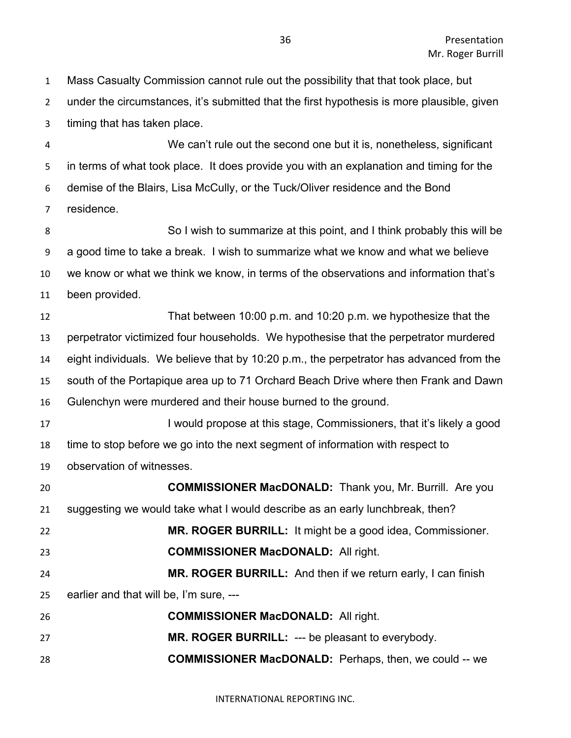Mass Casualty Commission cannot rule out the possibility that that took place, but under the circumstances, it's submitted that the first hypothesis is more plausible, given timing that has taken place.

We can't rule out the second one but it is, nonetheless, significant in terms of what took place. It does provide you with an explanation and timing for the demise of the Blairs, Lisa McCully, or the Tuck/Oliver residence and the Bond residence.

So I wish to summarize at this point, and I think probably this will be a good time to take a break. I wish to summarize what we know and what we believe we know or what we think we know, in terms of the observations and information that's been provided.

That between 10:00 p.m. and 10:20 p.m. we hypothesize that the perpetrator victimized four households. We hypothesise that the perpetrator murdered eight individuals. We believe that by 10:20 p.m., the perpetrator has advanced from the south of the Portapique area up to 71 Orchard Beach Drive where then Frank and Dawn Gulenchyn were murdered and their house burned to the ground.

I would propose at this stage, Commissioners, that it's likely a good time to stop before we go into the next segment of information with respect to observation of witnesses.

**COMMISSIONER MacDONALD:** Thank you, Mr. Burrill. Are you suggesting we would take what I would describe as an early lunchbreak, then?

**MR. ROGER BURRILL:** It might be a good idea, Commissioner.

**COMMISSIONER MacDONALD:** All right.

**MR. ROGER BURRILL:** And then if we return early, I can finish earlier and that will be, I'm sure, ---

**COMMISSIONER MacDONALD:** All right.

**MR. ROGER BURRILL:** --- be pleasant to everybody.

**COMMISSIONER MacDONALD:** Perhaps, then, we could -- we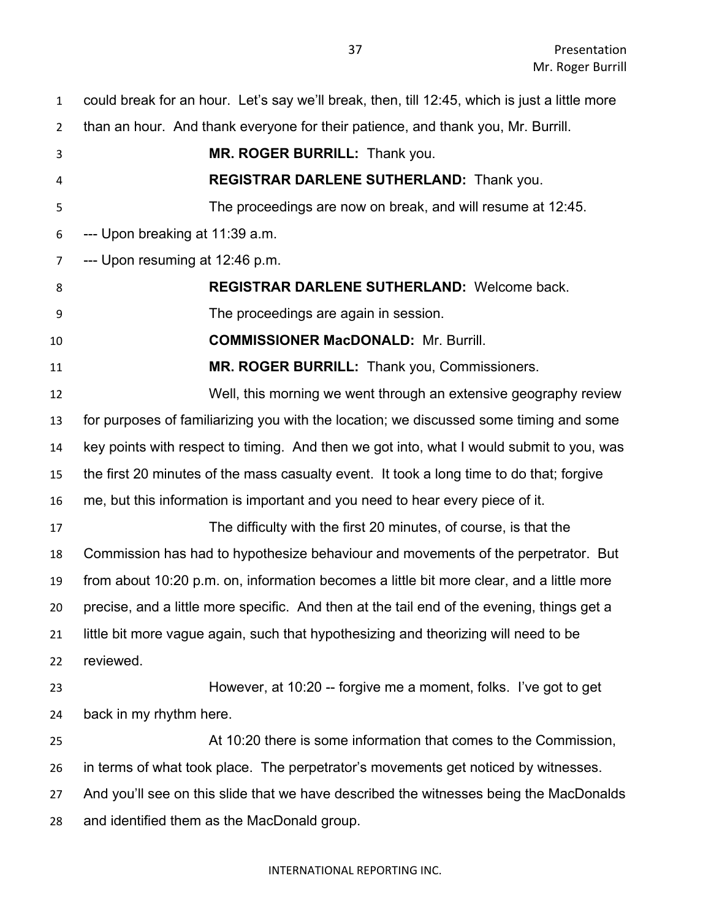could break for an hour. Let's say we'll break, then, till 12:45, which is just a little more than an hour. And thank everyone for their patience, and thank you, Mr. Burrill.

**MR. ROGER BURRILL:** Thank you.

**REGISTRAR DARLENE SUTHERLAND:** Thank you.

The proceedings are now on break, and will resume at 12:45.

--- Upon breaking at 11:39 a.m.

--- Upon resuming at 12:46 p.m.

**REGISTRAR DARLENE SUTHERLAND:** Welcome back.

The proceedings are again in session.

**COMMISSIONER MacDONALD:** Mr. Burrill.

**MR. ROGER BURRILL:** Thank you, Commissioners.

Well, this morning we went through an extensive geography review for purposes of familiarizing you with the location; we discussed some timing and some key points with respect to timing. And then we got into, what I would submit to you, was the first 20 minutes of the mass casualty event. It took a long time to do that; forgive me, but this information is important and you need to hear every piece of it.

The difficulty with the first 20 minutes, of course, is that the Commission has had to hypothesize behaviour and movements of the perpetrator. But from about 10:20 p.m. on, information becomes a little bit more clear, and a little more precise, and a little more specific. And then at the tail end of the evening, things get a little bit more vague again, such that hypothesizing and theorizing will need to be reviewed.

However, at 10:20 -- forgive me a moment, folks. I've got to get back in my rhythm here.

At 10:20 there is some information that comes to the Commission, in terms of what took place. The perpetrator's movements get noticed by witnesses. And you'll see on this slide that we have described the witnesses being the MacDonalds and identified them as the MacDonald group.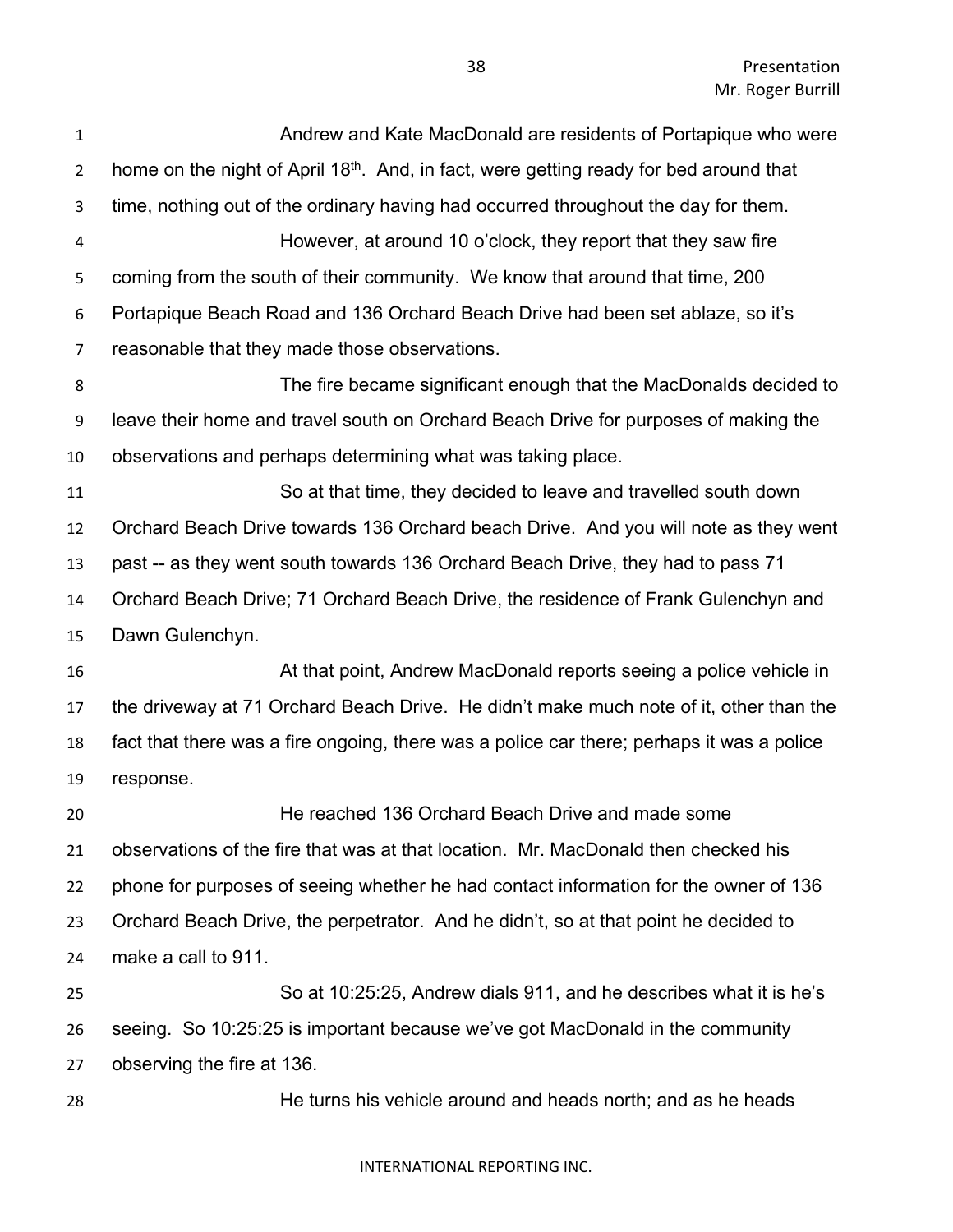Andrew and Kate MacDonald are residents of Portapique who were home on the night of April 18th. And, in fact, were getting ready for bed around that time, nothing out of the ordinary having had occurred throughout the day for them.

However, at around 10 o'clock, they report that they saw fire coming from the south of their community. We know that around that time, 200 Portapique Beach Road and 136 Orchard Beach Drive had been set ablaze, so it's reasonable that they made those observations.

The fire became significant enough that the MacDonalds decided to leave their home and travel south on Orchard Beach Drive for purposes of making the observations and perhaps determining what was taking place.

So at that time, they decided to leave and travelled south down Orchard Beach Drive towards 136 Orchard beach Drive. And you will note as they went past -- as they went south towards 136 Orchard Beach Drive, they had to pass 71 Orchard Beach Drive; 71 Orchard Beach Drive, the residence of Frank Gulenchyn and Dawn Gulenchyn.

At that point, Andrew MacDonald reports seeing a police vehicle in the driveway at 71 Orchard Beach Drive. He didn't make much note of it, other than the fact that there was a fire ongoing, there was a police car there; perhaps it was a police response.

He reached 136 Orchard Beach Drive and made some observations of the fire that was at that location. Mr. MacDonald then checked his phone for purposes of seeing whether he had contact information for the owner of 136 Orchard Beach Drive, the perpetrator. And he didn't, so at that point he decided to make a call to 911.

So at 10:25:25, Andrew dials 911, and he describes what it is he's seeing. So 10:25:25 is important because we've got MacDonald in the community observing the fire at 136.

He turns his vehicle around and heads north; and as he heads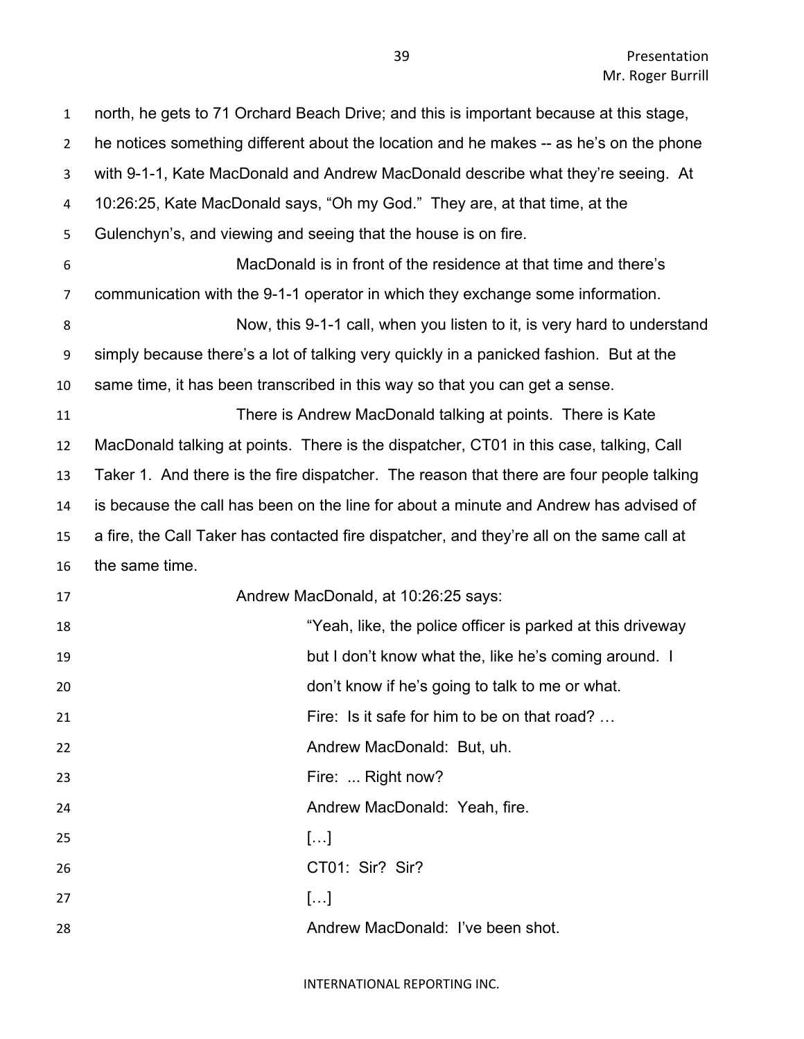north, he gets to 71 Orchard Beach Drive; and this is important because at this stage, he notices something different about the location and he makes -- as he's on the phone with 9-1-1, Kate MacDonald and Andrew MacDonald describe what they're seeing. At 10:26:25, Kate MacDonald says, "Oh my God." They are, at that time, at the Gulenchyn's, and viewing and seeing that the house is on fire.

MacDonald is in front of the residence at that time and there's communication with the 9-1-1 operator in which they exchange some information.

Now, this 9-1-1 call, when you listen to it, is very hard to understand simply because there's a lot of talking very quickly in a panicked fashion. But at the same time, it has been transcribed in this way so that you can get a sense.

There is Andrew MacDonald talking at points. There is Kate MacDonald talking at points. There is the dispatcher, CT01 in this case, talking, Call Taker 1. And there is the fire dispatcher. The reason that there are four people talking is because the call has been on the line for about a minute and Andrew has advised of a fire, the Call Taker has contacted fire dispatcher, and they're all on the same call at the same time.

Andrew MacDonald, at 10:26:25 says:

> "Yeah, like, the police officer is parked at this driveway but I don't know what the, like he's coming around. I don't know if he's going to talk to me or what.
>
> Fire: Is it safe for him to be on that road? …
>
> Andrew MacDonald: But, uh.
>
> Fire: ... Right now?
>
> Andrew MacDonald: Yeah, fire.
>
> […]
>
> CT01: Sir? Sir?
>
> […]
>
> Andrew MacDonald: I've been shot.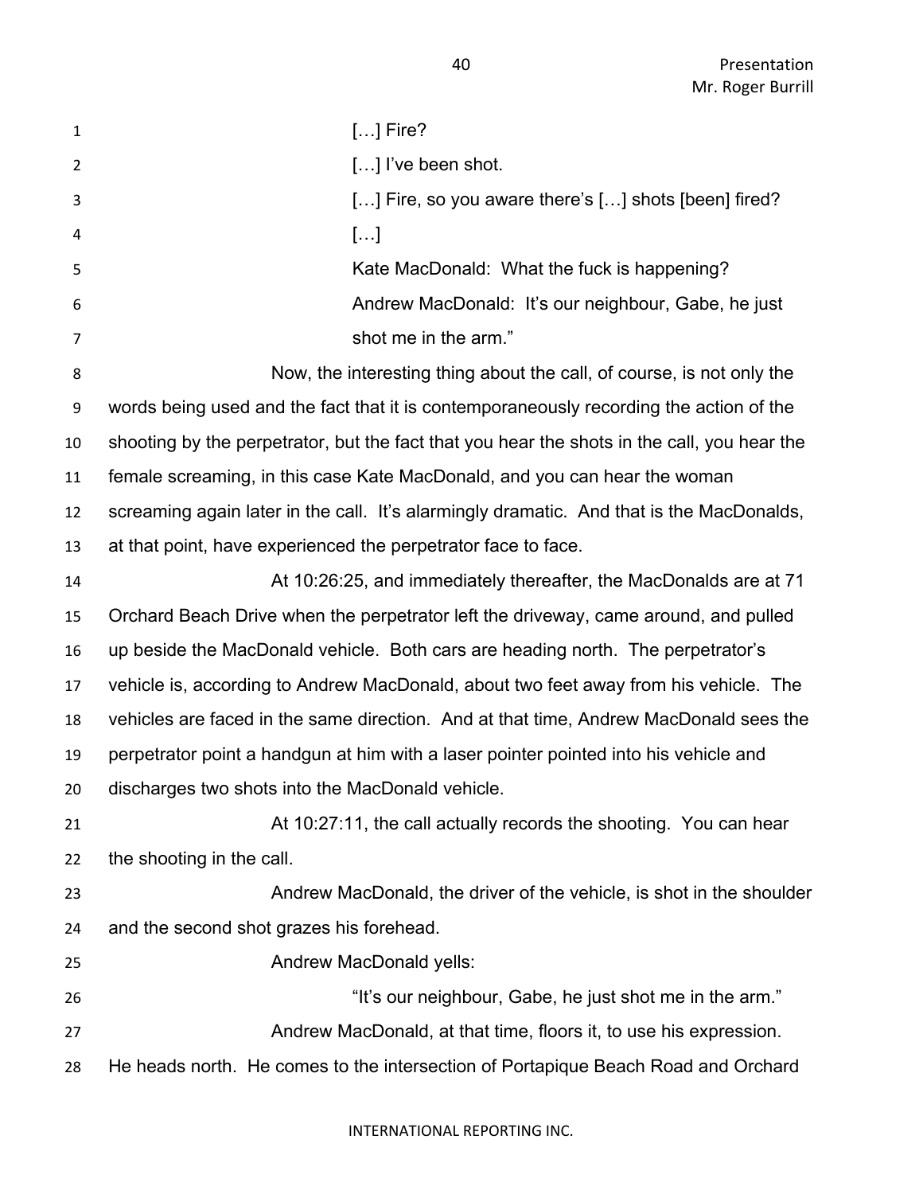[…] Fire?

[…] I've been shot.

[…] Fire, so you aware there's […] shots [been] fired?

[…]

Kate MacDonald: What the fuck is happening?

Andrew MacDonald: It's our neighbour, Gabe, he just shot me in the arm."

Now, the interesting thing about the call, of course, is not only the words being used and the fact that it is contemporaneously recording the action of the shooting by the perpetrator, but the fact that you hear the shots in the call, you hear the female screaming, in this case Kate MacDonald, and you can hear the woman screaming again later in the call. It's alarmingly dramatic. And that is the MacDonalds, at that point, have experienced the perpetrator face to face.

At 10:26:25, and immediately thereafter, the MacDonalds are at 71 Orchard Beach Drive when the perpetrator left the driveway, came around, and pulled up beside the MacDonald vehicle. Both cars are heading north. The perpetrator's vehicle is, according to Andrew MacDonald, about two feet away from his vehicle. The vehicles are faced in the same direction. And at that time, Andrew MacDonald sees the perpetrator point a handgun at him with a laser pointer pointed into his vehicle and discharges two shots into the MacDonald vehicle.

At 10:27:11, the call actually records the shooting. You can hear the shooting in the call.

Andrew MacDonald, the driver of the vehicle, is shot in the shoulder and the second shot grazes his forehead.

Andrew MacDonald yells:

"It's our neighbour, Gabe, he just shot me in the arm."

Andrew MacDonald, at that time, floors it, to use his expression. He heads north. He comes to the intersection of Portapique Beach Road and Orchard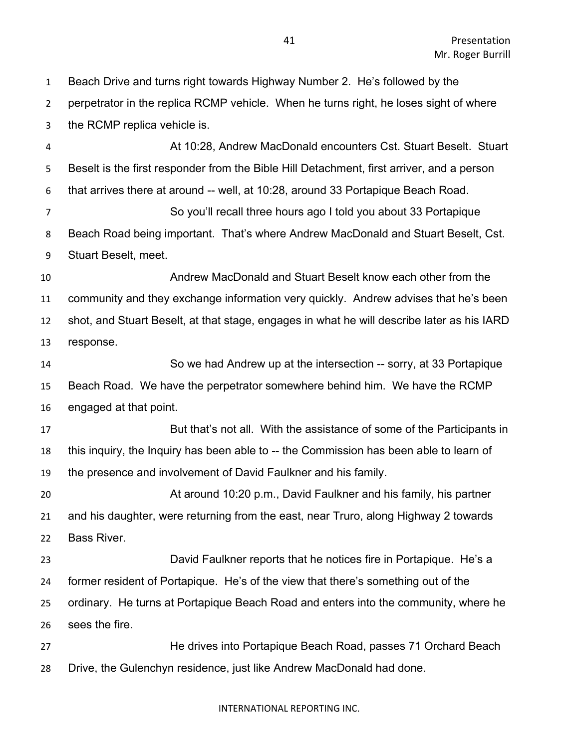Beach Drive and turns right towards Highway Number 2. He's followed by the perpetrator in the replica RCMP vehicle. When he turns right, he loses sight of where the RCMP replica vehicle is.

At 10:28, Andrew MacDonald encounters Cst. Stuart Beselt. Stuart Beselt is the first responder from the Bible Hill Detachment, first arriver, and a person that arrives there at around -- well, at 10:28, around 33 Portapique Beach Road.

So you'll recall three hours ago I told you about 33 Portapique Beach Road being important. That's where Andrew MacDonald and Stuart Beselt, Cst. Stuart Beselt, meet.

Andrew MacDonald and Stuart Beselt know each other from the community and they exchange information very quickly. Andrew advises that he's been shot, and Stuart Beselt, at that stage, engages in what he will describe later as his IARD response.

So we had Andrew up at the intersection -- sorry, at 33 Portapique Beach Road. We have the perpetrator somewhere behind him. We have the RCMP engaged at that point.

But that's not all. With the assistance of some of the Participants in this inquiry, the Inquiry has been able to -- the Commission has been able to learn of the presence and involvement of David Faulkner and his family.

At around 10:20 p.m., David Faulkner and his family, his partner and his daughter, were returning from the east, near Truro, along Highway 2 towards Bass River.

David Faulkner reports that he notices fire in Portapique. He's a former resident of Portapique. He's of the view that there's something out of the ordinary. He turns at Portapique Beach Road and enters into the community, where he sees the fire.

He drives into Portapique Beach Road, passes 71 Orchard Beach Drive, the Gulenchyn residence, just like Andrew MacDonald had done.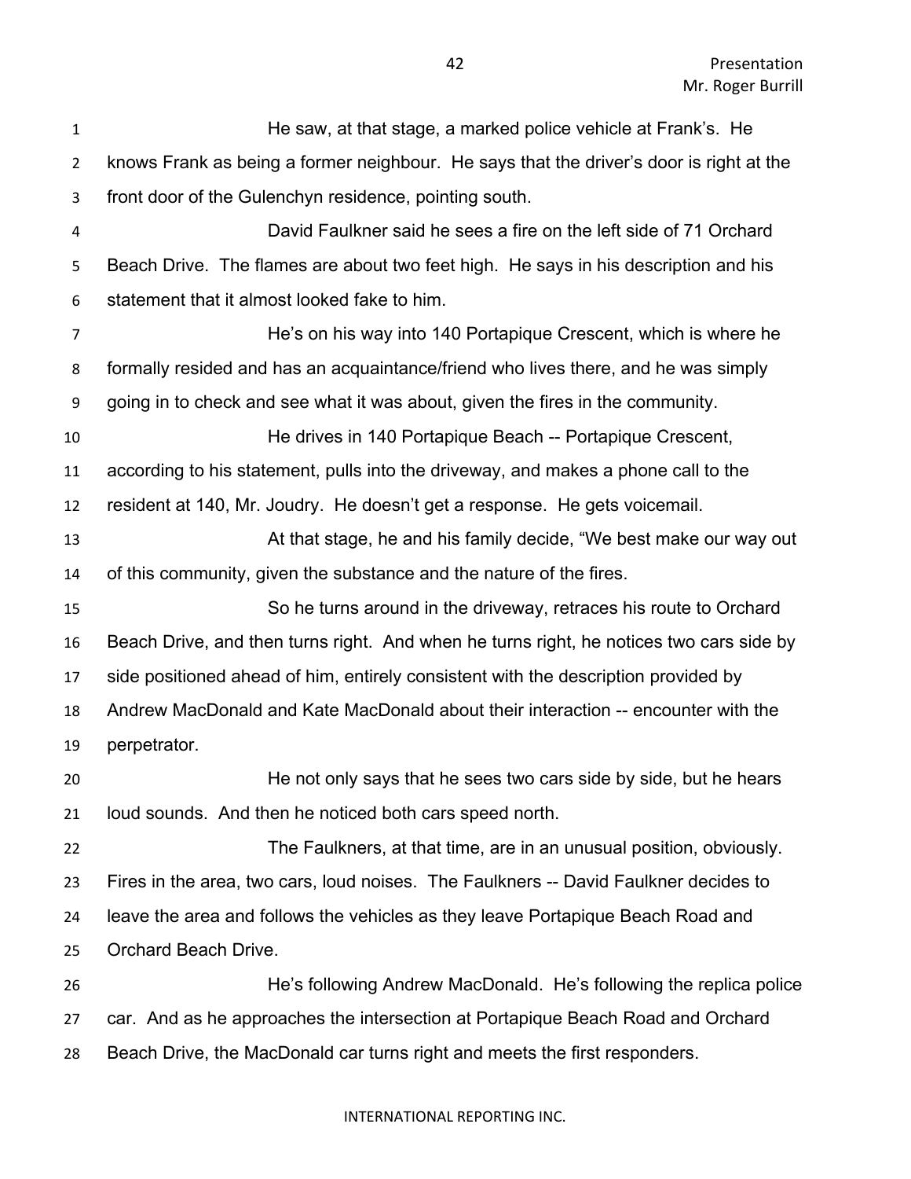He saw, at that stage, a marked police vehicle at Frank's. He knows Frank as being a former neighbour. He says that the driver's door is right at the front door of the Gulenchyn residence, pointing south.

David Faulkner said he sees a fire on the left side of 71 Orchard Beach Drive. The flames are about two feet high. He says in his description and his statement that it almost looked fake to him.

He's on his way into 140 Portapique Crescent, which is where he formally resided and has an acquaintance/friend who lives there, and he was simply going in to check and see what it was about, given the fires in the community.

He drives in 140 Portapique Beach -- Portapique Crescent, according to his statement, pulls into the driveway, and makes a phone call to the resident at 140, Mr. Joudry. He doesn't get a response. He gets voicemail.

At that stage, he and his family decide, "We best make our way out of this community, given the substance and the nature of the fires.

So he turns around in the driveway, retraces his route to Orchard Beach Drive, and then turns right. And when he turns right, he notices two cars side by side positioned ahead of him, entirely consistent with the description provided by Andrew MacDonald and Kate MacDonald about their interaction -- encounter with the perpetrator.

He not only says that he sees two cars side by side, but he hears loud sounds. And then he noticed both cars speed north.

The Faulkners, at that time, are in an unusual position, obviously. Fires in the area, two cars, loud noises. The Faulkners -- David Faulkner decides to leave the area and follows the vehicles as they leave Portapique Beach Road and Orchard Beach Drive.

He's following Andrew MacDonald. He's following the replica police car. And as he approaches the intersection at Portapique Beach Road and Orchard Beach Drive, the MacDonald car turns right and meets the first responders.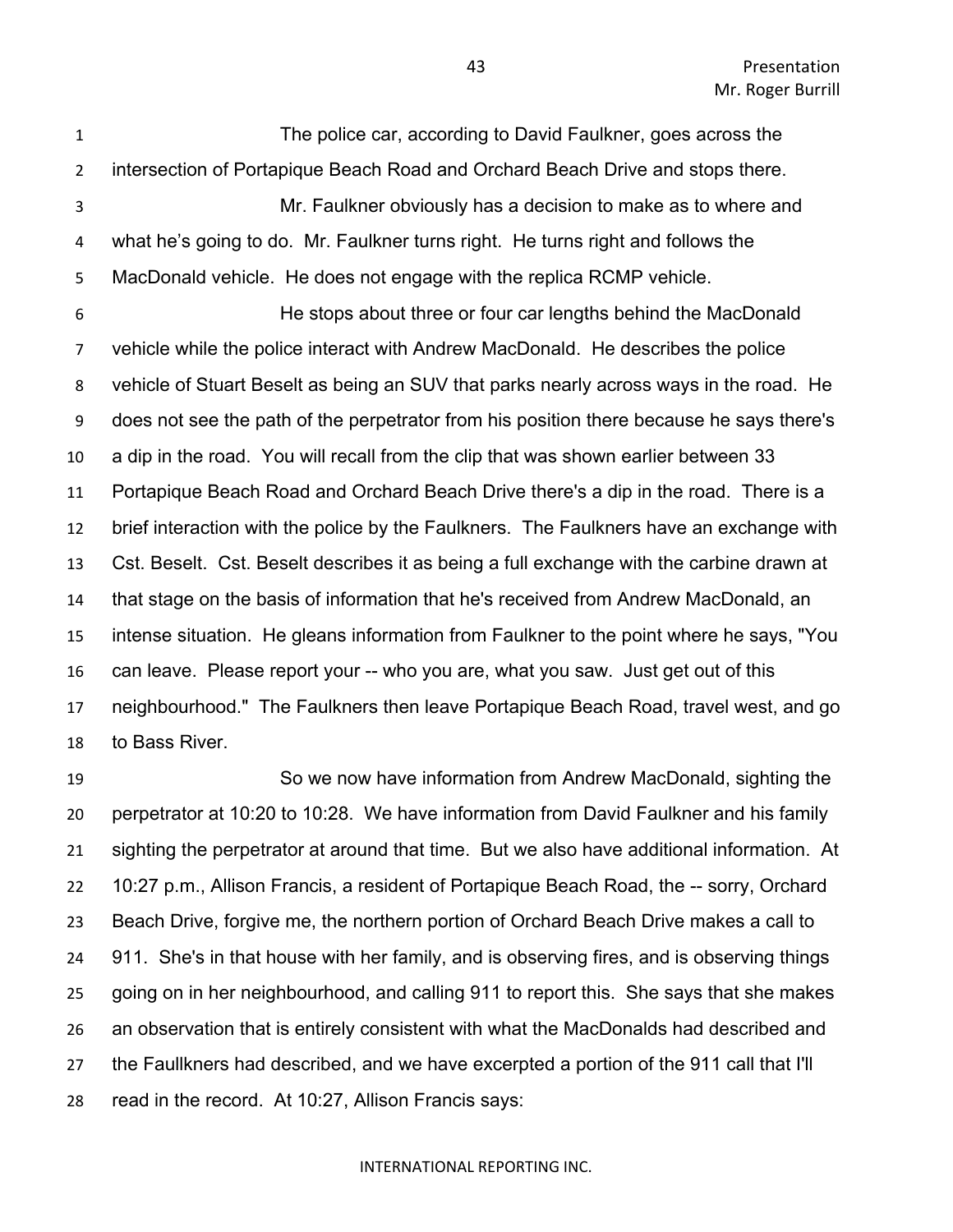The police car, according to David Faulkner, goes across the intersection of Portapique Beach Road and Orchard Beach Drive and stops there.

Mr. Faulkner obviously has a decision to make as to where and what he's going to do. Mr. Faulkner turns right. He turns right and follows the MacDonald vehicle. He does not engage with the replica RCMP vehicle.

He stops about three or four car lengths behind the MacDonald vehicle while the police interact with Andrew MacDonald. He describes the police vehicle of Stuart Beselt as being an SUV that parks nearly across ways in the road. He does not see the path of the perpetrator from his position there because he says there's a dip in the road. You will recall from the clip that was shown earlier between 33 Portapique Beach Road and Orchard Beach Drive there's a dip in the road. There is a brief interaction with the police by the Faulkners. The Faulkners have an exchange with Cst. Beselt. Cst. Beselt describes it as being a full exchange with the carbine drawn at that stage on the basis of information that he's received from Andrew MacDonald, an intense situation. He gleans information from Faulkner to the point where he says, "You can leave. Please report your -- who you are, what you saw. Just get out of this neighbourhood." The Faulkners then leave Portapique Beach Road, travel west, and go to Bass River.

So we now have information from Andrew MacDonald, sighting the perpetrator at 10:20 to 10:28. We have information from David Faulkner and his family sighting the perpetrator at around that time. But we also have additional information. At 10:27 p.m., Allison Francis, a resident of Portapique Beach Road, the -- sorry, Orchard Beach Drive, forgive me, the northern portion of Orchard Beach Drive makes a call to 911. She's in that house with her family, and is observing fires, and is observing things going on in her neighbourhood, and calling 911 to report this. She says that she makes an observation that is entirely consistent with what the MacDonalds had described and the Faullkners had described, and we have excerpted a portion of the 911 call that I'll read in the record. At 10:27, Allison Francis says: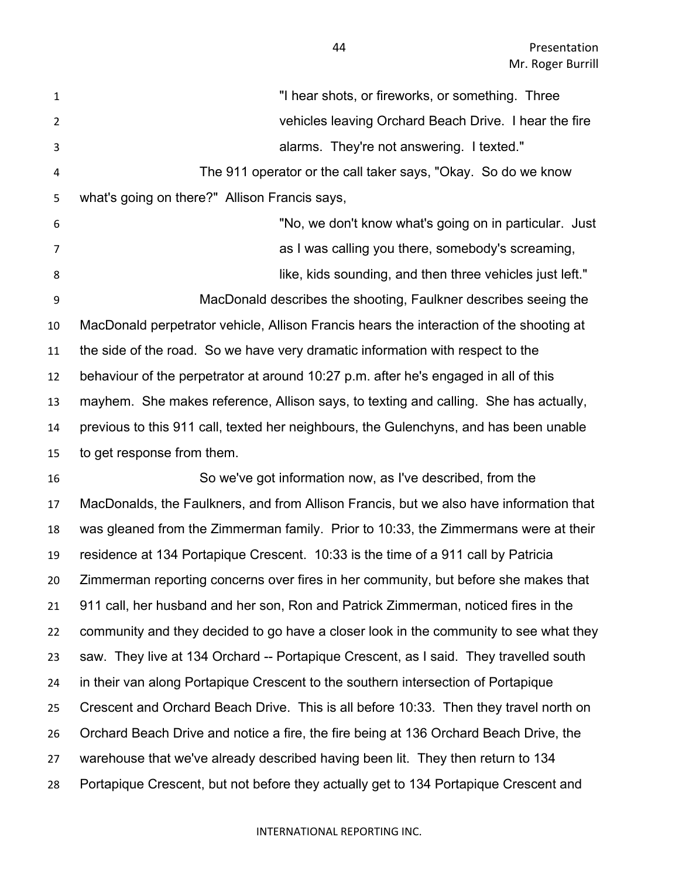> "I hear shots, or fireworks, or something. Three vehicles leaving Orchard Beach Drive. I hear the fire alarms. They're not answering. I texted."

The 911 operator or the call taker says, "Okay. So do we know what's going on there?" Allison Francis says,

> "No, we don't know what's going on in particular. Just as I was calling you there, somebody's screaming, like, kids sounding, and then three vehicles just left."

MacDonald describes the shooting, Faulkner describes seeing the MacDonald perpetrator vehicle, Allison Francis hears the interaction of the shooting at the side of the road. So we have very dramatic information with respect to the behaviour of the perpetrator at around 10:27 p.m. after he's engaged in all of this mayhem. She makes reference, Allison says, to texting and calling. She has actually, previous to this 911 call, texted her neighbours, the Gulenchyns, and has been unable to get response from them.

So we've got information now, as I've described, from the MacDonalds, the Faulkners, and from Allison Francis, but we also have information that was gleaned from the Zimmerman family. Prior to 10:33, the Zimmermans were at their residence at 134 Portapique Crescent. 10:33 is the time of a 911 call by Patricia Zimmerman reporting concerns over fires in her community, but before she makes that 911 call, her husband and her son, Ron and Patrick Zimmerman, noticed fires in the community and they decided to go have a closer look in the community to see what they saw. They live at 134 Orchard -- Portapique Crescent, as I said. They travelled south in their van along Portapique Crescent to the southern intersection of Portapique Crescent and Orchard Beach Drive. This is all before 10:33. Then they travel north on Orchard Beach Drive and notice a fire, the fire being at 136 Orchard Beach Drive, the warehouse that we've already described having been lit. They then return to 134 Portapique Crescent, but not before they actually get to 134 Portapique Crescent and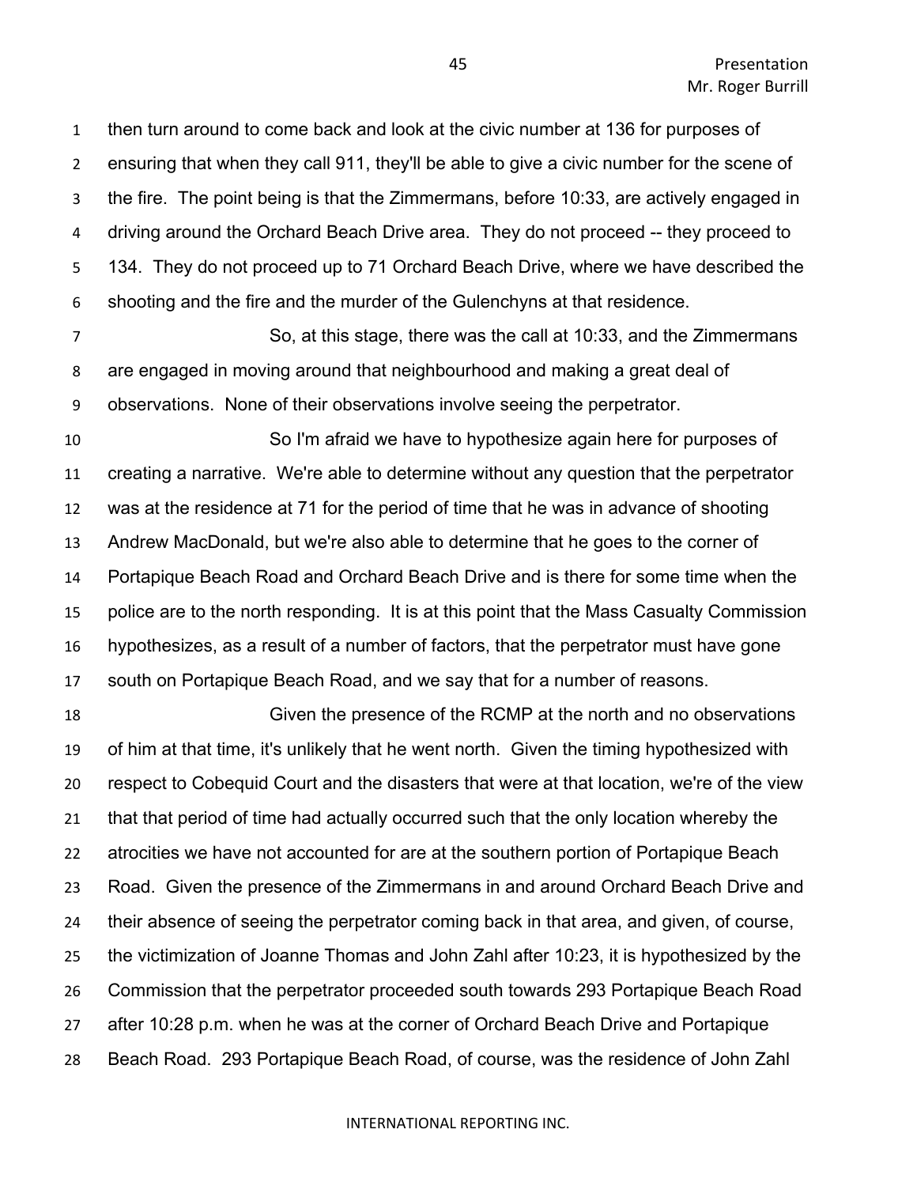then turn around to come back and look at the civic number at 136 for purposes of ensuring that when they call 911, they'll be able to give a civic number for the scene of the fire. The point being is that the Zimmermans, before 10:33, are actively engaged in driving around the Orchard Beach Drive area. They do not proceed -- they proceed to 134. They do not proceed up to 71 Orchard Beach Drive, where we have described the shooting and the fire and the murder of the Gulenchyns at that residence.

So, at this stage, there was the call at 10:33, and the Zimmermans are engaged in moving around that neighbourhood and making a great deal of observations. None of their observations involve seeing the perpetrator.

So I'm afraid we have to hypothesize again here for purposes of creating a narrative. We're able to determine without any question that the perpetrator was at the residence at 71 for the period of time that he was in advance of shooting Andrew MacDonald, but we're also able to determine that he goes to the corner of Portapique Beach Road and Orchard Beach Drive and is there for some time when the police are to the north responding. It is at this point that the Mass Casualty Commission hypothesizes, as a result of a number of factors, that the perpetrator must have gone south on Portapique Beach Road, and we say that for a number of reasons.

Given the presence of the RCMP at the north and no observations of him at that time, it's unlikely that he went north. Given the timing hypothesized with respect to Cobequid Court and the disasters that were at that location, we're of the view that that period of time had actually occurred such that the only location whereby the atrocities we have not accounted for are at the southern portion of Portapique Beach Road. Given the presence of the Zimmermans in and around Orchard Beach Drive and their absence of seeing the perpetrator coming back in that area, and given, of course, the victimization of Joanne Thomas and John Zahl after 10:23, it is hypothesized by the Commission that the perpetrator proceeded south towards 293 Portapique Beach Road after 10:28 p.m. when he was at the corner of Orchard Beach Drive and Portapique Beach Road. 293 Portapique Beach Road, of course, was the residence of John Zahl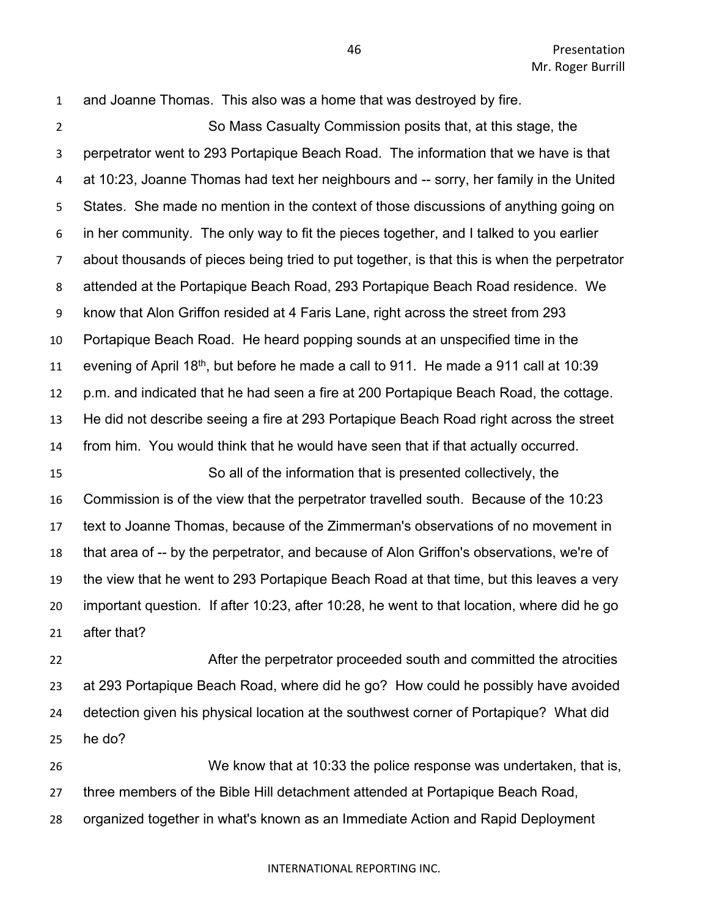and Joanne Thomas. This also was a home that was destroyed by fire.

So Mass Casualty Commission posits that, at this stage, the perpetrator went to 293 Portapique Beach Road. The information that we have is that at 10:23, Joanne Thomas had text her neighbours and -- sorry, her family in the United States. She made no mention in the context of those discussions of anything going on in her community. The only way to fit the pieces together, and I talked to you earlier about thousands of pieces being tried to put together, is that this is when the perpetrator attended at the Portapique Beach Road, 293 Portapique Beach Road residence. We know that Alon Griffon resided at 4 Faris Lane, right across the street from 293 Portapique Beach Road. He heard popping sounds at an unspecified time in the evening of April 18th, but before he made a call to 911. He made a 911 call at 10:39 p.m. and indicated that he had seen a fire at 200 Portapique Beach Road, the cottage. He did not describe seeing a fire at 293 Portapique Beach Road right across the street from him. You would think that he would have seen that if that actually occurred.

So all of the information that is presented collectively, the Commission is of the view that the perpetrator travelled south. Because of the 10:23 text to Joanne Thomas, because of the Zimmerman's observations of no movement in that area of -- by the perpetrator, and because of Alon Griffon's observations, we're of the view that he went to 293 Portapique Beach Road at that time, but this leaves a very important question. If after 10:23, after 10:28, he went to that location, where did he go after that?

After the perpetrator proceeded south and committed the atrocities at 293 Portapique Beach Road, where did he go? How could he possibly have avoided detection given his physical location at the southwest corner of Portapique? What did he do?

We know that at 10:33 the police response was undertaken, that is, three members of the Bible Hill detachment attended at Portapique Beach Road, organized together in what's known as an Immediate Action and Rapid Deployment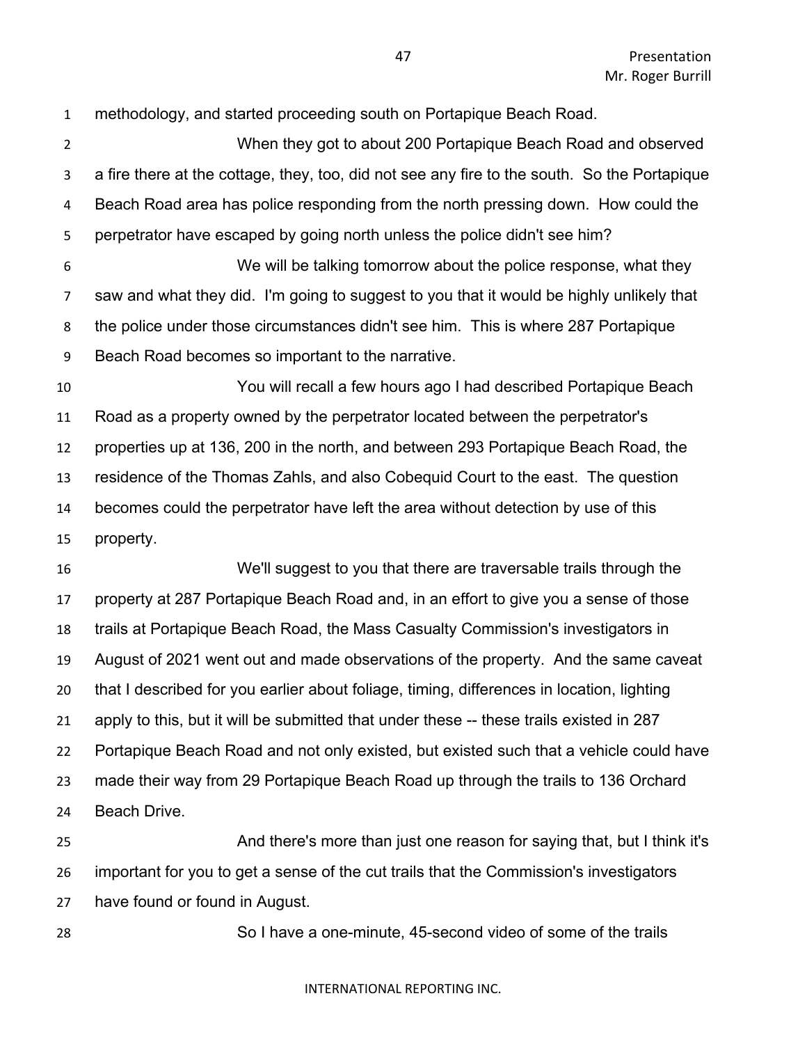methodology, and started proceeding south on Portapique Beach Road.

When they got to about 200 Portapique Beach Road and observed a fire there at the cottage, they, too, did not see any fire to the south. So the Portapique Beach Road area has police responding from the north pressing down. How could the perpetrator have escaped by going north unless the police didn't see him?

We will be talking tomorrow about the police response, what they saw and what they did. I'm going to suggest to you that it would be highly unlikely that the police under those circumstances didn't see him. This is where 287 Portapique Beach Road becomes so important to the narrative.

You will recall a few hours ago I had described Portapique Beach Road as a property owned by the perpetrator located between the perpetrator's properties up at 136, 200 in the north, and between 293 Portapique Beach Road, the residence of the Thomas Zahls, and also Cobequid Court to the east. The question becomes could the perpetrator have left the area without detection by use of this property.

We'll suggest to you that there are traversable trails through the property at 287 Portapique Beach Road and, in an effort to give you a sense of those trails at Portapique Beach Road, the Mass Casualty Commission's investigators in August of 2021 went out and made observations of the property. And the same caveat that I described for you earlier about foliage, timing, differences in location, lighting apply to this, but it will be submitted that under these -- these trails existed in 287 Portapique Beach Road and not only existed, but existed such that a vehicle could have made their way from 29 Portapique Beach Road up through the trails to 136 Orchard Beach Drive.

And there's more than just one reason for saying that, but I think it's important for you to get a sense of the cut trails that the Commission's investigators have found or found in August.

So I have a one-minute, 45-second video of some of the trails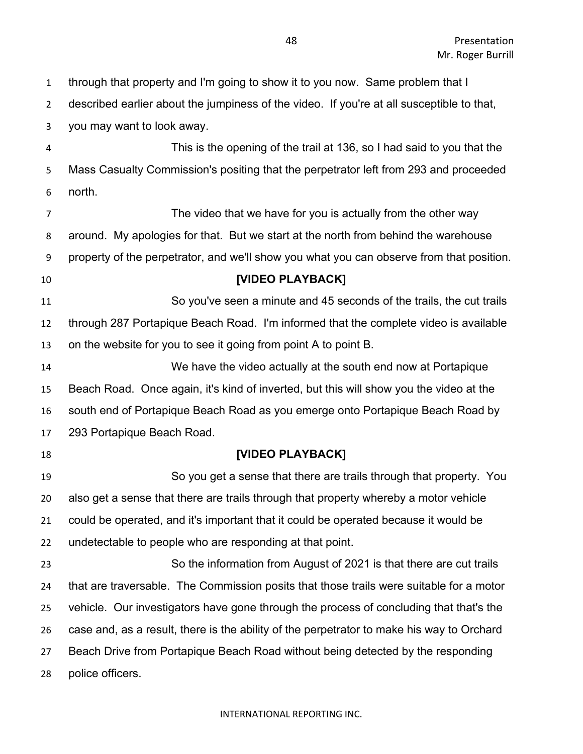through that property and I'm going to show it to you now. Same problem that I described earlier about the jumpiness of the video. If you're at all susceptible to that, you may want to look away.

This is the opening of the trail at 136, so I had said to you that the Mass Casualty Commission's positing that the perpetrator left from 293 and proceeded north.

The video that we have for you is actually from the other way around. My apologies for that. But we start at the north from behind the warehouse property of the perpetrator, and we'll show you what you can observe from that position.

**[VIDEO PLAYBACK]**

So you've seen a minute and 45 seconds of the trails, the cut trails through 287 Portapique Beach Road. I'm informed that the complete video is available on the website for you to see it going from point A to point B.

We have the video actually at the south end now at Portapique Beach Road. Once again, it's kind of inverted, but this will show you the video at the south end of Portapique Beach Road as you emerge onto Portapique Beach Road by 293 Portapique Beach Road.

**[VIDEO PLAYBACK]**

So you get a sense that there are trails through that property. You also get a sense that there are trails through that property whereby a motor vehicle could be operated, and it's important that it could be operated because it would be undetectable to people who are responding at that point.

So the information from August of 2021 is that there are cut trails that are traversable. The Commission posits that those trails were suitable for a motor vehicle. Our investigators have gone through the process of concluding that that's the case and, as a result, there is the ability of the perpetrator to make his way to Orchard Beach Drive from Portapique Beach Road without being detected by the responding police officers.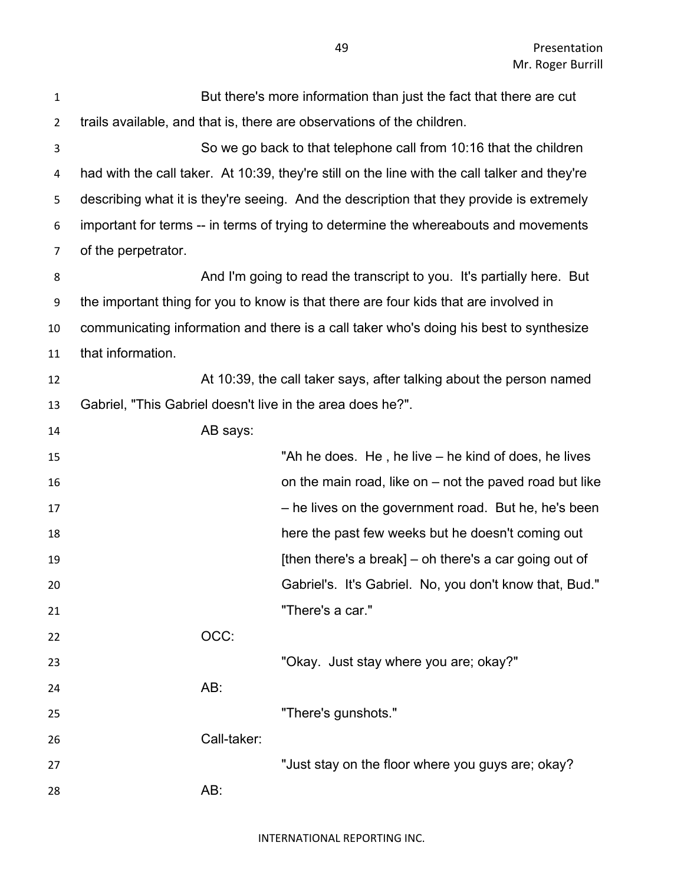But there's more information than just the fact that there are cut trails available, and that is, there are observations of the children.

So we go back to that telephone call from 10:16 that the children had with the call taker. At 10:39, they're still on the line with the call talker and they're describing what it is they're seeing. And the description that they provide is extremely important for terms -- in terms of trying to determine the whereabouts and movements of the perpetrator.

And I'm going to read the transcript to you. It's partially here. But the important thing for you to know is that there are four kids that are involved in communicating information and there is a call taker who's doing his best to synthesize that information.

At 10:39, the call taker says, after talking about the person named Gabriel, "This Gabriel doesn't live in the area does he?".

AB says:

> "Ah he does. He , he live – he kind of does, he lives on the main road, like on – not the paved road but like – he lives on the government road. But he, he's been here the past few weeks but he doesn't coming out [then there's a break] – oh there's a car going out of Gabriel's. It's Gabriel. No, you don't know that, Bud."
> "There's a car."

OCC:

> "Okay. Just stay where you are; okay?"

AB:

> "There's gunshots."

Call-taker:

> "Just stay on the floor where you guys are; okay?

AB: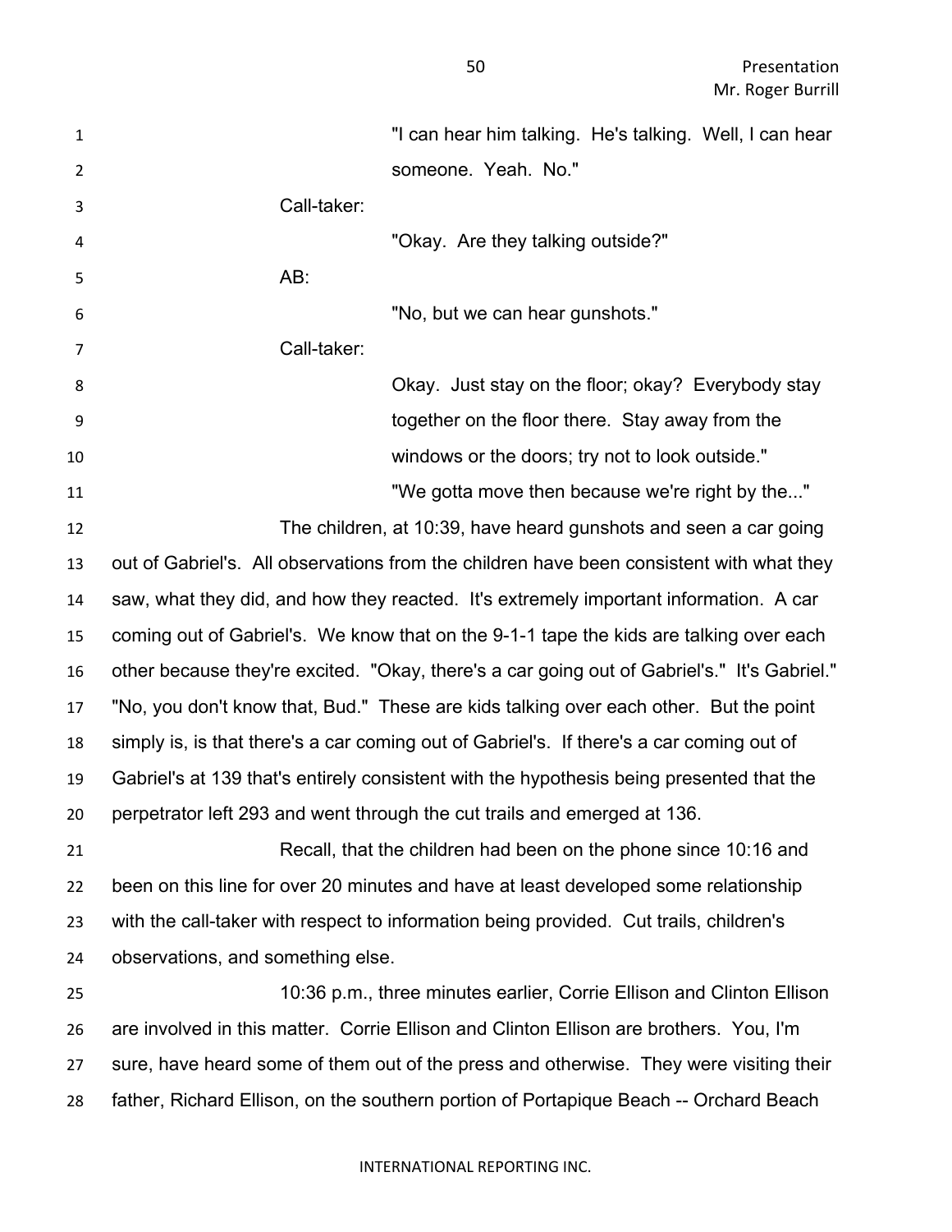"I can hear him talking. He's talking. Well, I can hear someone. Yeah. No."

Call-taker:

"Okay. Are they talking outside?"

AB:

"No, but we can hear gunshots."

Call-taker:

Okay. Just stay on the floor; okay? Everybody stay together on the floor there. Stay away from the windows or the doors; try not to look outside."

"We gotta move then because we're right by the..."

The children, at 10:39, have heard gunshots and seen a car going out of Gabriel's. All observations from the children have been consistent with what they saw, what they did, and how they reacted. It's extremely important information. A car coming out of Gabriel's. We know that on the 9-1-1 tape the kids are talking over each other because they're excited. "Okay, there's a car going out of Gabriel's." It's Gabriel." "No, you don't know that, Bud." These are kids talking over each other. But the point simply is, is that there's a car coming out of Gabriel's. If there's a car coming out of Gabriel's at 139 that's entirely consistent with the hypothesis being presented that the perpetrator left 293 and went through the cut trails and emerged at 136.

Recall, that the children had been on the phone since 10:16 and been on this line for over 20 minutes and have at least developed some relationship with the call-taker with respect to information being provided. Cut trails, children's observations, and something else.

10:36 p.m., three minutes earlier, Corrie Ellison and Clinton Ellison are involved in this matter. Corrie Ellison and Clinton Ellison are brothers. You, I'm sure, have heard some of them out of the press and otherwise. They were visiting their father, Richard Ellison, on the southern portion of Portapique Beach -- Orchard Beach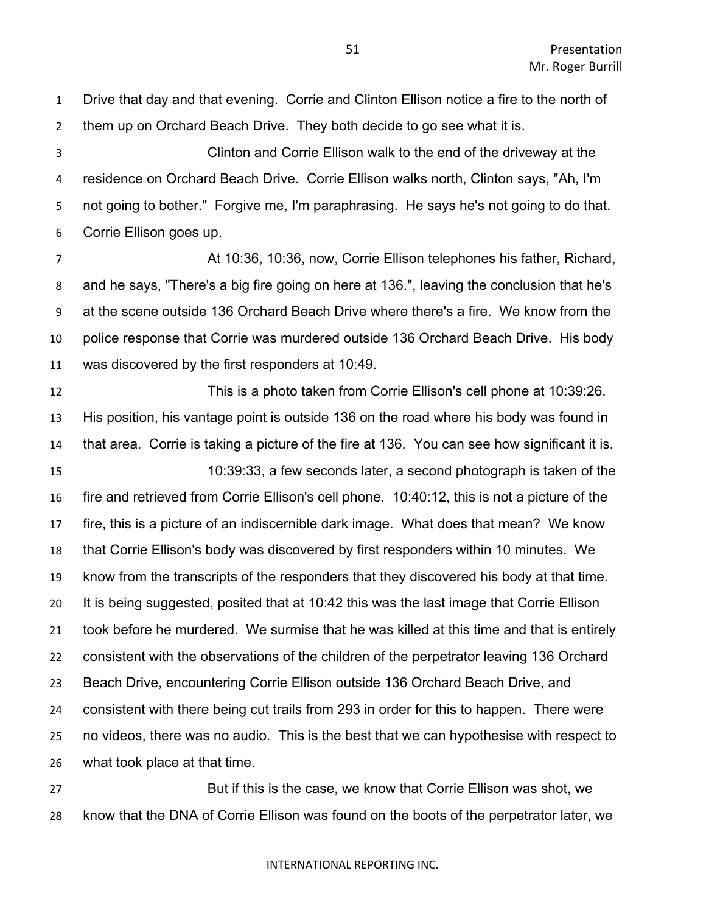Drive that day and that evening. Corrie and Clinton Ellison notice a fire to the north of them up on Orchard Beach Drive. They both decide to go see what it is.

Clinton and Corrie Ellison walk to the end of the driveway at the residence on Orchard Beach Drive. Corrie Ellison walks north, Clinton says, "Ah, I'm not going to bother." Forgive me, I'm paraphrasing. He says he's not going to do that. Corrie Ellison goes up.

At 10:36, 10:36, now, Corrie Ellison telephones his father, Richard, and he says, "There's a big fire going on here at 136.", leaving the conclusion that he's at the scene outside 136 Orchard Beach Drive where there's a fire. We know from the police response that Corrie was murdered outside 136 Orchard Beach Drive. His body was discovered by the first responders at 10:49.

This is a photo taken from Corrie Ellison's cell phone at 10:39:26. His position, his vantage point is outside 136 on the road where his body was found in that area. Corrie is taking a picture of the fire at 136. You can see how significant it is.

10:39:33, a few seconds later, a second photograph is taken of the fire and retrieved from Corrie Ellison's cell phone. 10:40:12, this is not a picture of the fire, this is a picture of an indiscernible dark image. What does that mean? We know that Corrie Ellison's body was discovered by first responders within 10 minutes. We know from the transcripts of the responders that they discovered his body at that time. It is being suggested, posited that at 10:42 this was the last image that Corrie Ellison took before he murdered. We surmise that he was killed at this time and that is entirely consistent with the observations of the children of the perpetrator leaving 136 Orchard Beach Drive, encountering Corrie Ellison outside 136 Orchard Beach Drive, and consistent with there being cut trails from 293 in order for this to happen. There were no videos, there was no audio. This is the best that we can hypothesise with respect to what took place at that time.

But if this is the case, we know that Corrie Ellison was shot, we know that the DNA of Corrie Ellison was found on the boots of the perpetrator later, we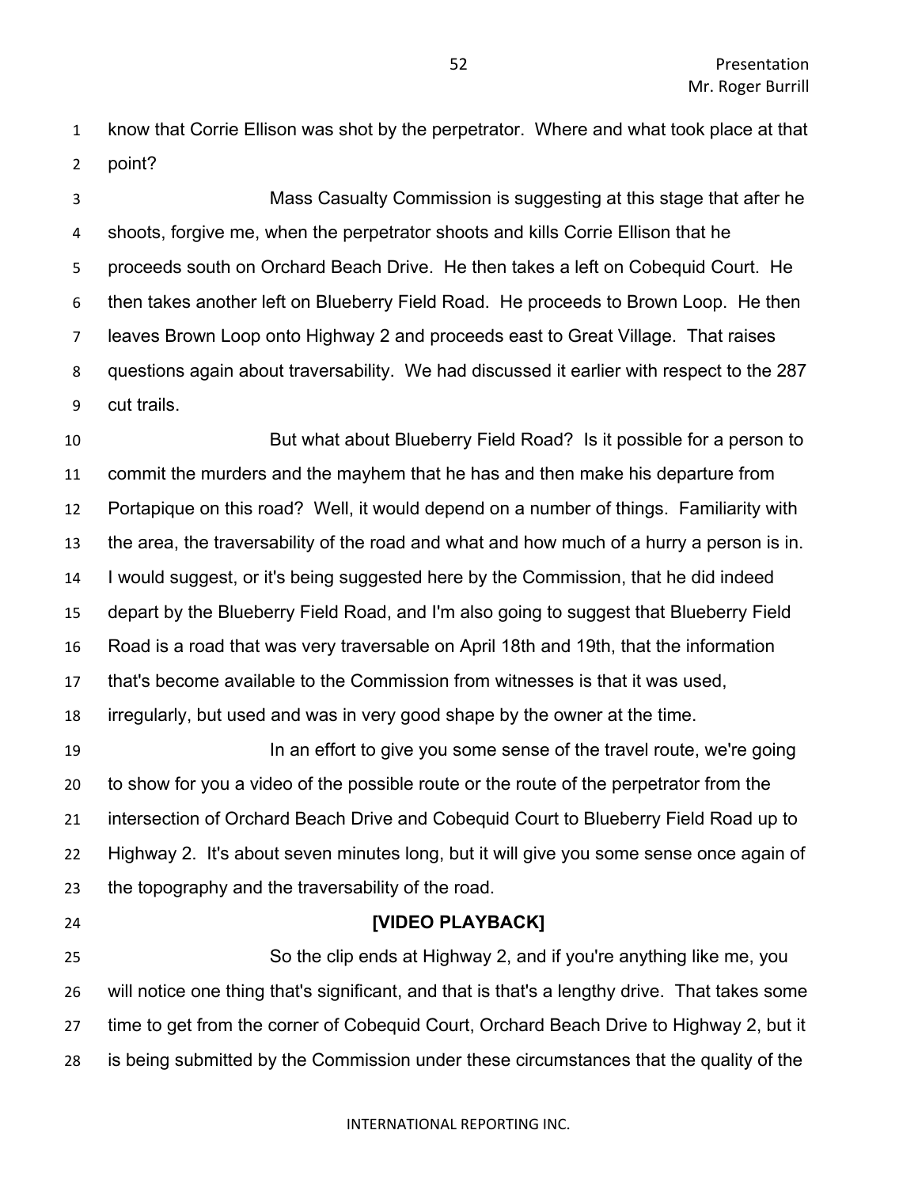know that Corrie Ellison was shot by the perpetrator. Where and what took place at that point?

Mass Casualty Commission is suggesting at this stage that after he shoots, forgive me, when the perpetrator shoots and kills Corrie Ellison that he proceeds south on Orchard Beach Drive. He then takes a left on Cobequid Court. He then takes another left on Blueberry Field Road. He proceeds to Brown Loop. He then leaves Brown Loop onto Highway 2 and proceeds east to Great Village. That raises questions again about traversability. We had discussed it earlier with respect to the 287 cut trails.

But what about Blueberry Field Road? Is it possible for a person to commit the murders and the mayhem that he has and then make his departure from Portapique on this road? Well, it would depend on a number of things. Familiarity with the area, the traversability of the road and what and how much of a hurry a person is in. I would suggest, or it's being suggested here by the Commission, that he did indeed depart by the Blueberry Field Road, and I'm also going to suggest that Blueberry Field Road is a road that was very traversable on April 18th and 19th, that the information that's become available to the Commission from witnesses is that it was used, irregularly, but used and was in very good shape by the owner at the time.

In an effort to give you some sense of the travel route, we're going to show for you a video of the possible route or the route of the perpetrator from the intersection of Orchard Beach Drive and Cobequid Court to Blueberry Field Road up to Highway 2. It's about seven minutes long, but it will give you some sense once again of the topography and the traversability of the road.

**[VIDEO PLAYBACK]**

So the clip ends at Highway 2, and if you're anything like me, you will notice one thing that's significant, and that is that's a lengthy drive. That takes some time to get from the corner of Cobequid Court, Orchard Beach Drive to Highway 2, but it is being submitted by the Commission under these circumstances that the quality of the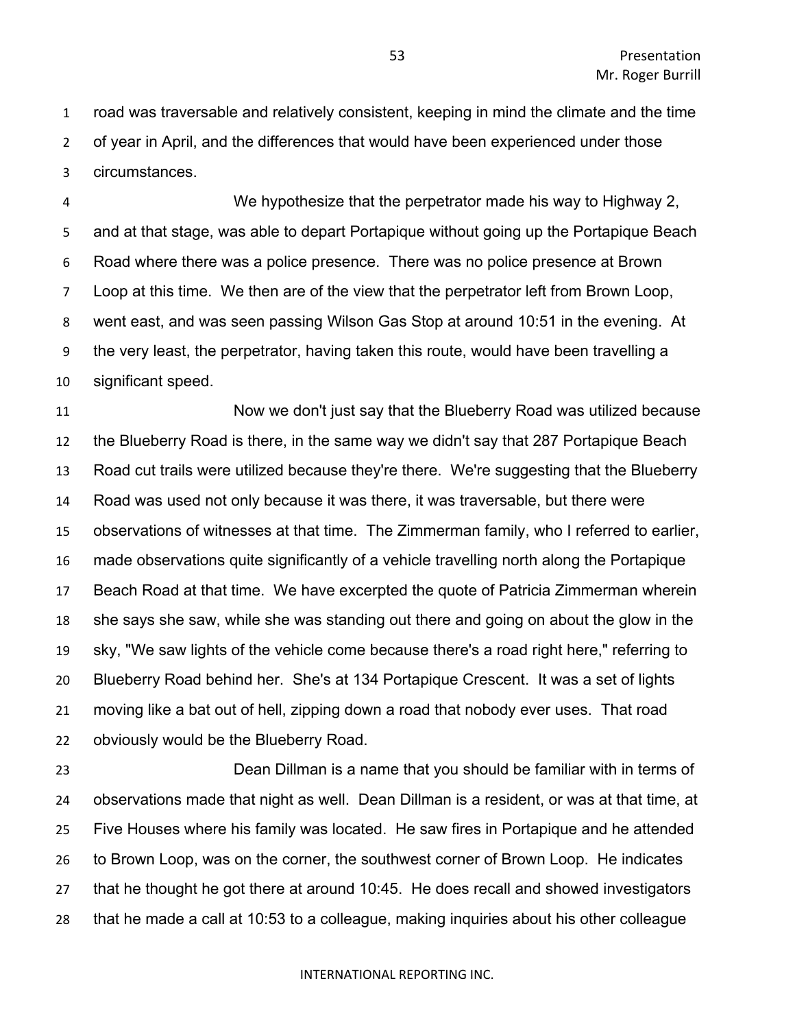road was traversable and relatively consistent, keeping in mind the climate and the time of year in April, and the differences that would have been experienced under those circumstances.

We hypothesize that the perpetrator made his way to Highway 2, and at that stage, was able to depart Portapique without going up the Portapique Beach Road where there was a police presence. There was no police presence at Brown Loop at this time. We then are of the view that the perpetrator left from Brown Loop, went east, and was seen passing Wilson Gas Stop at around 10:51 in the evening. At the very least, the perpetrator, having taken this route, would have been travelling a significant speed.

Now we don't just say that the Blueberry Road was utilized because the Blueberry Road is there, in the same way we didn't say that 287 Portapique Beach Road cut trails were utilized because they're there. We're suggesting that the Blueberry Road was used not only because it was there, it was traversable, but there were observations of witnesses at that time. The Zimmerman family, who I referred to earlier, made observations quite significantly of a vehicle travelling north along the Portapique Beach Road at that time. We have excerpted the quote of Patricia Zimmerman wherein she says she saw, while she was standing out there and going on about the glow in the sky, "We saw lights of the vehicle come because there's a road right here," referring to Blueberry Road behind her. She's at 134 Portapique Crescent. It was a set of lights moving like a bat out of hell, zipping down a road that nobody ever uses. That road obviously would be the Blueberry Road.

Dean Dillman is a name that you should be familiar with in terms of observations made that night as well. Dean Dillman is a resident, or was at that time, at Five Houses where his family was located. He saw fires in Portapique and he attended to Brown Loop, was on the corner, the southwest corner of Brown Loop. He indicates that he thought he got there at around 10:45. He does recall and showed investigators that he made a call at 10:53 to a colleague, making inquiries about his other colleague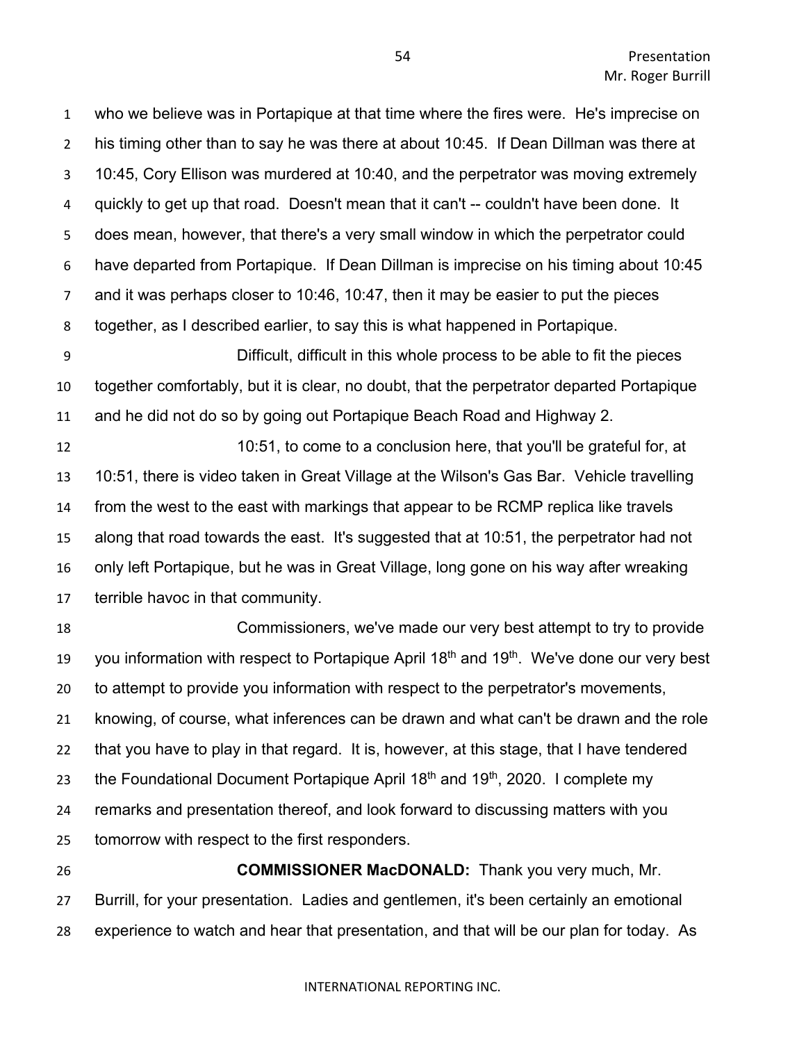who we believe was in Portapique at that time where the fires were. He's imprecise on his timing other than to say he was there at about 10:45. If Dean Dillman was there at 10:45, Cory Ellison was murdered at 10:40, and the perpetrator was moving extremely quickly to get up that road. Doesn't mean that it can't -- couldn't have been done. It does mean, however, that there's a very small window in which the perpetrator could have departed from Portapique. If Dean Dillman is imprecise on his timing about 10:45 and it was perhaps closer to 10:46, 10:47, then it may be easier to put the pieces together, as I described earlier, to say this is what happened in Portapique.

Difficult, difficult in this whole process to be able to fit the pieces together comfortably, but it is clear, no doubt, that the perpetrator departed Portapique and he did not do so by going out Portapique Beach Road and Highway 2.

10:51, to come to a conclusion here, that you'll be grateful for, at 10:51, there is video taken in Great Village at the Wilson's Gas Bar. Vehicle travelling from the west to the east with markings that appear to be RCMP replica like travels along that road towards the east. It's suggested that at 10:51, the perpetrator had not only left Portapique, but he was in Great Village, long gone on his way after wreaking terrible havoc in that community.

Commissioners, we've made our very best attempt to try to provide you information with respect to Portapique April 18th and 19th. We've done our very best to attempt to provide you information with respect to the perpetrator's movements, knowing, of course, what inferences can be drawn and what can't be drawn and the role that you have to play in that regard. It is, however, at this stage, that I have tendered the Foundational Document Portapique April 18th and 19th, 2020. I complete my remarks and presentation thereof, and look forward to discussing matters with you tomorrow with respect to the first responders.

**COMMISSIONER MacDONALD:** Thank you very much, Mr. Burrill, for your presentation. Ladies and gentlemen, it's been certainly an emotional experience to watch and hear that presentation, and that will be our plan for today. As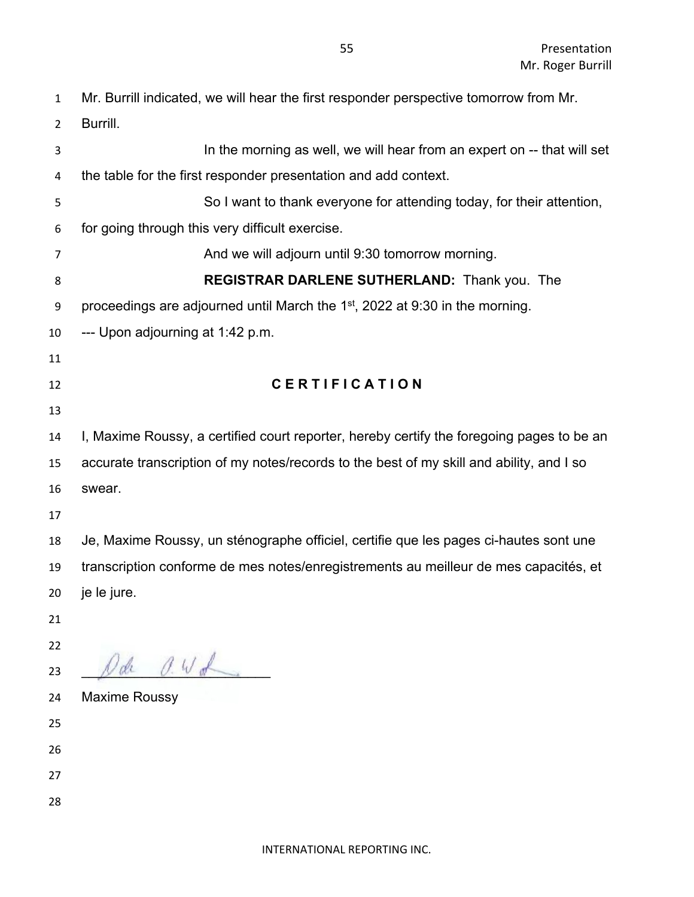Mr. Burrill indicated, we will hear the first responder perspective tomorrow from Mr. Burrill.

In the morning as well, we will hear from an expert on -- that will set the table for the first responder presentation and add context.

So I want to thank everyone for attending today, for their attention, for going through this very difficult exercise.

And we will adjourn until 9:30 tomorrow morning.

**REGISTRAR DARLENE SUTHERLAND:** Thank you. The proceedings are adjourned until March the 1st, 2022 at 9:30 in the morning.

--- Upon adjourning at 1:42 p.m.

**C E R T I F I C A T I O N**

I, Maxime Roussy, a certified court reporter, hereby certify the foregoing pages to be an accurate transcription of my notes/records to the best of my skill and ability, and I so swear.

Je, Maxime Roussy, un sténographe officiel, certifie que les pages ci-hautes sont une transcription conforme de mes notes/enregistrements au meilleur de mes capacités, et je le jure.

\_\_\_\_\_\_\_\_\_\_\_\_\_\_\_\_\_\_\_\_\_\_\_\_\_

Maxime Roussy